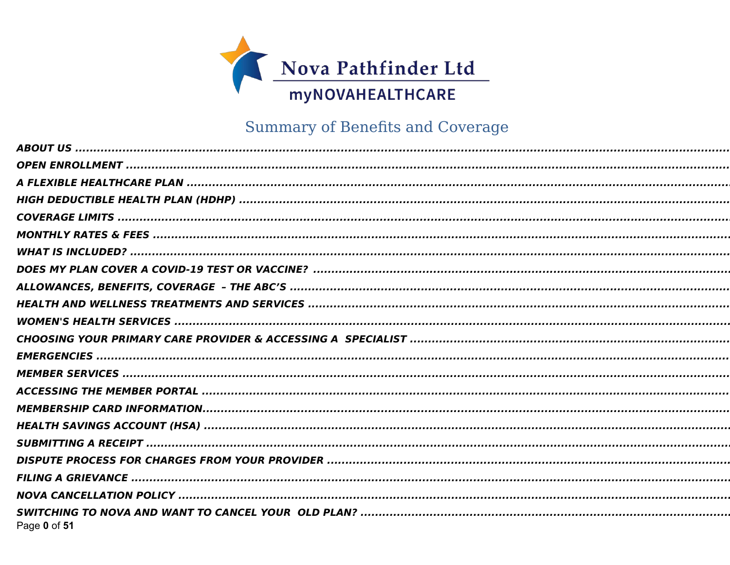Nova Pathfinder Ltd

myNOVAHEALTHCARE

# Summary of Benefits and Coverage

***ABOUT US*** ..........................................................................................................................................

***OPEN ENROLLMENT*** ..........................................................................................................................

***A FLEXIBLE HEALTHCARE PLAN*** ..........................................................................................................

***HIGH DEDUCTIBLE HEALTH PLAN (HDHP)*** ...........................................................................................

***COVERAGE LIMITS*** ...............................................................................................................................

***MONTHLY RATES & FEES*** ....................................................................................................................

***WHAT IS INCLUDED?*** ...........................................................................................................................

***DOES MY PLAN COVER A COVID-19 TEST OR VACCINE?*** ....................................................................

***ALLOWANCES, BENEFITS, COVERAGE – THE ABC'S*** ...........................................................................

***HEALTH AND WELLNESS TREATMENTS AND SERVICES*** .......................................................................

***WOMEN'S HEALTH SERVICES*** ..............................................................................................................

***CHOOSING YOUR PRIMARY CARE PROVIDER & ACCESSING A SPECIALIST*** .......................................

***EMERGENCIES*** ....................................................................................................................................

***MEMBER SERVICES*** ............................................................................................................................

***ACCESSING THE MEMBER PORTAL*** ......................................................................................................

***MEMBERSHIP CARD INFORMATION***......................................................................................................

***HEALTH SAVINGS ACCOUNT (HSA)*** ......................................................................................................

***SUBMITTING A RECEIPT*** .......................................................................................................................

***DISPUTE PROCESS FOR CHARGES FROM YOUR PROVIDER*** ...............................................................

***FILING A GRIEVANCE*** ..........................................................................................................................

***NOVA CANCELLATION POLICY*** .............................................................................................................

***SWITCHING TO NOVA AND WANT TO CANCEL YOUR OLD PLAN?*** .......................................................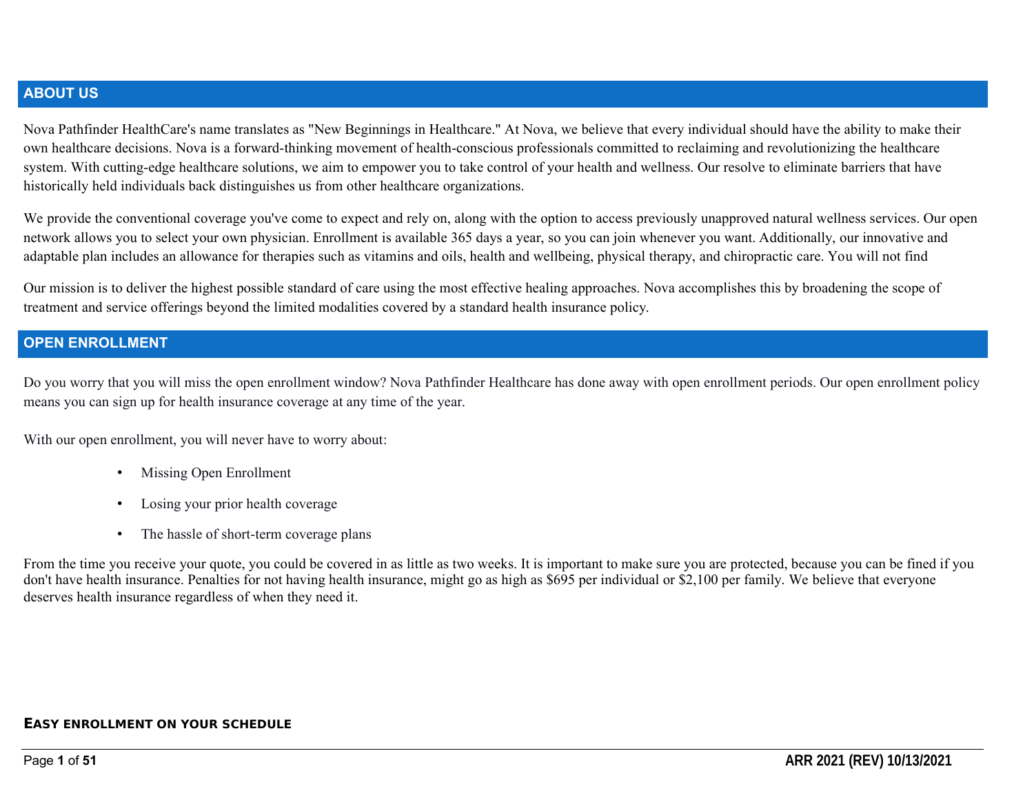## ABOUT US

Nova Pathfinder HealthCare's name translates as "New Beginnings in Healthcare." At Nova, we believe that every individual should have the ability to make their own healthcare decisions. Nova is a forward-thinking movement of health-conscious professionals committed to reclaiming and revolutionizing the healthcare system. With cutting-edge healthcare solutions, we aim to empower you to take control of your health and wellness. Our resolve to eliminate barriers that have historically held individuals back distinguishes us from other healthcare organizations.

We provide the conventional coverage you've come to expect and rely on, along with the option to access previously unapproved natural wellness services. Our open network allows you to select your own physician. Enrollment is available 365 days a year, so you can join whenever you want. Additionally, our innovative and adaptable plan includes an allowance for therapies such as vitamins and oils, health and wellbeing, physical therapy, and chiropractic care. You will not find

Our mission is to deliver the highest possible standard of care using the most effective healing approaches. Nova accomplishes this by broadening the scope of treatment and service offerings beyond the limited modalities covered by a standard health insurance policy.

## OPEN ENROLLMENT

Do you worry that you will miss the open enrollment window? Nova Pathfinder Healthcare has done away with open enrollment periods. Our open enrollment policy means you can sign up for health insurance coverage at any time of the year.

With our open enrollment, you will never have to worry about:

- Missing Open Enrollment
- Losing your prior health coverage
- The hassle of short-term coverage plans

From the time you receive your quote, you could be covered in as little as two weeks. It is important to make sure you are protected, because you can be fined if you don't have health insurance. Penalties for not having health insurance, might go as high as $695 per individual or $2,100 per family. We believe that everyone deserves health insurance regardless of when they need it.

### Easy enrollment on your schedule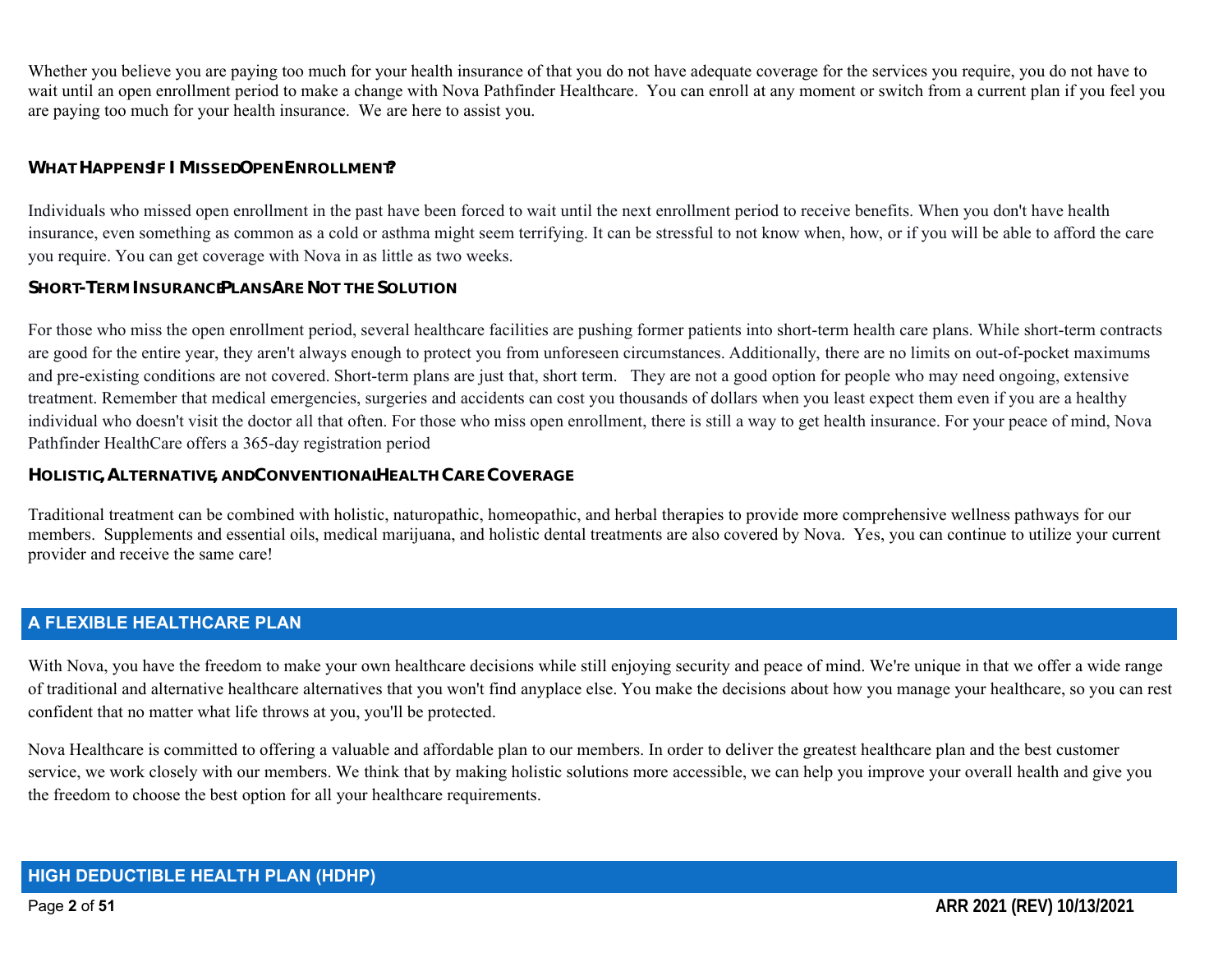Whether you believe you are paying too much for your health insurance of that you do not have adequate coverage for the services you require, you do not have to wait until an open enrollment period to make a change with Nova Pathfinder Healthcare. You can enroll at any moment or switch from a current plan if you feel you are paying too much for your health insurance. We are here to assist you.

### What Happens If I Missed Open Enrollment?

Individuals who missed open enrollment in the past have been forced to wait until the next enrollment period to receive benefits. When you don't have health insurance, even something as common as a cold or asthma might seem terrifying. It can be stressful to not know when, how, or if you will be able to afford the care you require. You can get coverage with Nova in as little as two weeks.

### Short-Term Insurance Plans Are Not the Solution

For those who miss the open enrollment period, several healthcare facilities are pushing former patients into short-term health care plans. While short-term contracts are good for the entire year, they aren't always enough to protect you from unforeseen circumstances. Additionally, there are no limits on out-of-pocket maximums and pre-existing conditions are not covered. Short-term plans are just that, short term. They are not a good option for people who may need ongoing, extensive treatment. Remember that medical emergencies, surgeries and accidents can cost you thousands of dollars when you least expect them even if you are a healthy individual who doesn't visit the doctor all that often. For those who miss open enrollment, there is still a way to get health insurance. For your peace of mind, Nova Pathfinder HealthCare offers a 365-day registration period

### Holistic, Alternative, and Conventional Health Care Coverage

Traditional treatment can be combined with holistic, naturopathic, homeopathic, and herbal therapies to provide more comprehensive wellness pathways for our members. Supplements and essential oils, medical marijuana, and holistic dental treatments are also covered by Nova. Yes, you can continue to utilize your current provider and receive the same care!

## A FLEXIBLE HEALTHCARE PLAN

With Nova, you have the freedom to make your own healthcare decisions while still enjoying security and peace of mind. We're unique in that we offer a wide range of traditional and alternative healthcare alternatives that you won't find anyplace else. You make the decisions about how you manage your healthcare, so you can rest confident that no matter what life throws at you, you'll be protected.

Nova Healthcare is committed to offering a valuable and affordable plan to our members. In order to deliver the greatest healthcare plan and the best customer service, we work closely with our members. We think that by making holistic solutions more accessible, we can help you improve your overall health and give you the freedom to choose the best option for all your healthcare requirements.

## HIGH DEDUCTIBLE HEALTH PLAN (HDHP)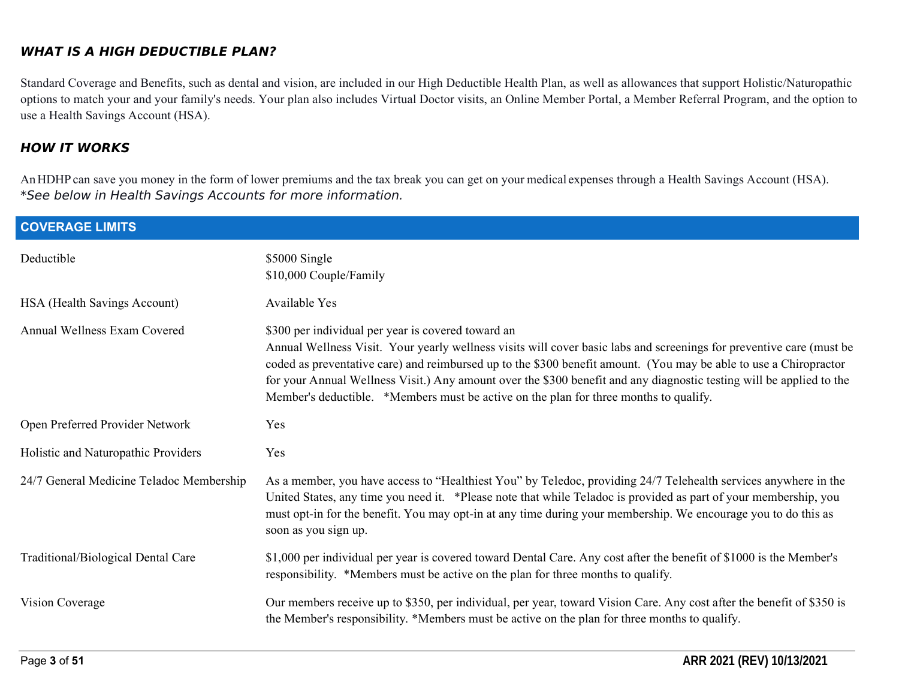### *WHAT IS A HIGH DEDUCTIBLE PLAN?*

Standard Coverage and Benefits, such as dental and vision, are included in our High Deductible Health Plan, as well as allowances that support Holistic/Naturopathic options to match your and your family's needs. Your plan also includes Virtual Doctor visits, an Online Member Portal, a Member Referral Program, and the option to use a Health Savings Account (HSA).

### *HOW IT WORKS*

An HDHP can save you money in the form of lower premiums and the tax break you can get on your medical expenses through a Health Savings Account (HSA).
*\*See below in Health Savings Accounts for more information.*

| COVERAGE LIMITS | |
|---|---|
| Deductible | $5000 Single<br>$10,000 Couple/Family |
| HSA (Health Savings Account) | Available Yes |
| Annual Wellness Exam Covered | $300 per individual per year is covered toward an Annual Wellness Visit. Your yearly wellness visits will cover basic labs and screenings for preventive care (must be coded as preventative care) and reimbursed up to the $300 benefit amount. (You may be able to use a Chiropractor for your Annual Wellness Visit.) Any amount over the $300 benefit and any diagnostic testing will be applied to the Member's deductible. *Members must be active on the plan for three months to qualify. |
| Open Preferred Provider Network | Yes |
| Holistic and Naturopathic Providers | Yes |
| 24/7 General Medicine Teladoc Membership | As a member, you have access to "Healthiest You" by Teledoc, providing 24/7 Telehealth services anywhere in the United States, any time you need it. *Please note that while Teladoc is provided as part of your membership, you must opt-in for the benefit. You may opt-in at any time during your membership. We encourage you to do this as soon as you sign up. |
| Traditional/Biological Dental Care | $1,000 per individual per year is covered toward Dental Care. Any cost after the benefit of $1000 is the Member's responsibility. *Members must be active on the plan for three months to qualify. |
| Vision Coverage | Our members receive up to $350, per individual, per year, toward Vision Care. Any cost after the benefit of $350 is the Member's responsibility. *Members must be active on the plan for three months to qualify. |

ARR 2021 (REV) 10/13/2021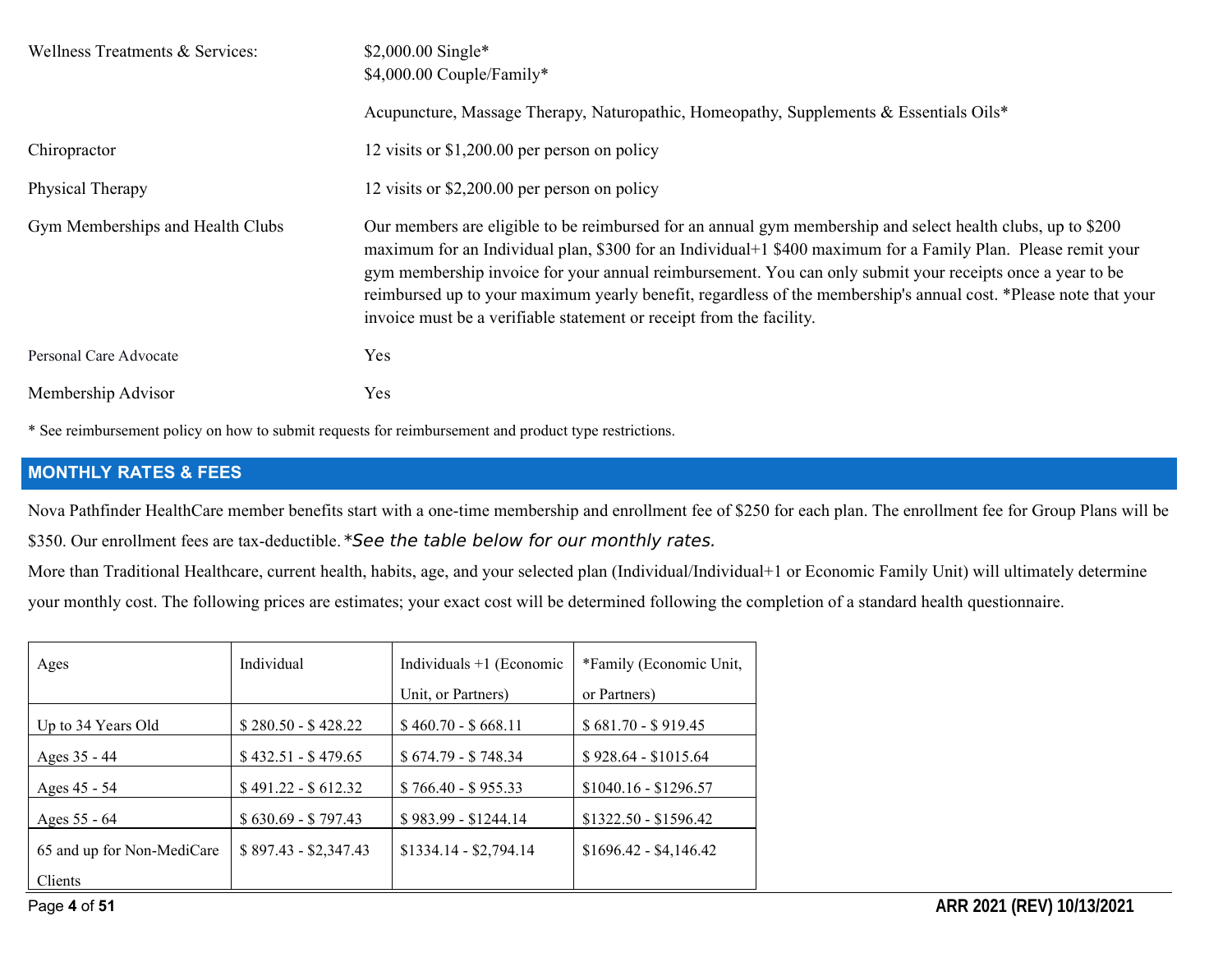| | |
|---|---|
| Wellness Treatments & Services: | $2,000.00 Single*<br>$4,000.00 Couple/Family*<br><br>Acupuncture, Massage Therapy, Naturopathic, Homeopathy, Supplements & Essentials Oils* |
| Chiropractor | 12 visits or $1,200.00 per person on policy |
| Physical Therapy | 12 visits or $2,200.00 per person on policy |
| Gym Memberships and Health Clubs | Our members are eligible to be reimbursed for an annual gym membership and select health clubs, up to $200 maximum for an Individual plan, $300 for an Individual+1 $400 maximum for a Family Plan. Please remit your gym membership invoice for your annual reimbursement. You can only submit your receipts once a year to be reimbursed up to your maximum yearly benefit, regardless of the membership's annual cost. *Please note that your invoice must be a verifiable statement or receipt from the facility. |
| Personal Care Advocate | Yes |
| Membership Advisor | Yes |

* See reimbursement policy on how to submit requests for reimbursement and product type restrictions.

## MONTHLY RATES & FEES

Nova Pathfinder HealthCare member benefits start with a one-time membership and enrollment fee of $250 for each plan. The enrollment fee for Group Plans will be $350. Our enrollment fees are tax-deductible. *See the table below for our monthly rates.

More than Traditional Healthcare, current health, habits, age, and your selected plan (Individual/Individual+1 or Economic Family Unit) will ultimately determine your monthly cost. The following prices are estimates; your exact cost will be determined following the completion of a standard health questionnaire.

| Ages | Individual | Individuals +1 (Economic Unit, or Partners) | *Family (Economic Unit, or Partners) |
|---|---|---|---|
| Up to 34 Years Old | $ 280.50 - $ 428.22 | $ 460.70 - $ 668.11 | $ 681.70 - $ 919.45 |
| Ages 35 - 44 | $ 432.51 - $ 479.65 | $ 674.79 - $ 748.34 | $ 928.64 - $1015.64 |
| Ages 45 - 54 | $ 491.22 - $ 612.32 | $ 766.40 - $ 955.33 | $1040.16 - $1296.57 |
| Ages 55 - 64 | $ 630.69 - $ 797.43 | $ 983.99 - $1244.14 | $1322.50 - $1596.42 |
| 65 and up for Non-MediCare Clients | $ 897.43 - $2,347.43 | $1334.14 - $2,794.14 | $1696.42 - $4,146.42 |

ARR 2021 (REV) 10/13/2021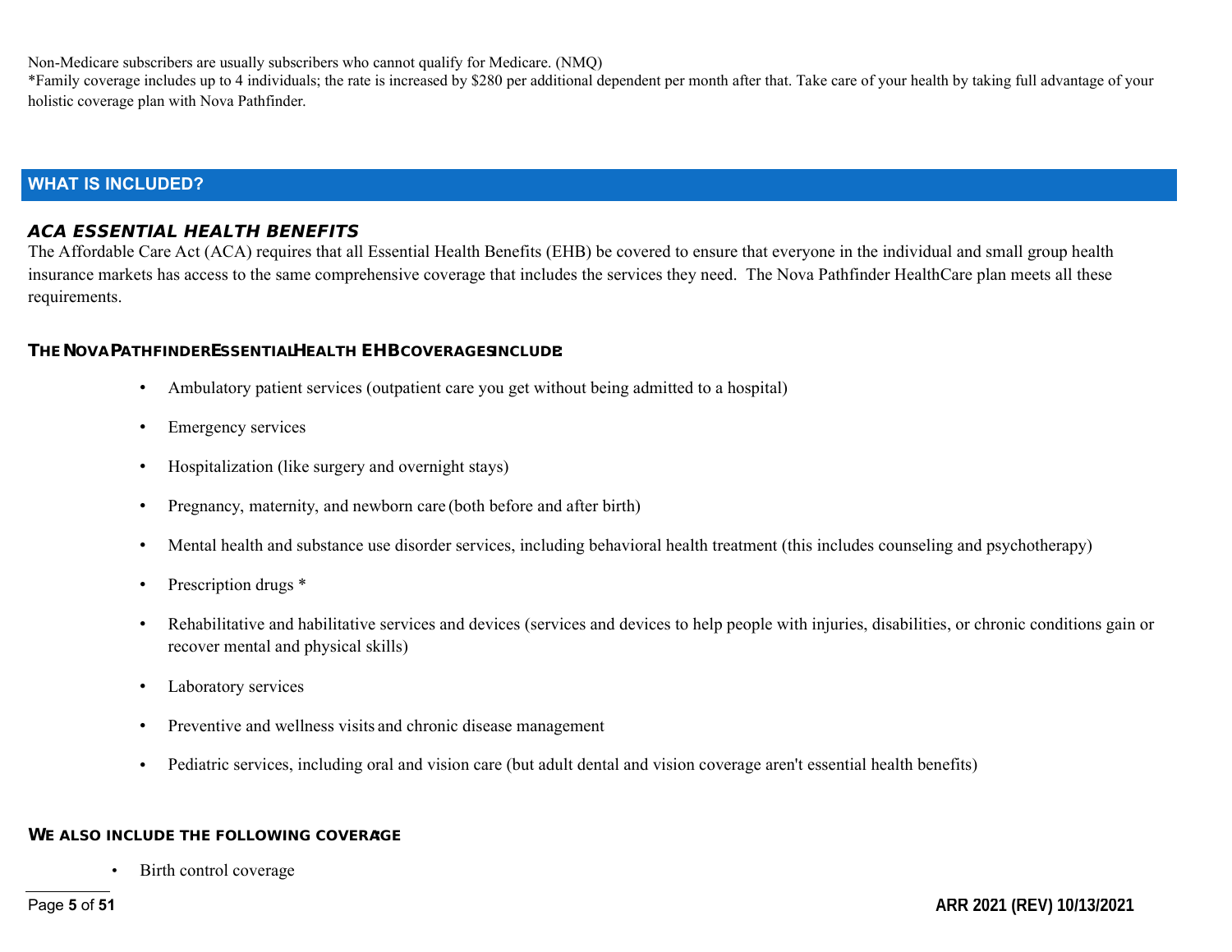Non-Medicare subscribers are usually subscribers who cannot qualify for Medicare. (NMQ)

*Family coverage includes up to 4 individuals; the rate is increased by $280 per additional dependent per month after that. Take care of your health by taking full advantage of your holistic coverage plan with Nova Pathfinder.

## WHAT IS INCLUDED?

### *ACA ESSENTIAL HEALTH BENEFITS*

The Affordable Care Act (ACA) requires that all Essential Health Benefits (EHB) be covered to ensure that everyone in the individual and small group health insurance markets has access to the same comprehensive coverage that includes the services they need. The Nova Pathfinder HealthCare plan meets all these requirements.

#### THE NOVA PATHFINDER ESSENTIAL HEALTH EHB COVERAGES INCLUDE:

- Ambulatory patient services (outpatient care you get without being admitted to a hospital)
- Emergency services
- Hospitalization (like surgery and overnight stays)
- Pregnancy, maternity, and newborn care (both before and after birth)
- Mental health and substance use disorder services, including behavioral health treatment (this includes counseling and psychotherapy)
- Prescription drugs *
- Rehabilitative and habilitative services and devices (services and devices to help people with injuries, disabilities, or chronic conditions gain or recover mental and physical skills)
- Laboratory services
- Preventive and wellness visits and chronic disease management
- Pediatric services, including oral and vision care (but adult dental and vision coverage aren't essential health benefits)

#### WE ALSO INCLUDE THE FOLLOWING COVERAGE

- Birth control coverage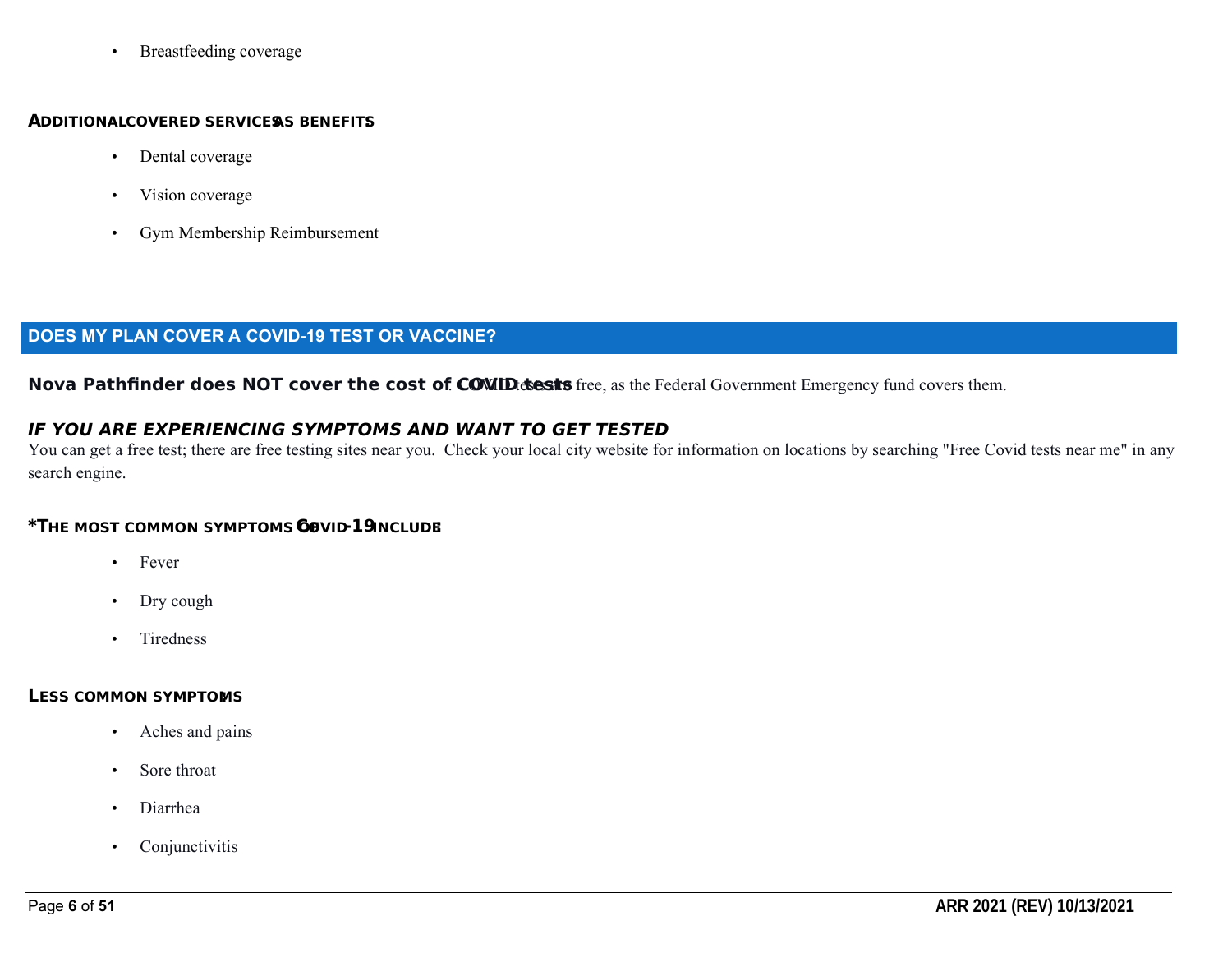- Breastfeeding coverage

### ADDITIONAL COVERED SERVICES AS BENEFITS

- Dental coverage
- Vision coverage
- Gym Membership Reimbursement

## DOES MY PLAN COVER A COVID-19 TEST OR VACCINE?

**Nova Pathfinder does NOT cover the cost of COVID tests**. COVID tests are free, as the Federal Government Emergency fund covers them.

### *IF YOU ARE EXPERIENCING SYMPTOMS AND WANT TO GET TESTED*

You can get a free test; there are free testing sites near you. Check your local city website for information on locations by searching "Free Covid tests near me" in any search engine.

### *THE MOST COMMON SYMPTOMS OF COVID-19 INCLUDE:

- Fever
- Dry cough
- Tiredness

### LESS COMMON SYMPTOMS

- Aches and pains
- Sore throat
- Diarrhea
- Conjunctivitis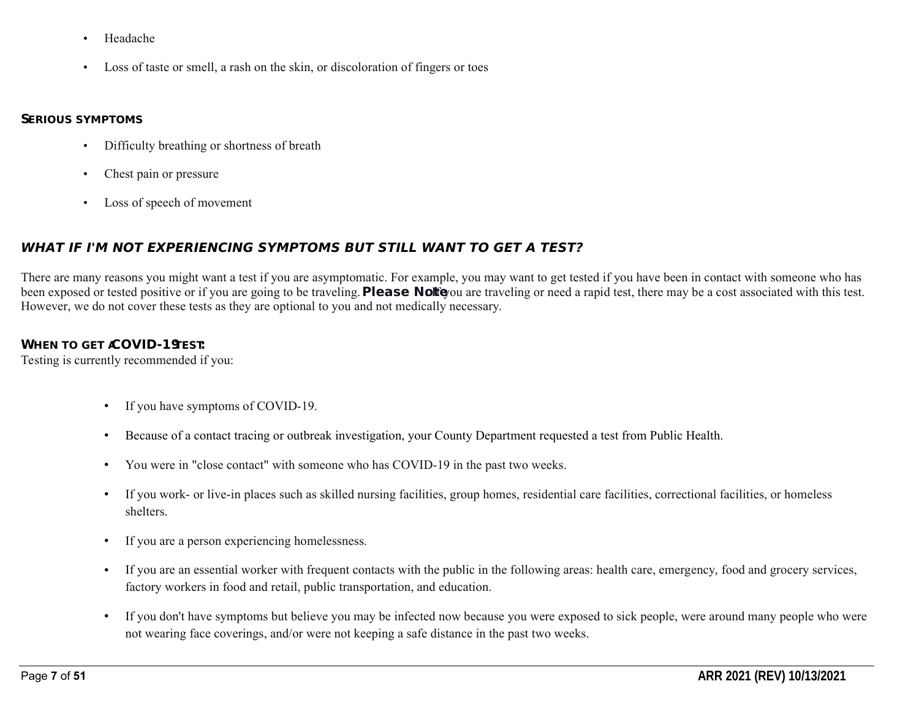- Headache
- Loss of taste or smell, a rash on the skin, or discoloration of fingers or toes

**SERIOUS SYMPTOMS**

- Difficulty breathing or shortness of breath
- Chest pain or pressure
- Loss of speech of movement

### *WHAT IF I'M NOT EXPERIENCING SYMPTOMS BUT STILL WANT TO GET A TEST?*

There are many reasons you might want a test if you are asymptomatic. For example, you may want to get tested if you have been in contact with someone who has been exposed or tested positive or if you are going to be traveling. **Please Note:** If you are traveling or need a rapid test, there may be a cost associated with this test. However, we do not cover these tests as they are optional to you and not medically necessary.

**WHEN TO GET A COVID-19 TEST:**

Testing is currently recommended if you:

- If you have symptoms of COVID-19.
- Because of a contact tracing or outbreak investigation, your County Department requested a test from Public Health.
- You were in "close contact" with someone who has COVID-19 in the past two weeks.
- If you work- or live-in places such as skilled nursing facilities, group homes, residential care facilities, correctional facilities, or homeless shelters.
- If you are a person experiencing homelessness.
- If you are an essential worker with frequent contacts with the public in the following areas: health care, emergency, food and grocery services, factory workers in food and retail, public transportation, and education.
- If you don't have symptoms but believe you may be infected now because you were exposed to sick people, were around many people who were not wearing face coverings, and/or were not keeping a safe distance in the past two weeks.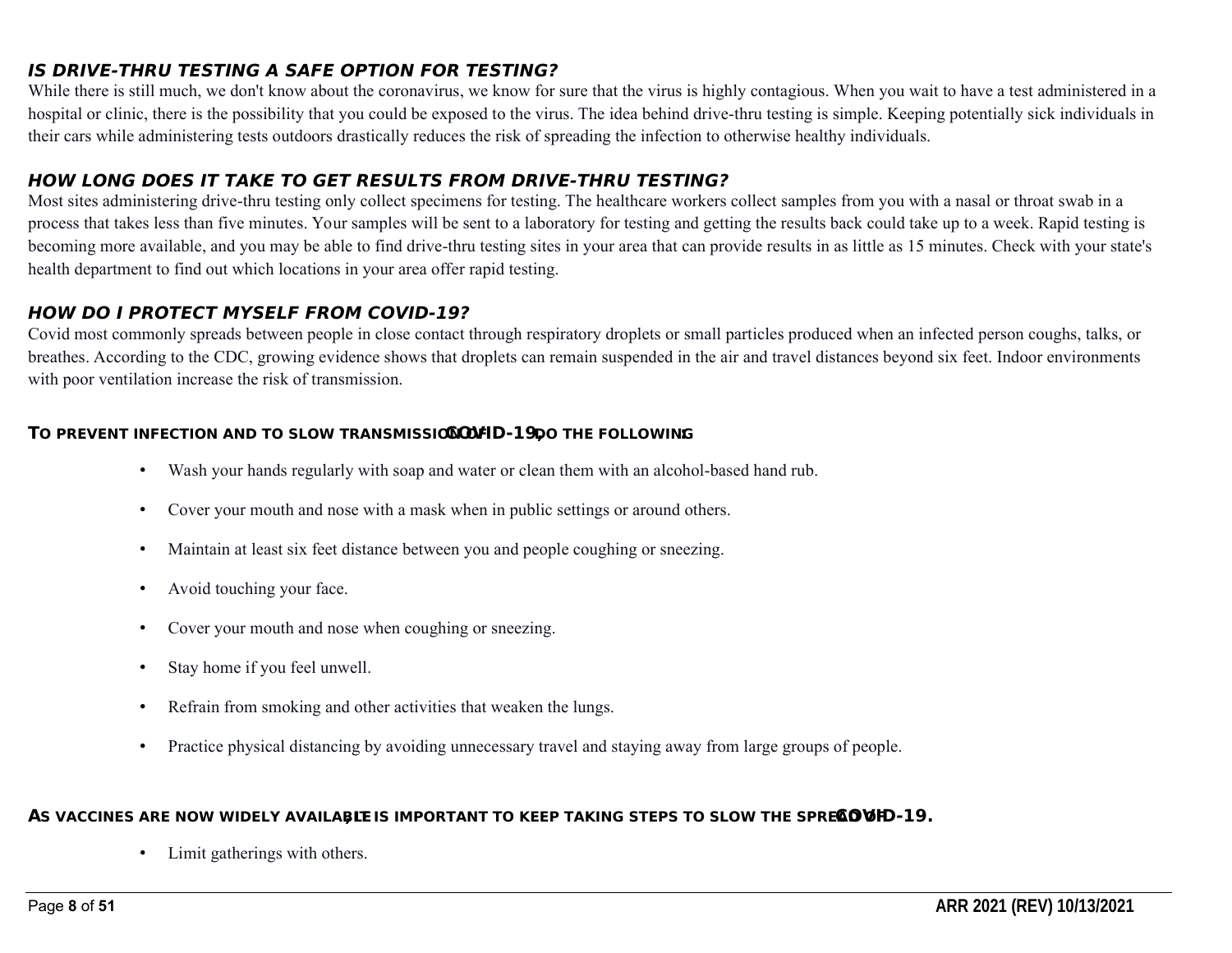### *IS DRIVE-THRU TESTING A SAFE OPTION FOR TESTING?*

While there is still much, we don't know about the coronavirus, we know for sure that the virus is highly contagious. When you wait to have a test administered in a hospital or clinic, there is the possibility that you could be exposed to the virus. The idea behind drive-thru testing is simple. Keeping potentially sick individuals in their cars while administering tests outdoors drastically reduces the risk of spreading the infection to otherwise healthy individuals.

### *HOW LONG DOES IT TAKE TO GET RESULTS FROM DRIVE-THRU TESTING?*

Most sites administering drive-thru testing only collect specimens for testing. The healthcare workers collect samples from you with a nasal or throat swab in a process that takes less than five minutes. Your samples will be sent to a laboratory for testing and getting the results back could take up to a week. Rapid testing is becoming more available, and you may be able to find drive-thru testing sites in your area that can provide results in as little as 15 minutes. Check with your state's health department to find out which locations in your area offer rapid testing.

### *HOW DO I PROTECT MYSELF FROM COVID-19?*

Covid most commonly spreads between people in close contact through respiratory droplets or small particles produced when an infected person coughs, talks, or breathes. According to the CDC, growing evidence shows that droplets can remain suspended in the air and travel distances beyond six feet. Indoor environments with poor ventilation increase the risk of transmission.

**TO PREVENT INFECTION AND TO SLOW TRANSMISSION OF COVID-19, DO THE FOLLOWING:**

- Wash your hands regularly with soap and water or clean them with an alcohol-based hand rub.
- Cover your mouth and nose with a mask when in public settings or around others.
- Maintain at least six feet distance between you and people coughing or sneezing.
- Avoid touching your face.
- Cover your mouth and nose when coughing or sneezing.
- Stay home if you feel unwell.
- Refrain from smoking and other activities that weaken the lungs.
- Practice physical distancing by avoiding unnecessary travel and staying away from large groups of people.

**AS VACCINES ARE NOW WIDELY AVAILABLE, IT IS IMPORTANT TO KEEP TAKING STEPS TO SLOW THE SPREAD OF COVID-19.**

- Limit gatherings with others.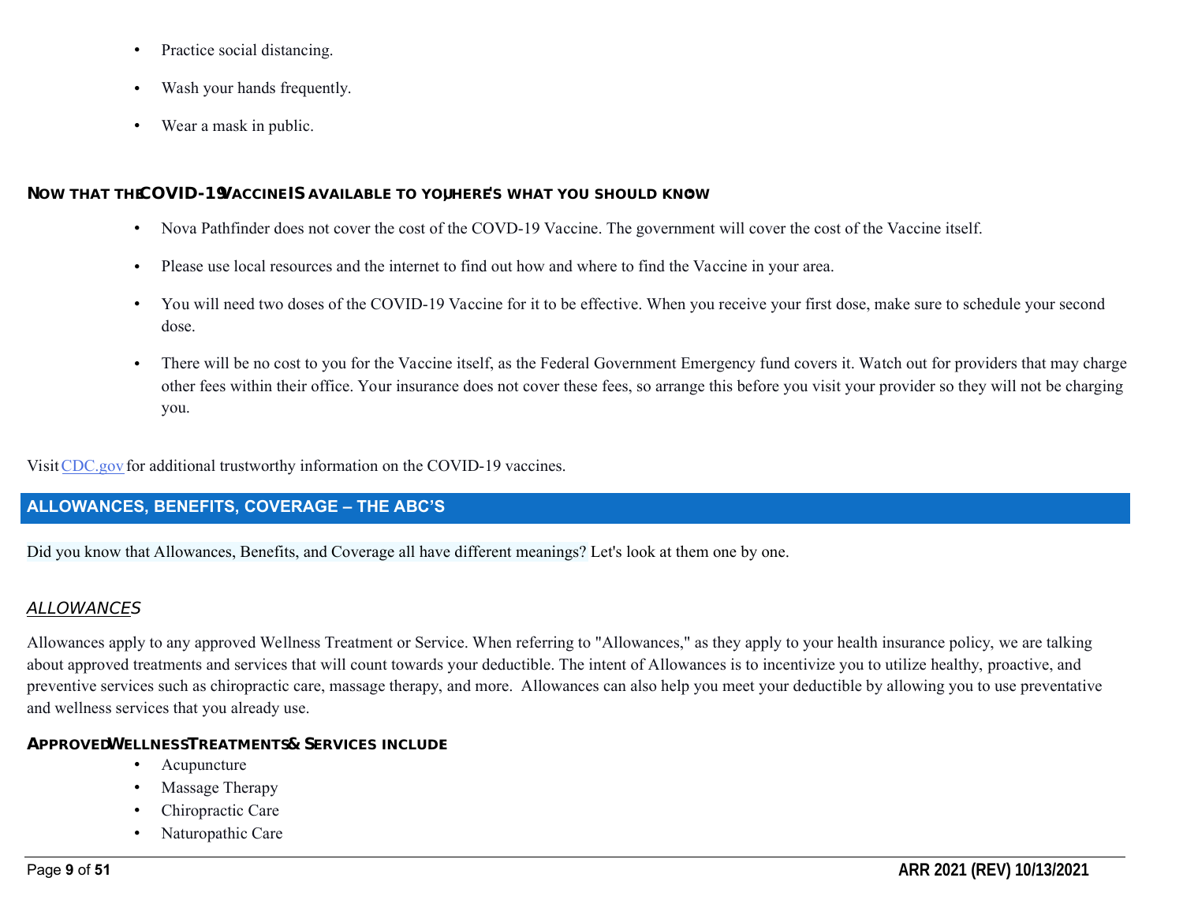- Practice social distancing.
- Wash your hands frequently.
- Wear a mask in public.

### Now that the COVID-19 Vaccine is available to you, here's what you should know

- Nova Pathfinder does not cover the cost of the COVD-19 Vaccine. The government will cover the cost of the Vaccine itself.
- Please use local resources and the internet to find out how and where to find the Vaccine in your area.
- You will need two doses of the COVID-19 Vaccine for it to be effective. When you receive your first dose, make sure to schedule your second dose.
- There will be no cost to you for the Vaccine itself, as the Federal Government Emergency fund covers it. Watch out for providers that may charge other fees within their office. Your insurance does not cover these fees, so arrange this before you visit your provider so they will not be charging you.

Visit CDC.gov for additional trustworthy information on the COVID-19 vaccines.

## ALLOWANCES, BENEFITS, COVERAGE – THE ABC'S

Did you know that Allowances, Benefits, and Coverage all have different meanings? Let's look at them one by one.

### *ALLOWANCES*

Allowances apply to any approved Wellness Treatment or Service. When referring to "Allowances," as they apply to your health insurance policy, we are talking about approved treatments and services that will count towards your deductible. The intent of Allowances is to incentivize you to utilize healthy, proactive, and preventive services such as chiropractic care, massage therapy, and more. Allowances can also help you meet your deductible by allowing you to use preventative and wellness services that you already use.

#### Approved Wellness Treatments & Services include

- Acupuncture
- Massage Therapy
- Chiropractic Care
- Naturopathic Care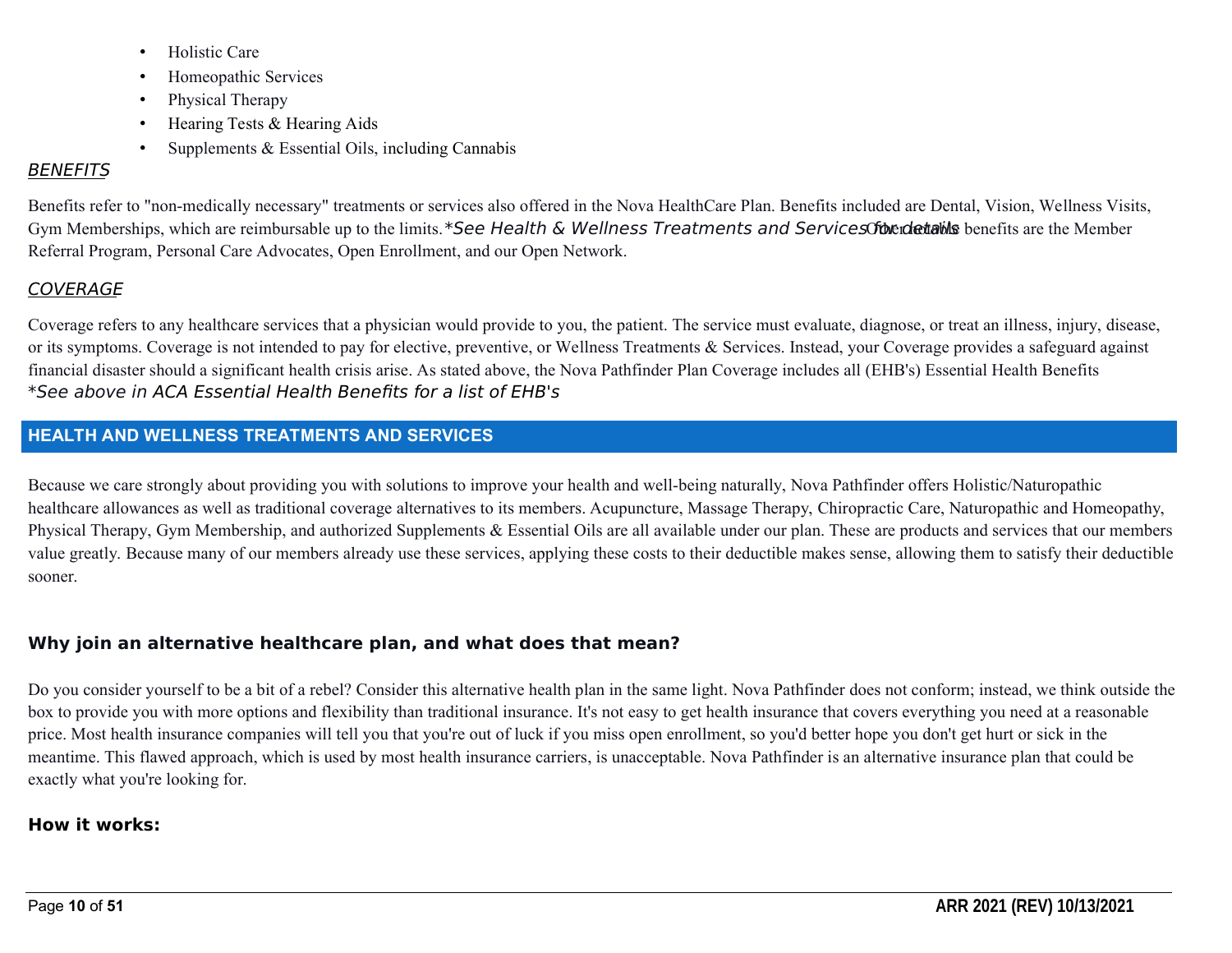- Holistic Care
- Homeopathic Services
- Physical Therapy
- Hearing Tests & Hearing Aids
- Supplements & Essential Oils, including Cannabis

*BENEFITS*

Benefits refer to "non-medically necessary" treatments or services also offered in the Nova HealthCare Plan. Benefits included are Dental, Vision, Wellness Visits, Gym Memberships, which are reimbursable up to the limits. **See Health & Wellness Treatments and Services for details* Other notable benefits are the Member Referral Program, Personal Care Advocates, Open Enrollment, and our Open Network.

*COVERAGE*

Coverage refers to any healthcare services that a physician would provide to you, the patient. The service must evaluate, diagnose, or treat an illness, injury, disease, or its symptoms. Coverage is not intended to pay for elective, preventive, or Wellness Treatments & Services. Instead, your Coverage provides a safeguard against financial disaster should a significant health crisis arise. As stated above, the Nova Pathfinder Plan Coverage includes all (EHB's) Essential Health Benefits *\*See above in ACA Essential Health Benefits for a list of EHB's*

## HEALTH AND WELLNESS TREATMENTS AND SERVICES

Because we care strongly about providing you with solutions to improve your health and well-being naturally, Nova Pathfinder offers Holistic/Naturopathic healthcare allowances as well as traditional coverage alternatives to its members. Acupuncture, Massage Therapy, Chiropractic Care, Naturopathic and Homeopathy, Physical Therapy, Gym Membership, and authorized Supplements & Essential Oils are all available under our plan. These are products and services that our members value greatly. Because many of our members already use these services, applying these costs to their deductible makes sense, allowing them to satisfy their deductible sooner.

### Why join an alternative healthcare plan, and what does that mean?

Do you consider yourself to be a bit of a rebel? Consider this alternative health plan in the same light. Nova Pathfinder does not conform; instead, we think outside the box to provide you with more options and flexibility than traditional insurance. It's not easy to get health insurance that covers everything you need at a reasonable price. Most health insurance companies will tell you that you're out of luck if you miss open enrollment, so you'd better hope you don't get hurt or sick in the meantime. This flawed approach, which is used by most health insurance carriers, is unacceptable. Nova Pathfinder is an alternative insurance plan that could be exactly what you're looking for.

### How it works: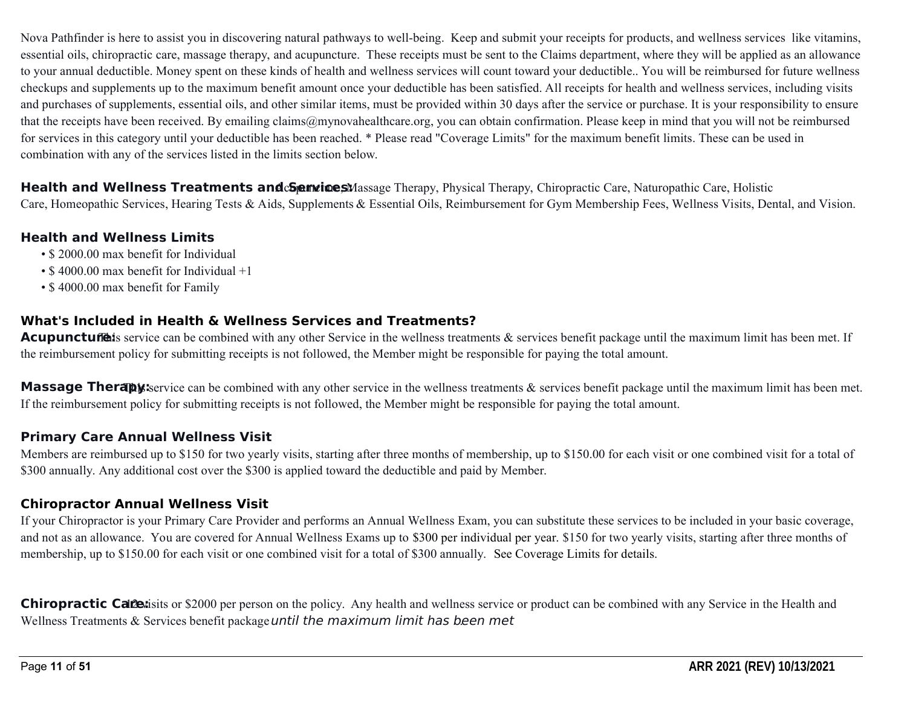Nova Pathfinder is here to assist you in discovering natural pathways to well-being. Keep and submit your receipts for products, and wellness services like vitamins, essential oils, chiropractic care, massage therapy, and acupuncture. These receipts must be sent to the Claims department, where they will be applied as an allowance to your annual deductible. Money spent on these kinds of health and wellness services will count toward your deductible.. You will be reimbursed for future wellness checkups and supplements up to the maximum benefit amount once your deductible has been satisfied. All receipts for health and wellness services, including visits and purchases of supplements, essential oils, and other similar items, must be provided within 30 days after the service or purchase. It is your responsibility to ensure that the receipts have been received. By emailing claims@mynovahealthcare.org, you can obtain confirmation. Please keep in mind that you will not be reimbursed for services in this category until your deductible has been reached. * Please read "Coverage Limits" for the maximum benefit limits. These can be used in combination with any of the services listed in the limits section below.

**Health and Wellness Treatments and Services:** Acupuncture, Massage Therapy, Physical Therapy, Chiropractic Care, Naturopathic Care, Holistic Care, Homeopathic Services, Hearing Tests & Aids, Supplements & Essential Oils, Reimbursement for Gym Membership Fees, Wellness Visits, Dental, and Vision.

## Health and Wellness Limits

- $ 2000.00 max benefit for Individual
- $ 4000.00 max benefit for Individual +1
- $ 4000.00 max benefit for Family

## What's Included in Health & Wellness Services and Treatments?

**Acupuncture:** This service can be combined with any other Service in the wellness treatments & services benefit package until the maximum limit has been met. If the reimbursement policy for submitting receipts is not followed, the Member might be responsible for paying the total amount.

**Massage Therapy:** This service can be combined with any other service in the wellness treatments & services benefit package until the maximum limit has been met. If the reimbursement policy for submitting receipts is not followed, the Member might be responsible for paying the total amount.

## Primary Care Annual Wellness Visit

Members are reimbursed up to $150 for two yearly visits, starting after three months of membership, up to $150.00 for each visit or one combined visit for a total of $300 annually. Any additional cost over the $300 is applied toward the deductible and paid by Member.

## Chiropractor Annual Wellness Visit

If your Chiropractor is your Primary Care Provider and performs an Annual Wellness Exam, you can substitute these services to be included in your basic coverage, and not as an allowance. You are covered for Annual Wellness Exams up to $300 per individual per year. $150 for two yearly visits, starting after three months of membership, up to $150.00 for each visit or one combined visit for a total of $300 annually. See Coverage Limits for details.

**Chiropractic Care:** 12 visits or $2000 per person on the policy. Any health and wellness service or product can be combined with any Service in the Health and Wellness Treatments & Services benefit package *until the maximum limit has been met*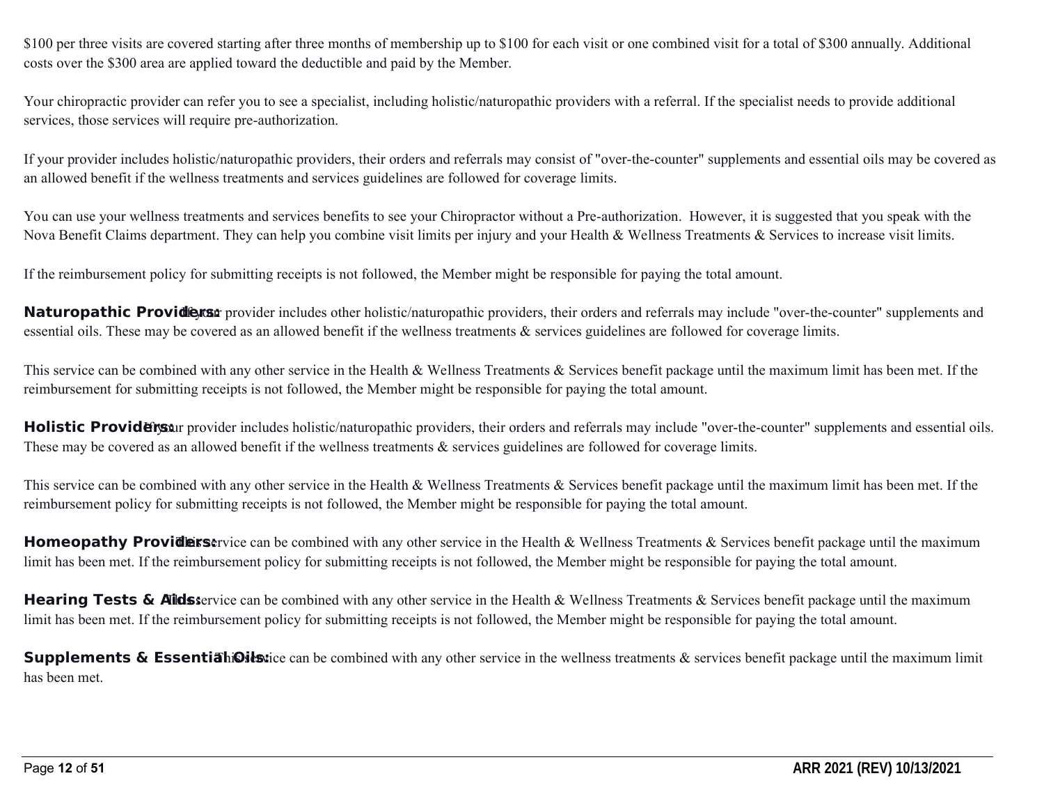$100 per three visits are covered starting after three months of membership up to $100 for each visit or one combined visit for a total of $300 annually. Additional costs over the $300 area are applied toward the deductible and paid by the Member.

Your chiropractic provider can refer you to see a specialist, including holistic/naturopathic providers with a referral. If the specialist needs to provide additional services, those services will require pre-authorization.

If your provider includes holistic/naturopathic providers, their orders and referrals may consist of "over-the-counter" supplements and essential oils may be covered as an allowed benefit if the wellness treatments and services guidelines are followed for coverage limits.

You can use your wellness treatments and services benefits to see your Chiropractor without a Pre-authorization. However, it is suggested that you speak with the Nova Benefit Claims department. They can help you combine visit limits per injury and your Health & Wellness Treatments & Services to increase visit limits.

If the reimbursement policy for submitting receipts is not followed, the Member might be responsible for paying the total amount.

**Naturopathic Providers:** If your provider includes other holistic/naturopathic providers, their orders and referrals may include "over-the-counter" supplements and essential oils. These may be covered as an allowed benefit if the wellness treatments & services guidelines are followed for coverage limits.

This service can be combined with any other service in the Health & Wellness Treatments & Services benefit package until the maximum limit has been met. If the reimbursement for submitting receipts is not followed, the Member might be responsible for paying the total amount.

**Holistic Providers:** If your provider includes holistic/naturopathic providers, their orders and referrals may include "over-the-counter" supplements and essential oils. These may be covered as an allowed benefit if the wellness treatments & services guidelines are followed for coverage limits.

This service can be combined with any other service in the Health & Wellness Treatments & Services benefit package until the maximum limit has been met. If the reimbursement policy for submitting receipts is not followed, the Member might be responsible for paying the total amount.

**Homeopathy Providers:** This service can be combined with any other service in the Health & Wellness Treatments & Services benefit package until the maximum limit has been met. If the reimbursement policy for submitting receipts is not followed, the Member might be responsible for paying the total amount.

**Hearing Tests & Aids:** This service can be combined with any other service in the Health & Wellness Treatments & Services benefit package until the maximum limit has been met. If the reimbursement policy for submitting receipts is not followed, the Member might be responsible for paying the total amount.

**Supplements & Essential Oils:** This service can be combined with any other service in the wellness treatments & services benefit package until the maximum limit has been met.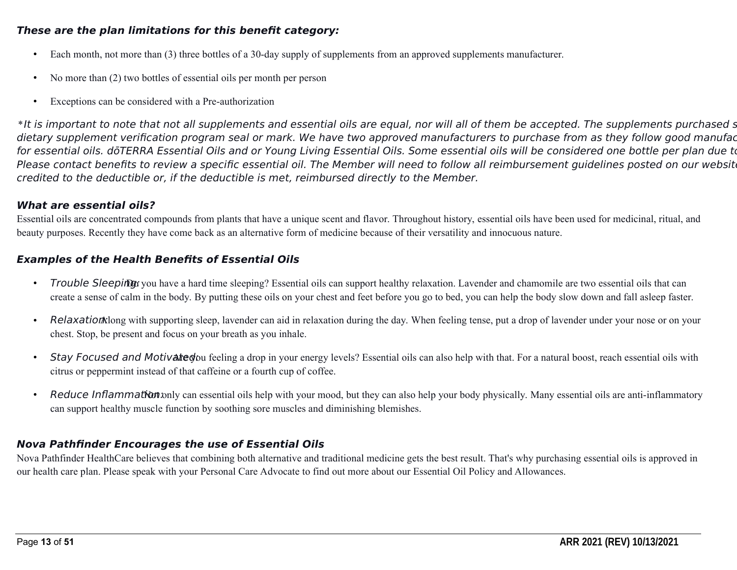***These are the plan limitations for this benefit category:***

- Each month, not more than (3) three bottles of a 30-day supply of supplements from an approved supplements manufacturer.
- No more than (2) two bottles of essential oils per month per person
- Exceptions can be considered with a Pre-authorization

**It is important to note that not all supplements and essential oils are equal, nor will all of them be accepted. The supplements purchased s dietary supplement verification program seal or mark. We have two approved manufacturers to purchase from as they follow good manufac for essential oils. dōTERRA Essential Oils and or Young Living Essential Oils. Some essential oils will be considered one bottle per plan due to Please contact benefits to review a specific essential oil. The Member will need to follow all reimbursement guidelines posted on our website credited to the deductible or, if the deductible is met, reimbursed directly to the Member.*

### ***What are essential oils?***

Essential oils are concentrated compounds from plants that have a unique scent and flavor. Throughout history, essential oils have been used for medicinal, ritual, and beauty purposes. Recently they have come back as an alternative form of medicine because of their versatility and innocuous nature.

### ***Examples of the Health Benefits of Essential Oils***

- *Trouble Sleeping:* Do you have a hard time sleeping? Essential oils can support healthy relaxation. Lavender and chamomile are two essential oils that can create a sense of calm in the body. By putting these oils on your chest and feet before you go to bed, you can help the body slow down and fall asleep faster.
- *Relaxation:* Along with supporting sleep, lavender can aid in relaxation during the day. When feeling tense, put a drop of lavender under your nose or on your chest. Stop, be present and focus on your breath as you inhale.
- *Stay Focused and Motivated:* Are you feeling a drop in your energy levels? Essential oils can also help with that. For a natural boost, reach essential oils with citrus or peppermint instead of that caffeine or a fourth cup of coffee.
- *Reduce Inflammation:* Not only can essential oils help with your mood, but they can also help your body physically. Many essential oils are anti-inflammatory can support healthy muscle function by soothing sore muscles and diminishing blemishes.

### ***Nova Pathfinder Encourages the use of Essential Oils***

Nova Pathfinder HealthCare believes that combining both alternative and traditional medicine gets the best result. That's why purchasing essential oils is approved in our health care plan. Please speak with your Personal Care Advocate to find out more about our Essential Oil Policy and Allowances.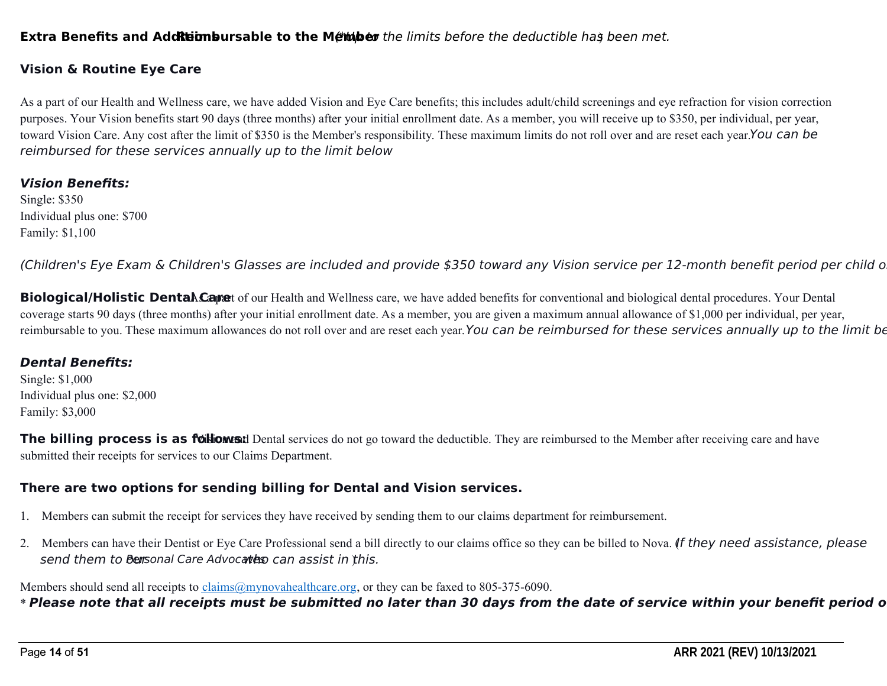**Extra Benefits and Additions Reimbursable to the Member** *(*Up to the limits before the deductible has been met.)*

### Vision & Routine Eye Care

As a part of our Health and Wellness care, we have added Vision and Eye Care benefits; this includes adult/child screenings and eye refraction for vision correction purposes. Your Vision benefits start 90 days (three months) after your initial enrollment date. As a member, you will receive up to $350, per individual, per year, toward Vision Care. Any cost after the limit of $350 is the Member's responsibility. These maximum limits do not roll over and are reset each year. *You can be reimbursed for these services annually up to the limit below*

***Vision Benefits:***

Single: $350
Individual plus one: $700
Family: $1,100

*(Children's Eye Exam & Children's Glasses are included and provide $350 toward any Vision service per 12-month benefit period per child o*

**Biological/Holistic Dental Care** As a part of our Health and Wellness care, we have added benefits for conventional and biological dental procedures. Your Dental coverage starts 90 days (three months) after your initial enrollment date. As a member, you are given a maximum annual allowance of $1,000 per individual, per year, reimbursable to you. These maximum allowances do not roll over and are reset each year. *You can be reimbursed for these services annually up to the limit be*

***Dental Benefits:***

Single: $1,000
Individual plus one: $2,000
Family: $3,000

**The billing process is as follows:** Vision and Dental services do not go toward the deductible. They are reimbursed to the Member after receiving care and have submitted their receipts for services to our Claims Department.

### There are two options for sending billing for Dental and Vision services.

1. Members can submit the receipt for services they have received by sending them to our claims department for reimbursement.
2. Members can have their Dentist or Eye Care Professional send a bill directly to our claims office so they can be billed to Nova. *(If they need assistance, please send them to our Personal Care Advocates who can assist in this.)*

Members should send all receipts to claims@mynovahealthcare.org, or they can be faxed to 805-375-6090.
\* ***Please note that all receipts must be submitted no later than 30 days from the date of service within your benefit period o***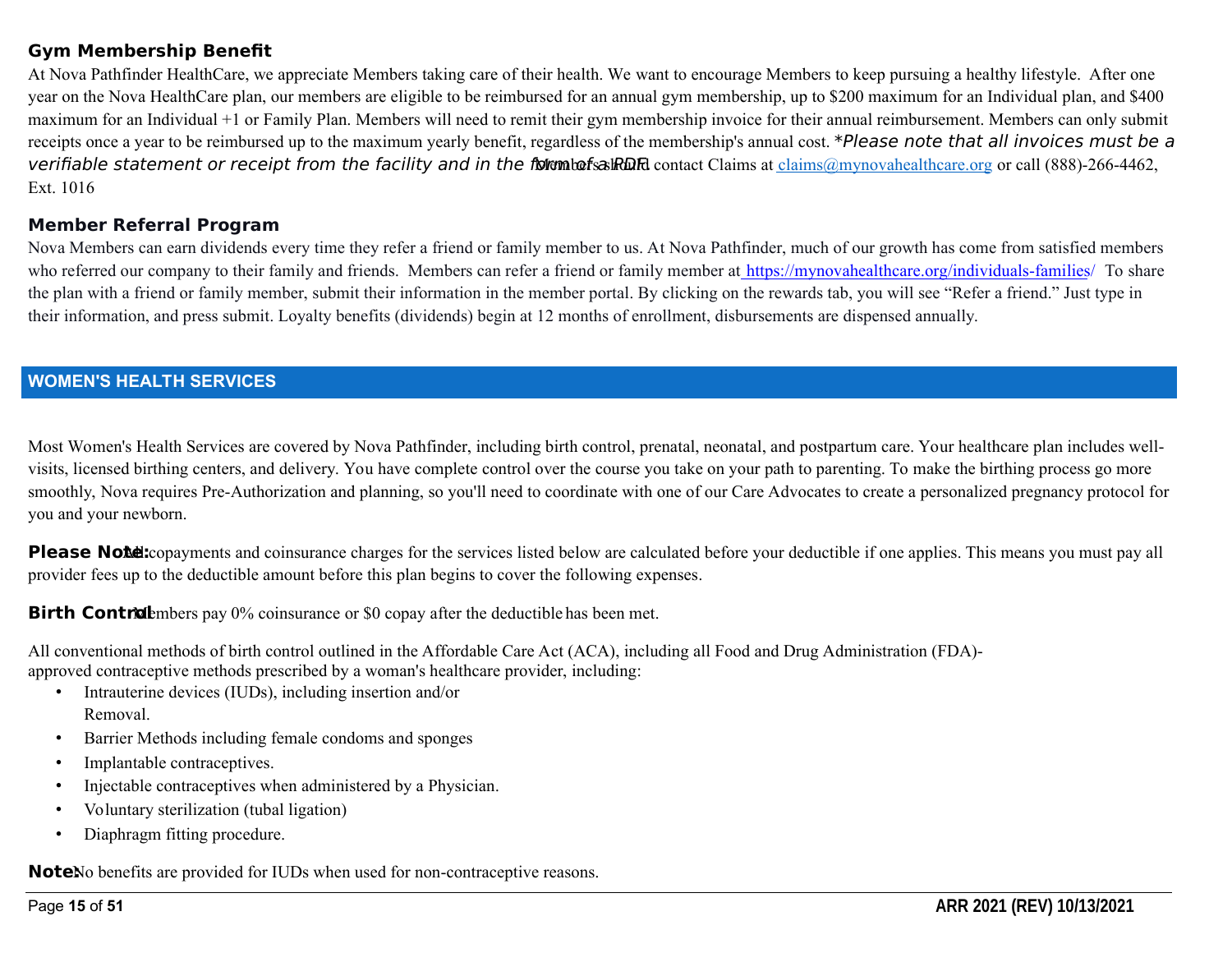### Gym Membership Benefit

At Nova Pathfinder HealthCare, we appreciate Members taking care of their health. We want to encourage Members to keep pursuing a healthy lifestyle. After one year on the Nova HealthCare plan, our members are eligible to be reimbursed for an annual gym membership, up to $200 maximum for an Individual plan, and $400 maximum for an Individual +1 or Family Plan. Members will need to remit their gym membership invoice for their annual reimbursement. Members can only submit receipts once a year to be reimbursed up to the maximum yearly benefit, regardless of the membership's annual cost. **\****Please note that all invoices must be a verifiable statement or receipt from the facility and in the form of a PDF.* Members should contact Claims at claims@mynovahealthcare.org or call (888)-266-4462, Ext. 1016

### Member Referral Program

Nova Members can earn dividends every time they refer a friend or family member to us. At Nova Pathfinder, much of our growth has come from satisfied members who referred our company to their family and friends. Members can refer a friend or family member at https://mynovahealthcare.org/individuals-families/ To share the plan with a friend or family member, submit their information in the member portal. By clicking on the rewards tab, you will see "Refer a friend." Just type in their information, and press submit. Loyalty benefits (dividends) begin at 12 months of enrollment, disbursements are dispensed annually.

## WOMEN'S HEALTH SERVICES

Most Women's Health Services are covered by Nova Pathfinder, including birth control, prenatal, neonatal, and postpartum care. Your healthcare plan includes well-visits, licensed birthing centers, and delivery. You have complete control over the course you take on your path to parenting. To make the birthing process go more smoothly, Nova requires Pre-Authorization and planning, so you'll need to coordinate with one of our Care Advocates to create a personalized pregnancy protocol for you and your newborn.

**Please Note:** All copayments and coinsurance charges for the services listed below are calculated before your deductible if one applies. This means you must pay all provider fees up to the deductible amount before this plan begins to cover the following expenses.

**Birth Control:** Members pay 0% coinsurance or $0 copay after the deductible has been met.

All conventional methods of birth control outlined in the Affordable Care Act (ACA), including all Food and Drug Administration (FDA)-approved contraceptive methods prescribed by a woman's healthcare provider, including:

- Intrauterine devices (IUDs), including insertion and/or Removal.
- Barrier Methods including female condoms and sponges
- Implantable contraceptives.
- Injectable contraceptives when administered by a Physician.
- Voluntary sterilization (tubal ligation)
- Diaphragm fitting procedure.

**Note:** No benefits are provided for IUDs when used for non-contraceptive reasons.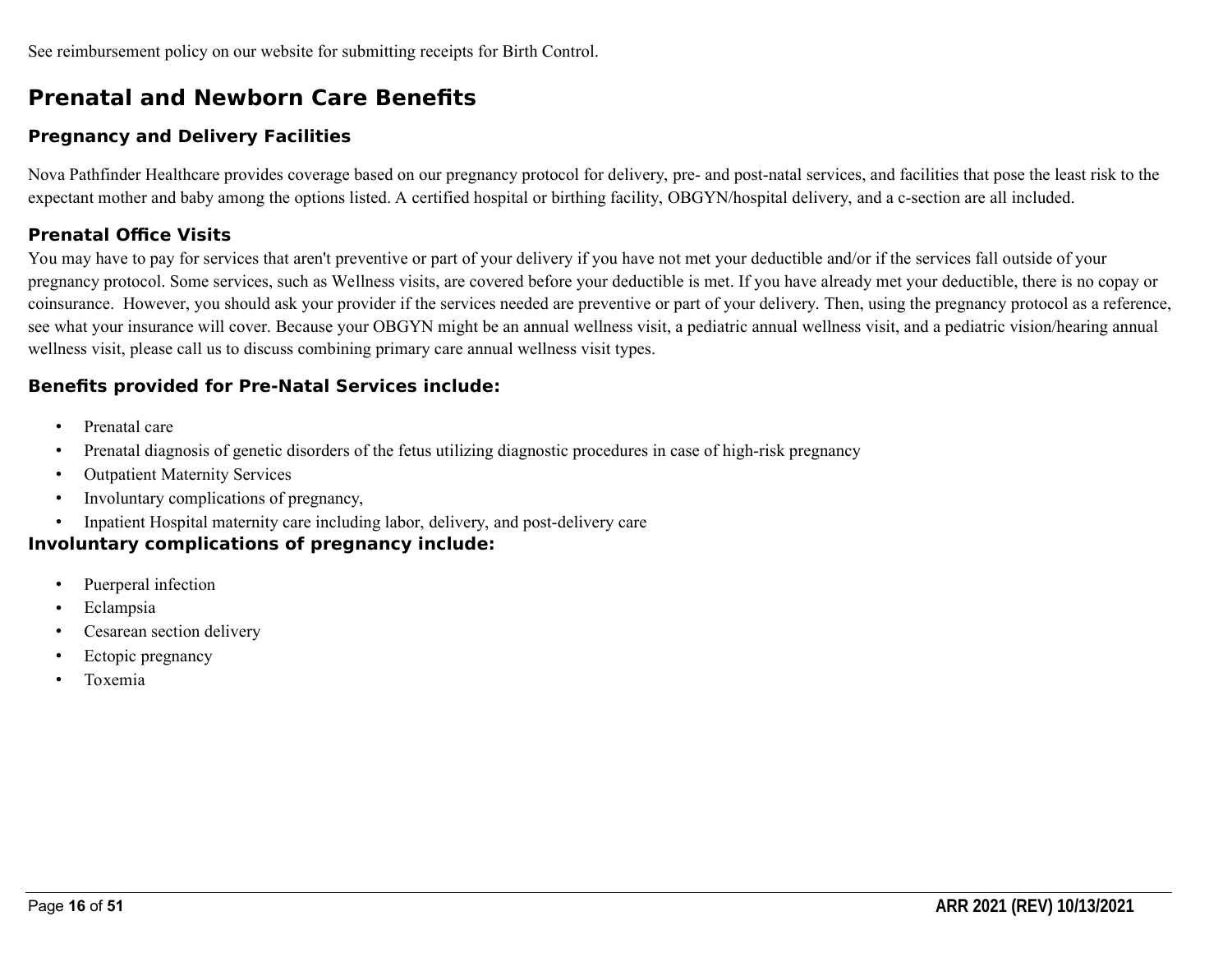See reimbursement policy on our website for submitting receipts for Birth Control.

## Prenatal and Newborn Care Benefits

### Pregnancy and Delivery Facilities

Nova Pathfinder Healthcare provides coverage based on our pregnancy protocol for delivery, pre- and post-natal services, and facilities that pose the least risk to the expectant mother and baby among the options listed. A certified hospital or birthing facility, OBGYN/hospital delivery, and a c-section are all included.

### Prenatal Office Visits

You may have to pay for services that aren't preventive or part of your delivery if you have not met your deductible and/or if the services fall outside of your pregnancy protocol. Some services, such as Wellness visits, are covered before your deductible is met. If you have already met your deductible, there is no copay or coinsurance. However, you should ask your provider if the services needed are preventive or part of your delivery. Then, using the pregnancy protocol as a reference, see what your insurance will cover. Because your OBGYN might be an annual wellness visit, a pediatric annual wellness visit, and a pediatric vision/hearing annual wellness visit, please call us to discuss combining primary care annual wellness visit types.

### Benefits provided for Pre-Natal Services include:

- Prenatal care
- Prenatal diagnosis of genetic disorders of the fetus utilizing diagnostic procedures in case of high-risk pregnancy
- Outpatient Maternity Services
- Involuntary complications of pregnancy,
- Inpatient Hospital maternity care including labor, delivery, and post-delivery care

### Involuntary complications of pregnancy include:

- Puerperal infection
- Eclampsia
- Cesarean section delivery
- Ectopic pregnancy
- Toxemia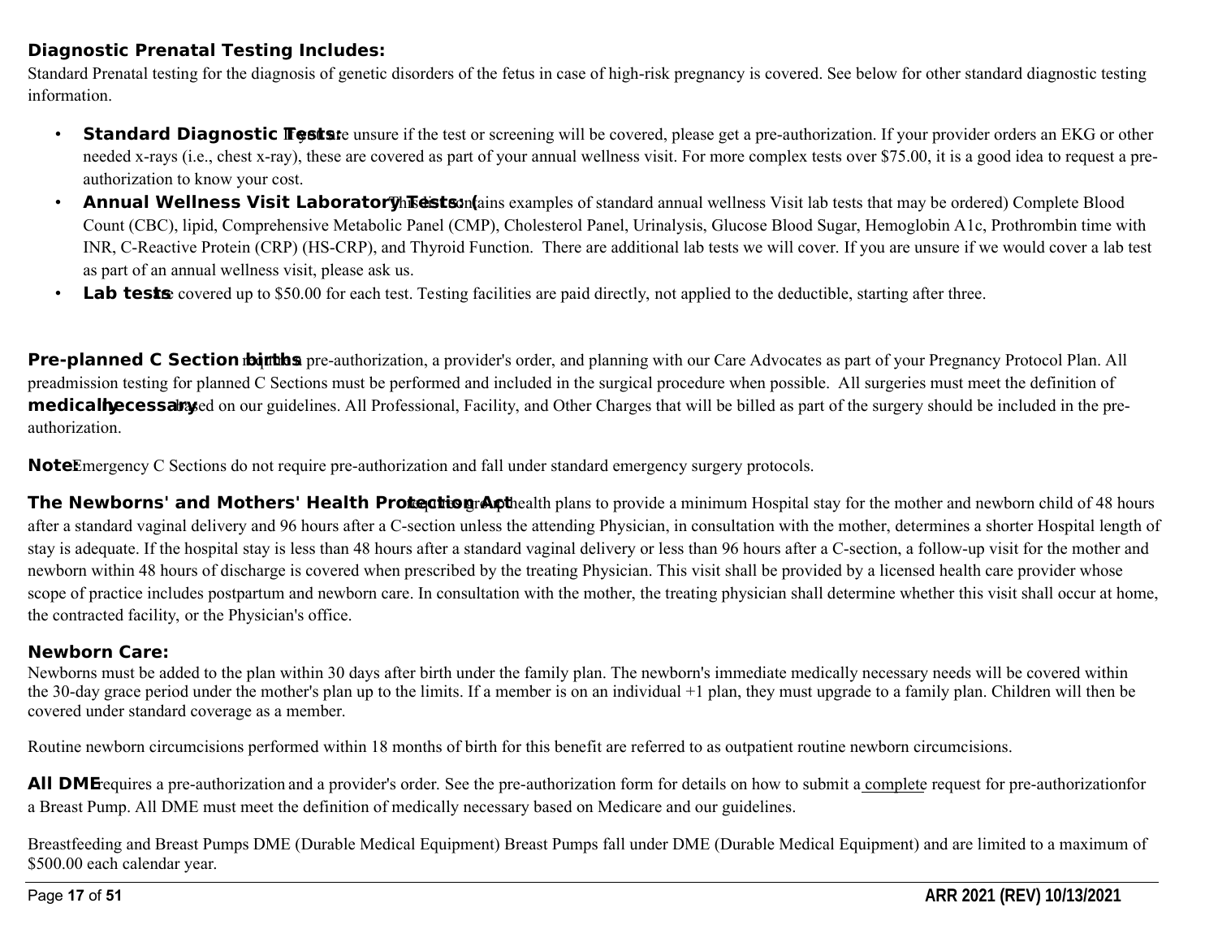### Diagnostic Prenatal Testing Includes:

Standard Prenatal testing for the diagnosis of genetic disorders of the fetus in case of high-risk pregnancy is covered. See below for other standard diagnostic testing information.

- **Standard Diagnostic Tests:** If you are unsure if the test or screening will be covered, please get a pre-authorization. If your provider orders an EKG or other needed x-rays (i.e., chest x-ray), these are covered as part of your annual wellness visit. For more complex tests over $75.00, it is a good idea to request a pre-authorization to know your cost.
- **Annual Wellness Visit Laboratory Tests:** (This list contains examples of standard annual wellness Visit lab tests that may be ordered) Complete Blood Count (CBC), lipid, Comprehensive Metabolic Panel (CMP), Cholesterol Panel, Urinalysis, Glucose Blood Sugar, Hemoglobin A1c, Prothrombin time with INR, C-Reactive Protein (CRP) (HS-CRP), and Thyroid Function. There are additional lab tests we will cover. If you are unsure if we would cover a lab test as part of an annual wellness visit, please ask us.
- **Lab tests** are covered up to $50.00 for each test. Testing facilities are paid directly, not applied to the deductible, starting after three.

**Pre-planned C Section births** require a pre-authorization, a provider's order, and planning with our Care Advocates as part of your Pregnancy Protocol Plan. All preadmission testing for planned C Sections must be performed and included in the surgical procedure when possible. All surgeries must meet the definition of **medically necessary** based on our guidelines. All Professional, Facility, and Other Charges that will be billed as part of the surgery should be included in the pre-authorization.

**Note:** Emergency C Sections do not require pre-authorization and fall under standard emergency surgery protocols.

**The Newborns' and Mothers' Health Protection Act** requires group health plans to provide a minimum Hospital stay for the mother and newborn child of 48 hours after a standard vaginal delivery and 96 hours after a C-section unless the attending Physician, in consultation with the mother, determines a shorter Hospital length of stay is adequate. If the hospital stay is less than 48 hours after a standard vaginal delivery or less than 96 hours after a C-section, a follow-up visit for the mother and newborn within 48 hours of discharge is covered when prescribed by the treating Physician. This visit shall be provided by a licensed health care provider whose scope of practice includes postpartum and newborn care. In consultation with the mother, the treating physician shall determine whether this visit shall occur at home, the contracted facility, or the Physician's office.

### Newborn Care:

Newborns must be added to the plan within 30 days after birth under the family plan. The newborn's immediate medically necessary needs will be covered within the 30-day grace period under the mother's plan up to the limits. If a member is on an individual +1 plan, they must upgrade to a family plan. Children will then be covered under standard coverage as a member.

Routine newborn circumcisions performed within 18 months of birth for this benefit are referred to as outpatient routine newborn circumcisions.

**All DME** requires a pre-authorization and a provider's order. See the pre-authorization form for details on how to submit a complete request for pre-authorizationfor a Breast Pump. All DME must meet the definition of medically necessary based on Medicare and our guidelines.

Breastfeeding and Breast Pumps DME (Durable Medical Equipment) Breast Pumps fall under DME (Durable Medical Equipment) and are limited to a maximum of $500.00 each calendar year.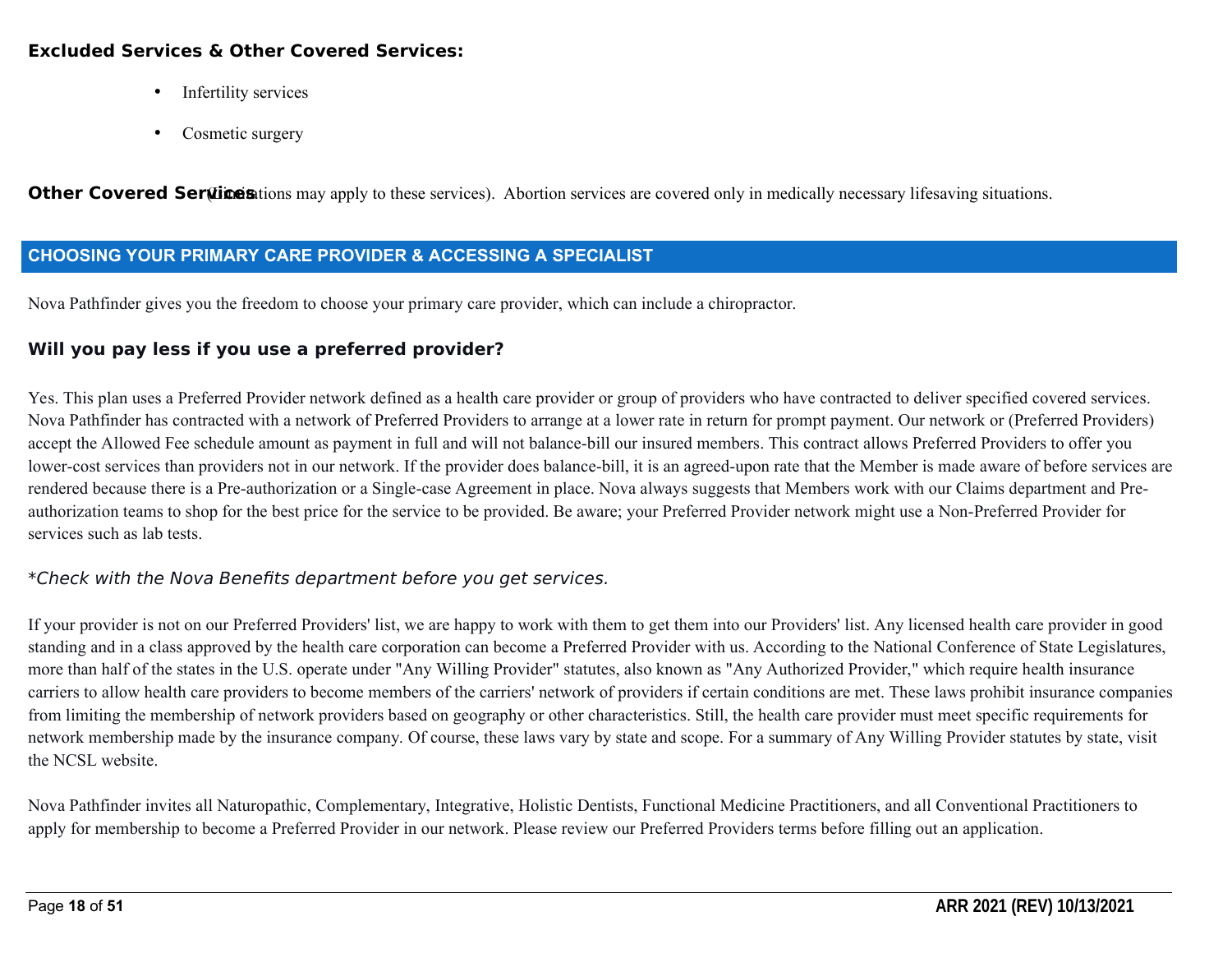### Excluded Services & Other Covered Services:

- Infertility services
- Cosmetic surgery

**Other Covered Services** (Limitations may apply to these services). Abortion services are covered only in medically necessary lifesaving situations.

## CHOOSING YOUR PRIMARY CARE PROVIDER & ACCESSING A SPECIALIST

Nova Pathfinder gives you the freedom to choose your primary care provider, which can include a chiropractor.

### Will you pay less if you use a preferred provider?

Yes. This plan uses a Preferred Provider network defined as a health care provider or group of providers who have contracted to deliver specified covered services. Nova Pathfinder has contracted with a network of Preferred Providers to arrange at a lower rate in return for prompt payment. Our network or (Preferred Providers) accept the Allowed Fee schedule amount as payment in full and will not balance-bill our insured members. This contract allows Preferred Providers to offer you lower-cost services than providers not in our network. If the provider does balance-bill, it is an agreed-upon rate that the Member is made aware of before services are rendered because there is a Pre-authorization or a Single-case Agreement in place. Nova always suggests that Members work with our Claims department and Pre-authorization teams to shop for the best price for the service to be provided. Be aware; your Preferred Provider network might use a Non-Preferred Provider for services such as lab tests.

*\*Check with the Nova Benefits department before you get services.*

If your provider is not on our Preferred Providers' list, we are happy to work with them to get them into our Providers' list. Any licensed health care provider in good standing and in a class approved by the health care corporation can become a Preferred Provider with us. According to the National Conference of State Legislatures, more than half of the states in the U.S. operate under "Any Willing Provider" statutes, also known as "Any Authorized Provider," which require health insurance carriers to allow health care providers to become members of the carriers' network of providers if certain conditions are met. These laws prohibit insurance companies from limiting the membership of network providers based on geography or other characteristics. Still, the health care provider must meet specific requirements for network membership made by the insurance company. Of course, these laws vary by state and scope. For a summary of Any Willing Provider statutes by state, visit the NCSL website.

Nova Pathfinder invites all Naturopathic, Complementary, Integrative, Holistic Dentists, Functional Medicine Practitioners, and all Conventional Practitioners to apply for membership to become a Preferred Provider in our network. Please review our Preferred Providers terms before filling out an application.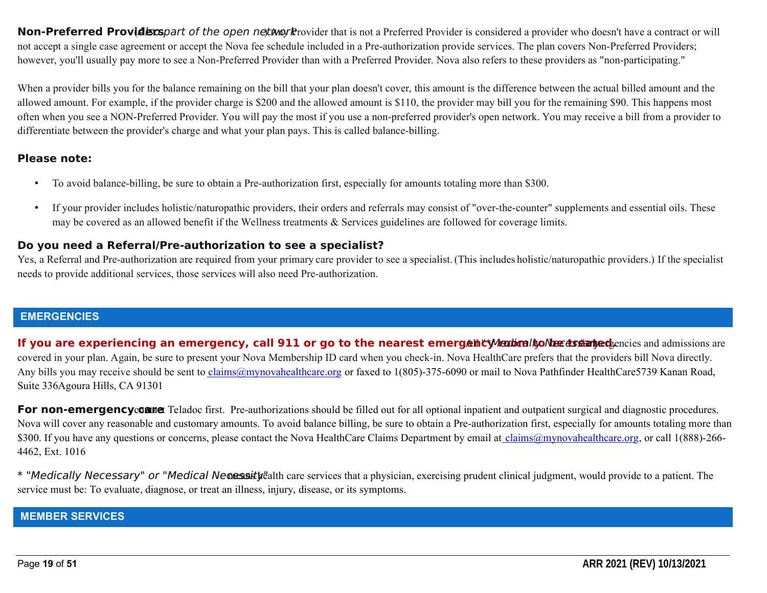**Non-Preferred Providers** *(Also part of the open network)*: Any Provider that is not a Preferred Provider is considered a provider who doesn't have a contract or will not accept a single case agreement or accept the Nova fee schedule included in a Pre-authorization provide services. The plan covers Non-Preferred Providers; however, you'll usually pay more to see a Non-Preferred Provider than with a Preferred Provider. Nova also refers to these providers as "non-participating."

When a provider bills you for the balance remaining on the bill that your plan doesn't cover, this amount is the difference between the actual billed amount and the allowed amount. For example, if the provider charge is $200 and the allowed amount is $110, the provider may bill you for the remaining $90. This happens most often when you see a NON-Preferred Provider. You will pay the most if you use a non-preferred provider's open network. You may receive a bill from a provider to differentiate between the provider's charge and what your plan pays. This is called balance-billing.

### Please note:

- To avoid balance-billing, be sure to obtain a Pre-authorization first, especially for amounts totaling more than $300.
- If your provider includes holistic/naturopathic providers, their orders and referrals may consist of "over-the-counter" supplements and essential oils. These may be covered as an allowed benefit if the Wellness treatments & Services guidelines are followed for coverage limits.

### Do you need a Referral/Pre-authorization to see a specialist?

Yes, a Referral and Pre-authorization are required from your primary care provider to see a specialist. (This includes holistic/naturopathic providers.) If the specialist needs to provide additional services, those services will also need Pre-authorization.

## EMERGENCIES

**If you are experiencing an emergency, call 911 or go to the nearest emergency room to be treated.** All *"Medically Necessary"* emergencies and admissions are covered in your plan. Again, be sure to present your Nova Membership ID card when you check-in. Nova HealthCare prefers that the providers bill Nova directly. Any bills you may receive should be sent to claims@mynovahealthcare.org or faxed to 1(805)-375-6090 or mail to Nova Pathfinder HealthCare5739 Kanan Road, Suite 336Agoura Hills, CA 91301

**For non-emergency care** contact Teladoc first. Pre-authorizations should be filled out for all optional inpatient and outpatient surgical and diagnostic procedures. Nova will cover any reasonable and customary amounts. To avoid balance billing, be sure to obtain a Pre-authorization first, especially for amounts totaling more than $300. If you have any questions or concerns, please contact the Nova HealthCare Claims Department by email at claims@mynovahealthcare.org, or call 1(888)-266-4462, Ext. 1016

* *"Medically Necessary" or "Medical Necessity"* means health care services that a physician, exercising prudent clinical judgment, would provide to a patient. The service must be: To evaluate, diagnose, or treat an illness, injury, disease, or its symptoms.

## MEMBER SERVICES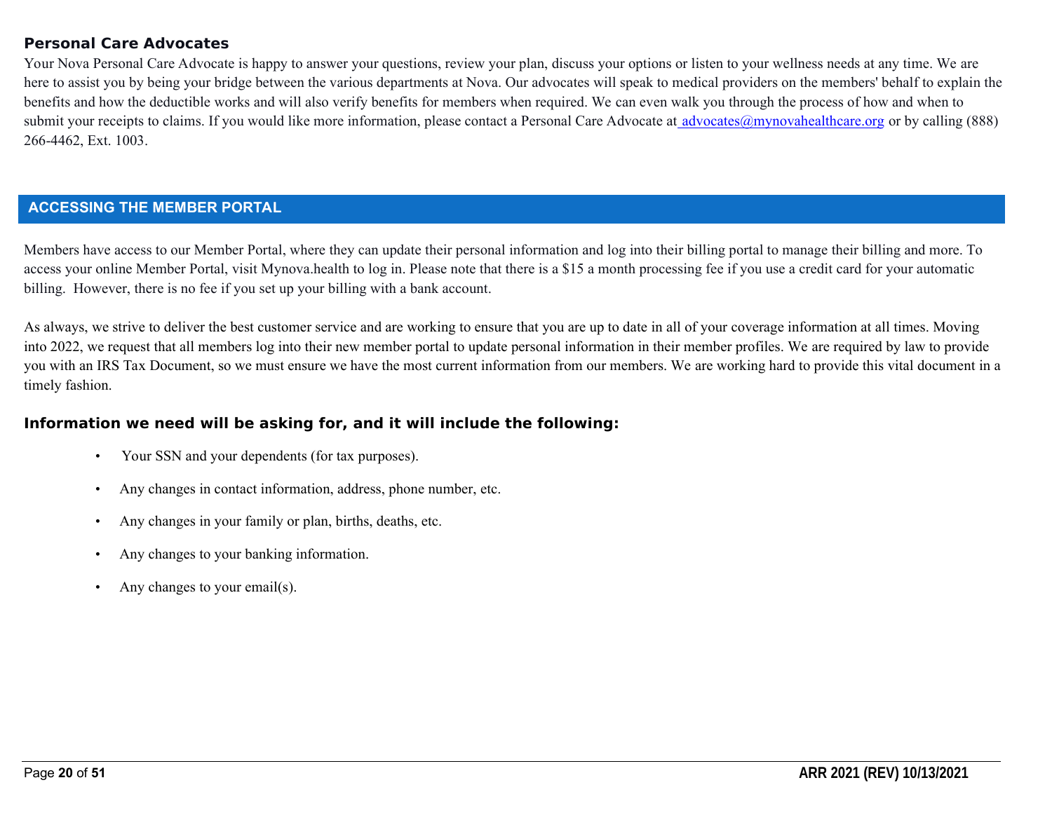### Personal Care Advocates

Your Nova Personal Care Advocate is happy to answer your questions, review your plan, discuss your options or listen to your wellness needs at any time. We are here to assist you by being your bridge between the various departments at Nova. Our advocates will speak to medical providers on the members' behalf to explain the benefits and how the deductible works and will also verify benefits for members when required. We can even walk you through the process of how and when to submit your receipts to claims. If you would like more information, please contact a Personal Care Advocate at advocates@mynovahealthcare.org or by calling (888) 266-4462, Ext. 1003.

## ACCESSING THE MEMBER PORTAL

Members have access to our Member Portal, where they can update their personal information and log into their billing portal to manage their billing and more. To access your online Member Portal, visit Mynova.health to log in. Please note that there is a $15 a month processing fee if you use a credit card for your automatic billing. However, there is no fee if you set up your billing with a bank account.

As always, we strive to deliver the best customer service and are working to ensure that you are up to date in all of your coverage information at all times. Moving into 2022, we request that all members log into their new member portal to update personal information in their member profiles. We are required by law to provide you with an IRS Tax Document, so we must ensure we have the most current information from our members. We are working hard to provide this vital document in a timely fashion.

### Information we need will be asking for, and it will include the following:

- Your SSN and your dependents (for tax purposes).
- Any changes in contact information, address, phone number, etc.
- Any changes in your family or plan, births, deaths, etc.
- Any changes to your banking information.
- Any changes to your email(s).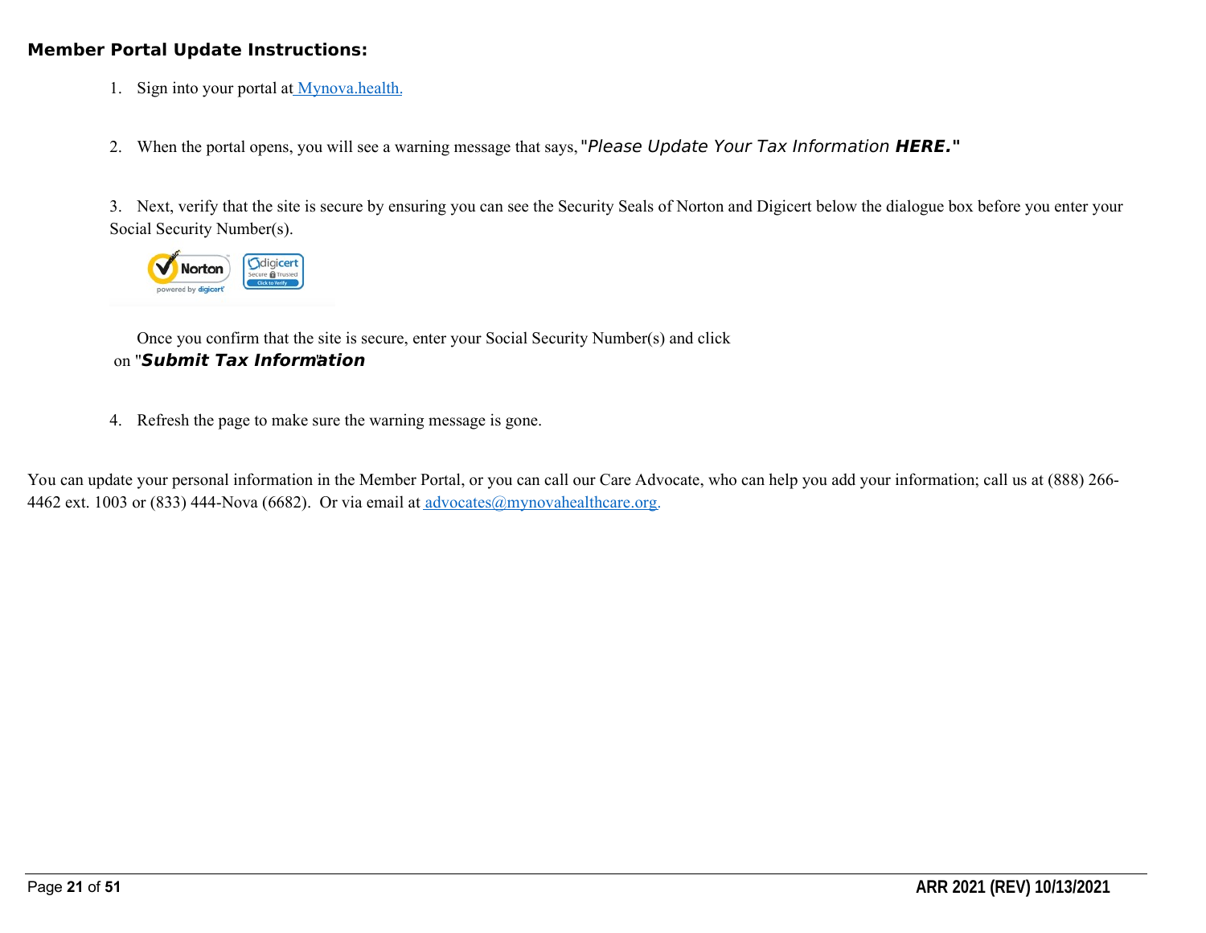**Member Portal Update Instructions:**

1. Sign into your portal at [Mynova.health.](Mynova.health)

2. When the portal opens, you will see a warning message that says, "*Please Update Your Tax Information* ***HERE.***"

3. Next, verify that the site is secure by ensuring you can see the Security Seals of Norton and Digicert below the dialogue box before you enter your Social Security Number(s).

   Once you confirm that the site is secure, enter your Social Security Number(s) and click on "***Submit Tax Information***"

4. Refresh the page to make sure the warning message is gone.

You can update your personal information in the Member Portal, or you can call our Care Advocate, who can help you add your information; call us at (888) 266-4462 ext. 1003 or (833) 444-Nova (6682). Or via email at advocates@mynovahealthcare.org.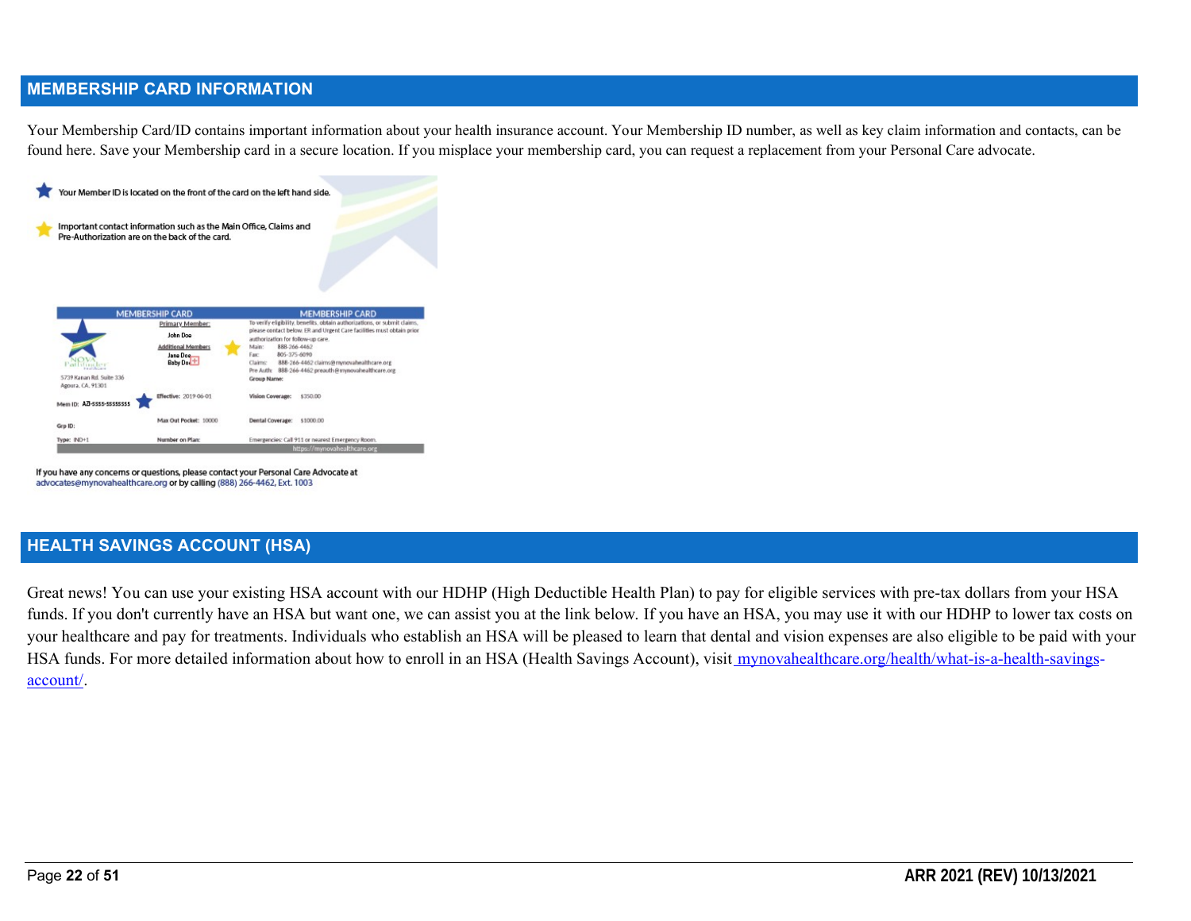## MEMBERSHIP CARD INFORMATION

Your Membership Card/ID contains important information about your health insurance account. Your Membership ID number, as well as key claim information and contacts, can be found here. Save your Membership card in a secure location. If you misplace your membership card, you can request a replacement from your Personal Care advocate.

Your Member ID is located on the front of the card on the left hand side.

Important contact information such as the Main Office, Claims and Pre-Authorization are on the back of the card.

| MEMBERSHIP CARD | | MEMBERSHIP CARD |
|---|---|---|
| NOVA Pathfinder Healthcare<br>5739 Kanan Rd. Suite 336<br>Agoura, CA. 91301 | Primary Member:<br>John Doe<br>Additional Members<br>Jane Doe<br>Baby Doe | To verify eligibility, benefits, obtain authorizations, or submit claims, please contact below. ER and Urgent Care facilities must obtain prior authorization for follow-up care.<br>Main: 888-266-4462<br>Fax: 805-375-6090<br>Claims: 888-266-4462 claims@mynovahealthcare.org<br>Pre Auth: 888-266-4462 preauth@mynovahealthcare.org<br>Group Name: |
| Mem ID: AZI-5555-55555555 | Effective: 2019-06-01 | Vision Coverage: $350.00 |
| Grp ID: | Max Out Pocket: 10000 | Dental Coverage: $1000.00 |
| Type: IND+1 | Number on Plan: | Emergencies: Call 911 or nearest Emergency Room. |
| | | https://mynovahealthcare.org |

If you have any concerns or questions, please contact your Personal Care Advocate at advocates@mynovahealthcare.org or by calling (888) 266-4462, Ext. 1003

## HEALTH SAVINGS ACCOUNT (HSA)

Great news! You can use your existing HSA account with our HDHP (High Deductible Health Plan) to pay for eligible services with pre-tax dollars from your HSA funds. If you don't currently have an HSA but want one, we can assist you at the link below. If you have an HSA, you may use it with our HDHP to lower tax costs on your healthcare and pay for treatments. Individuals who establish an HSA will be pleased to learn that dental and vision expenses are also eligible to be paid with your HSA funds. For more detailed information about how to enroll in an HSA (Health Savings Account), visit mynovahealthcare.org/health/what-is-a-health-savings-account/.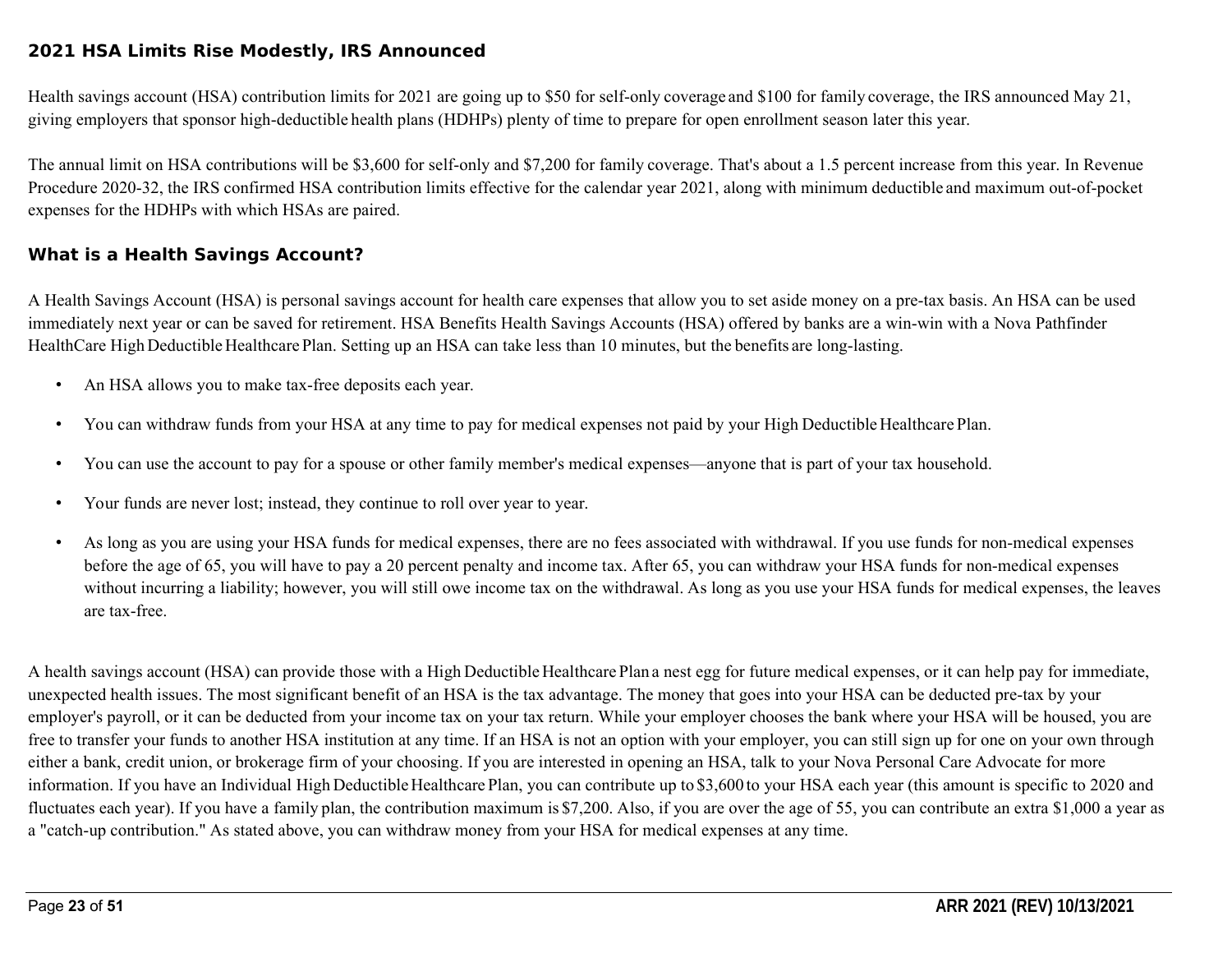## 2021 HSA Limits Rise Modestly, IRS Announced

Health savings account (HSA) contribution limits for 2021 are going up to $50 for self-only coverage and $100 for family coverage, the IRS announced May 21, giving employers that sponsor high-deductible health plans (HDHPs) plenty of time to prepare for open enrollment season later this year.

The annual limit on HSA contributions will be $3,600 for self-only and $7,200 for family coverage. That's about a 1.5 percent increase from this year. In Revenue Procedure 2020-32, the IRS confirmed HSA contribution limits effective for the calendar year 2021, along with minimum deductible and maximum out-of-pocket expenses for the HDHPs with which HSAs are paired.

## What is a Health Savings Account?

A Health Savings Account (HSA) is personal savings account for health care expenses that allow you to set aside money on a pre-tax basis. An HSA can be used immediately next year or can be saved for retirement. HSA Benefits Health Savings Accounts (HSA) offered by banks are a win-win with a Nova Pathfinder HealthCare High Deductible Healthcare Plan. Setting up an HSA can take less than 10 minutes, but the benefits are long-lasting.

- An HSA allows you to make tax-free deposits each year.
- You can withdraw funds from your HSA at any time to pay for medical expenses not paid by your High Deductible Healthcare Plan.
- You can use the account to pay for a spouse or other family member's medical expenses—anyone that is part of your tax household.
- Your funds are never lost; instead, they continue to roll over year to year.
- As long as you are using your HSA funds for medical expenses, there are no fees associated with withdrawal. If you use funds for non-medical expenses before the age of 65, you will have to pay a 20 percent penalty and income tax. After 65, you can withdraw your HSA funds for non-medical expenses without incurring a liability; however, you will still owe income tax on the withdrawal. As long as you use your HSA funds for medical expenses, the leaves are tax-free.

A health savings account (HSA) can provide those with a High Deductible Healthcare Plan a nest egg for future medical expenses, or it can help pay for immediate, unexpected health issues. The most significant benefit of an HSA is the tax advantage. The money that goes into your HSA can be deducted pre-tax by your employer's payroll, or it can be deducted from your income tax on your tax return. While your employer chooses the bank where your HSA will be housed, you are free to transfer your funds to another HSA institution at any time. If an HSA is not an option with your employer, you can still sign up for one on your own through either a bank, credit union, or brokerage firm of your choosing. If you are interested in opening an HSA, talk to your Nova Personal Care Advocate for more information. If you have an Individual High Deductible Healthcare Plan, you can contribute up to $3,600 to your HSA each year (this amount is specific to 2020 and fluctuates each year). If you have a family plan, the contribution maximum is $7,200. Also, if you are over the age of 55, you can contribute an extra $1,000 a year as a "catch-up contribution." As stated above, you can withdraw money from your HSA for medical expenses at any time.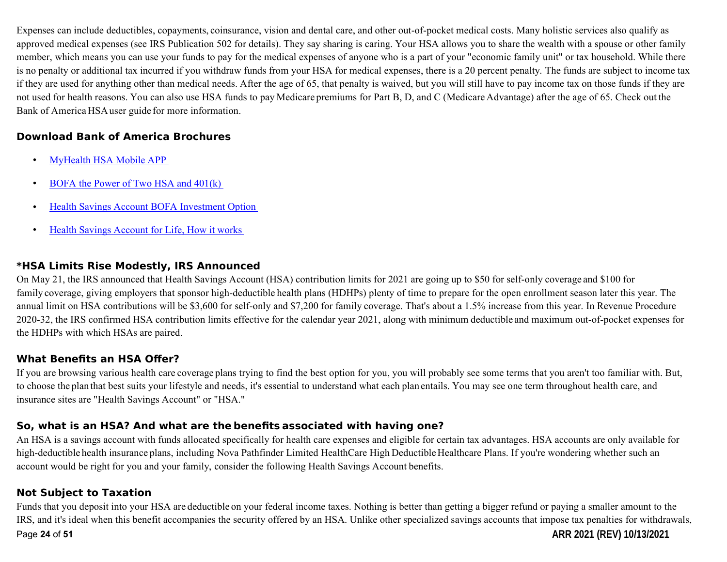Expenses can include deductibles, copayments, coinsurance, vision and dental care, and other out-of-pocket medical costs. Many holistic services also qualify as approved medical expenses (see IRS Publication 502 for details). They say sharing is caring. Your HSA allows you to share the wealth with a spouse or other family member, which means you can use your funds to pay for the medical expenses of anyone who is a part of your "economic family unit" or tax household. While there is no penalty or additional tax incurred if you withdraw funds from your HSA for medical expenses, there is a 20 percent penalty. The funds are subject to income tax if they are used for anything other than medical needs. After the age of 65, that penalty is waived, but you will still have to pay income tax on those funds if they are not used for health reasons. You can also use HSA funds to pay Medicare premiums for Part B, D, and C (Medicare Advantage) after the age of 65. Check out the Bank of America HSA user guide for more information.

## Download Bank of America Brochures

- MyHealth HSA Mobile APP
- BOFA the Power of Two HSA and 401(k)
- Health Savings Account BOFA Investment Option
- Health Savings Account for Life, How it works

## *HSA Limits Rise Modestly, IRS Announced

On May 21, the IRS announced that Health Savings Account (HSA) contribution limits for 2021 are going up to $50 for self-only coverage and $100 for family coverage, giving employers that sponsor high-deductible health plans (HDHPs) plenty of time to prepare for the open enrollment season later this year. The annual limit on HSA contributions will be $3,600 for self-only and $7,200 for family coverage. That's about a 1.5% increase from this year. In Revenue Procedure 2020-32, the IRS confirmed HSA contribution limits effective for the calendar year 2021, along with minimum deductible and maximum out-of-pocket expenses for the HDHPs with which HSAs are paired.

## What Benefits an HSA Offer?

If you are browsing various health care coverage plans trying to find the best option for you, you will probably see some terms that you aren't too familiar with. But, to choose the plan that best suits your lifestyle and needs, it's essential to understand what each plan entails. You may see one term throughout health care, and insurance sites are "Health Savings Account" or "HSA."

## So, what is an HSA? And what are the benefits associated with having one?

An HSA is a savings account with funds allocated specifically for health care expenses and eligible for certain tax advantages. HSA accounts are only available for high-deductible health insurance plans, including Nova Pathfinder Limited HealthCare High Deductible Healthcare Plans. If you're wondering whether such an account would be right for you and your family, consider the following Health Savings Account benefits.

## Not Subject to Taxation

Funds that you deposit into your HSA are deductible on your federal income taxes. Nothing is better than getting a bigger refund or paying a smaller amount to the IRS, and it's ideal when this benefit accompanies the security offered by an HSA. Unlike other specialized savings accounts that impose tax penalties for withdrawals,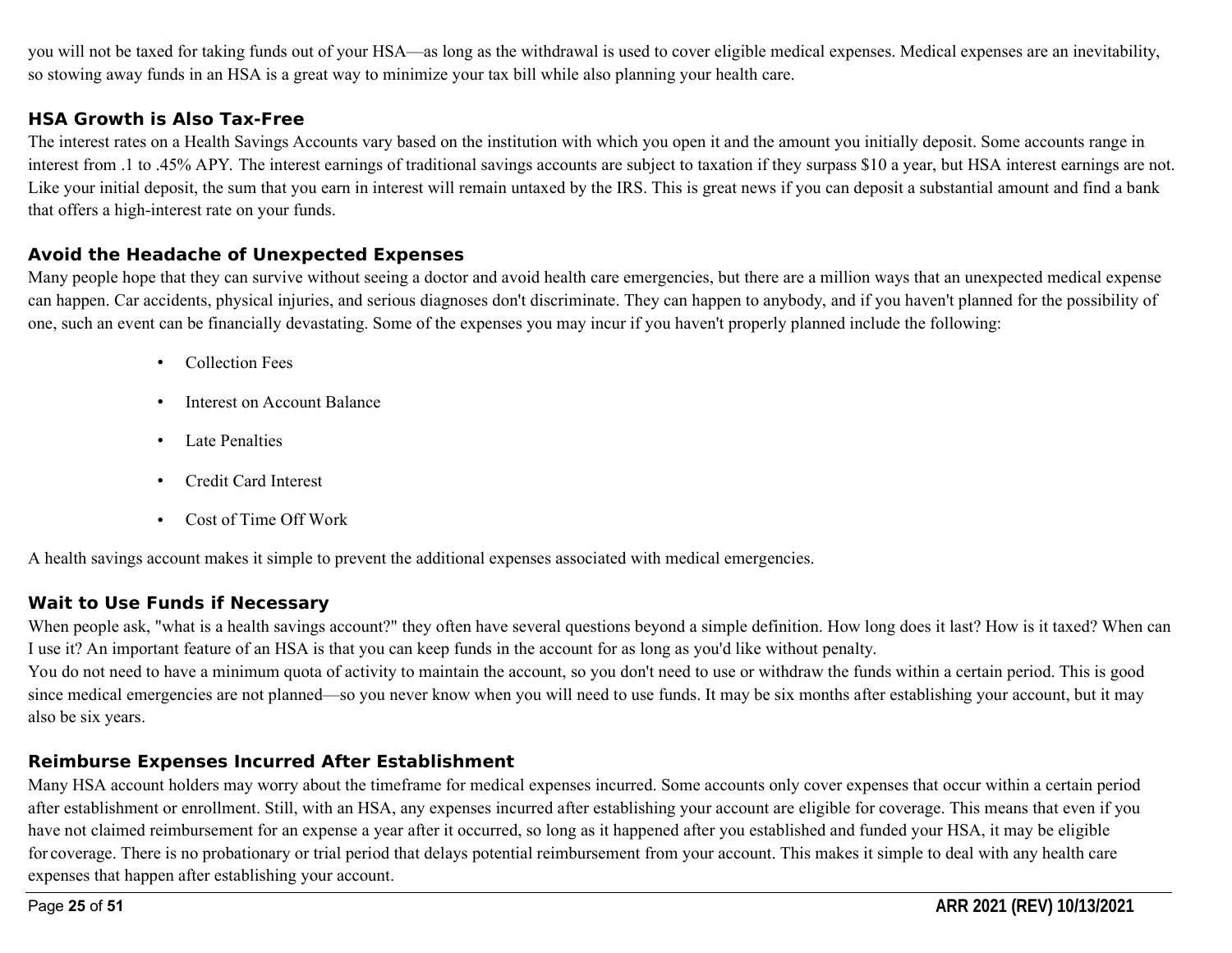you will not be taxed for taking funds out of your HSA—as long as the withdrawal is used to cover eligible medical expenses. Medical expenses are an inevitability, so stowing away funds in an HSA is a great way to minimize your tax bill while also planning your health care.

### HSA Growth is Also Tax-Free

The interest rates on a Health Savings Accounts vary based on the institution with which you open it and the amount you initially deposit. Some accounts range in interest from .1 to .45% APY. The interest earnings of traditional savings accounts are subject to taxation if they surpass $10 a year, but HSA interest earnings are not. Like your initial deposit, the sum that you earn in interest will remain untaxed by the IRS. This is great news if you can deposit a substantial amount and find a bank that offers a high-interest rate on your funds.

### Avoid the Headache of Unexpected Expenses

Many people hope that they can survive without seeing a doctor and avoid health care emergencies, but there are a million ways that an unexpected medical expense can happen. Car accidents, physical injuries, and serious diagnoses don't discriminate. They can happen to anybody, and if you haven't planned for the possibility of one, such an event can be financially devastating. Some of the expenses you may incur if you haven't properly planned include the following:

- Collection Fees
- Interest on Account Balance
- Late Penalties
- Credit Card Interest
- Cost of Time Off Work

A health savings account makes it simple to prevent the additional expenses associated with medical emergencies.

### Wait to Use Funds if Necessary

When people ask, "what is a health savings account?" they often have several questions beyond a simple definition. How long does it last? How is it taxed? When can I use it? An important feature of an HSA is that you can keep funds in the account for as long as you'd like without penalty.

You do not need to have a minimum quota of activity to maintain the account, so you don't need to use or withdraw the funds within a certain period. This is good since medical emergencies are not planned—so you never know when you will need to use funds. It may be six months after establishing your account, but it may also be six years.

### Reimburse Expenses Incurred After Establishment

Many HSA account holders may worry about the timeframe for medical expenses incurred. Some accounts only cover expenses that occur within a certain period after establishment or enrollment. Still, with an HSA, any expenses incurred after establishing your account are eligible for coverage. This means that even if you have not claimed reimbursement for an expense a year after it occurred, so long as it happened after you established and funded your HSA, it may be eligible for coverage. There is no probationary or trial period that delays potential reimbursement from your account. This makes it simple to deal with any health care expenses that happen after establishing your account.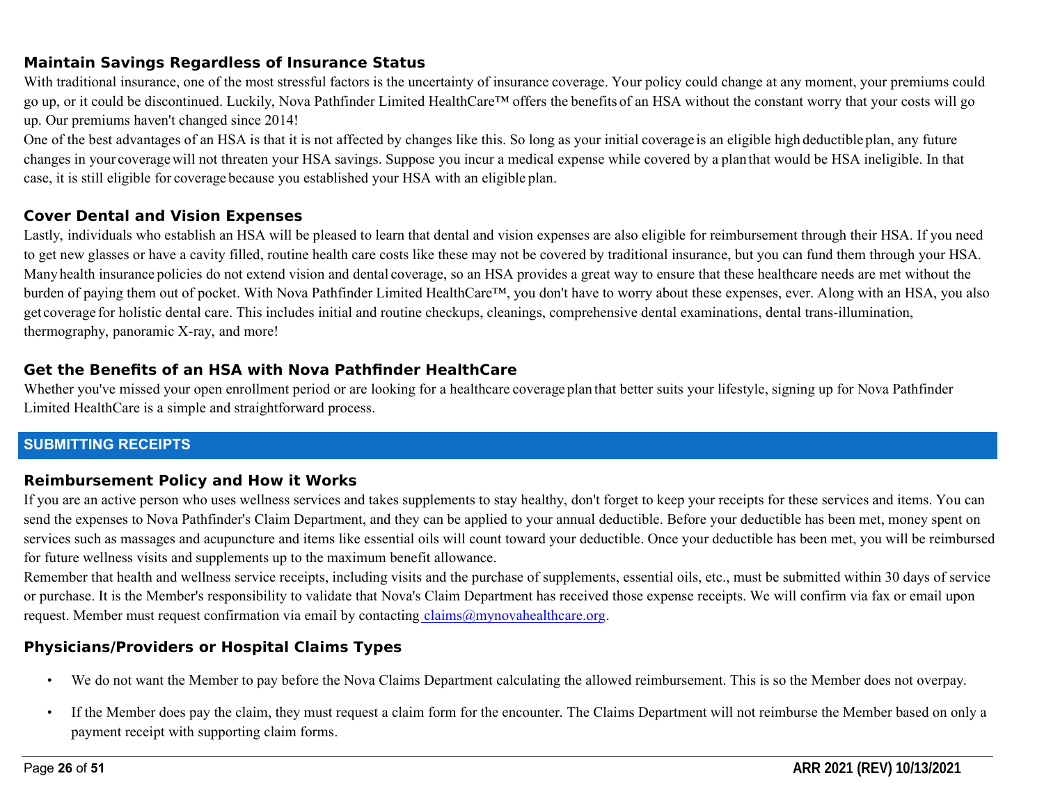### Maintain Savings Regardless of Insurance Status

With traditional insurance, one of the most stressful factors is the uncertainty of insurance coverage. Your policy could change at any moment, your premiums could go up, or it could be discontinued. Luckily, Nova Pathfinder Limited HealthCare™ offers the benefits of an HSA without the constant worry that your costs will go up. Our premiums haven't changed since 2014!

One of the best advantages of an HSA is that it is not affected by changes like this. So long as your initial coverage is an eligible high deductible plan, any future changes in your coverage will not threaten your HSA savings. Suppose you incur a medical expense while covered by a plan that would be HSA ineligible. In that case, it is still eligible for coverage because you established your HSA with an eligible plan.

### Cover Dental and Vision Expenses

Lastly, individuals who establish an HSA will be pleased to learn that dental and vision expenses are also eligible for reimbursement through their HSA. If you need to get new glasses or have a cavity filled, routine health care costs like these may not be covered by traditional insurance, but you can fund them through your HSA. Many health insurance policies do not extend vision and dental coverage, so an HSA provides a great way to ensure that these healthcare needs are met without the burden of paying them out of pocket. With Nova Pathfinder Limited HealthCare™, you don't have to worry about these expenses, ever. Along with an HSA, you also get coverage for holistic dental care. This includes initial and routine checkups, cleanings, comprehensive dental examinations, dental trans-illumination, thermography, panoramic X-ray, and more!

### Get the Benefits of an HSA with Nova Pathfinder HealthCare

Whether you've missed your open enrollment period or are looking for a healthcare coverage plan that better suits your lifestyle, signing up for Nova Pathfinder Limited HealthCare is a simple and straightforward process.

## SUBMITTING RECEIPTS

### Reimbursement Policy and How it Works

If you are an active person who uses wellness services and takes supplements to stay healthy, don't forget to keep your receipts for these services and items. You can send the expenses to Nova Pathfinder's Claim Department, and they can be applied to your annual deductible. Before your deductible has been met, money spent on services such as massages and acupuncture and items like essential oils will count toward your deductible. Once your deductible has been met, you will be reimbursed for future wellness visits and supplements up to the maximum benefit allowance.

Remember that health and wellness service receipts, including visits and the purchase of supplements, essential oils, etc., must be submitted within 30 days of service or purchase. It is the Member's responsibility to validate that Nova's Claim Department has received those expense receipts. We will confirm via fax or email upon request. Member must request confirmation via email by contacting claims@mynovahealthcare.org.

### Physicians/Providers or Hospital Claims Types

- We do not want the Member to pay before the Nova Claims Department calculating the allowed reimbursement. This is so the Member does not overpay.
- If the Member does pay the claim, they must request a claim form for the encounter. The Claims Department will not reimburse the Member based on only a payment receipt with supporting claim forms.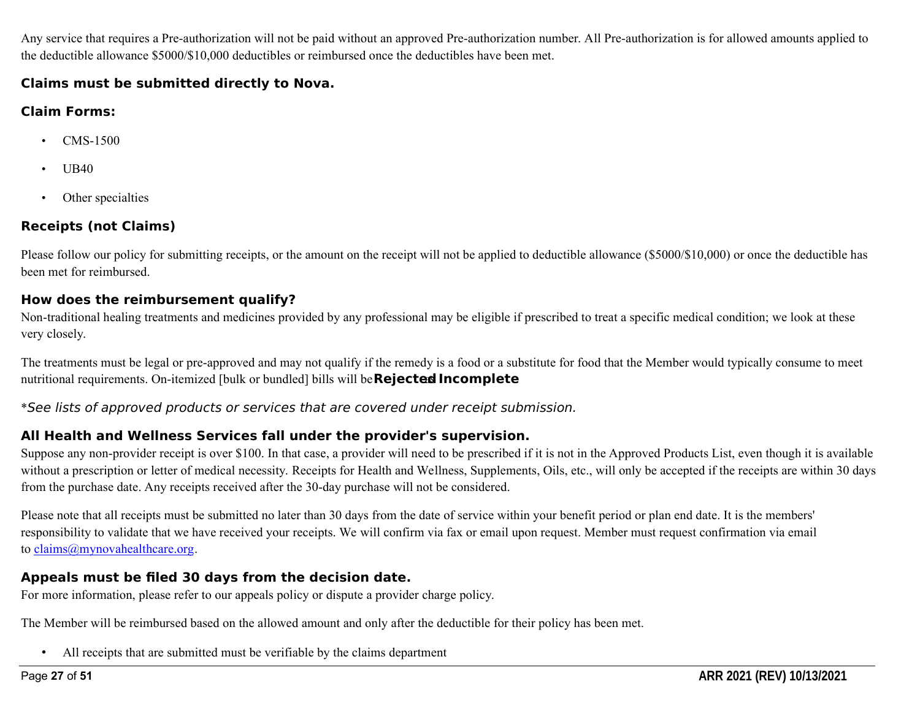Any service that requires a Pre-authorization will not be paid without an approved Pre-authorization number. All Pre-authorization is for allowed amounts applied to the deductible allowance $5000/$10,000 deductibles or reimbursed once the deductibles have been met.

### Claims must be submitted directly to Nova.

### Claim Forms:

- CMS-1500
- UB40
- Other specialties

### Receipts (not Claims)

Please follow our policy for submitting receipts, or the amount on the receipt will not be applied to deductible allowance ($5000/$10,000) or once the deductible has been met for reimbursed.

### How does the reimbursement qualify?

Non-traditional healing treatments and medicines provided by any professional may be eligible if prescribed to treat a specific medical condition; we look at these very closely.

The treatments must be legal or pre-approved and may not qualify if the remedy is a food or a substitute for food that the Member would typically consume to meet nutritional requirements. On-itemized [bulk or bundled] bills will be **Rejected** as **Incomplete**

*\*See lists of approved products or services that are covered under receipt submission.*

### All Health and Wellness Services fall under the provider's supervision.

Suppose any non-provider receipt is over $100. In that case, a provider will need to be prescribed if it is not in the Approved Products List, even though it is available without a prescription or letter of medical necessity. Receipts for Health and Wellness, Supplements, Oils, etc., will only be accepted if the receipts are within 30 days from the purchase date. Any receipts received after the 30-day purchase will not be considered.

Please note that all receipts must be submitted no later than 30 days from the date of service within your benefit period or plan end date. It is the members' responsibility to validate that we have received your receipts. We will confirm via fax or email upon request. Member must request confirmation via email to claims@mynovahealthcare.org.

### Appeals must be filed 30 days from the decision date.

For more information, please refer to our appeals policy or dispute a provider charge policy.

The Member will be reimbursed based on the allowed amount and only after the deductible for their policy has been met.

- All receipts that are submitted must be verifiable by the claims department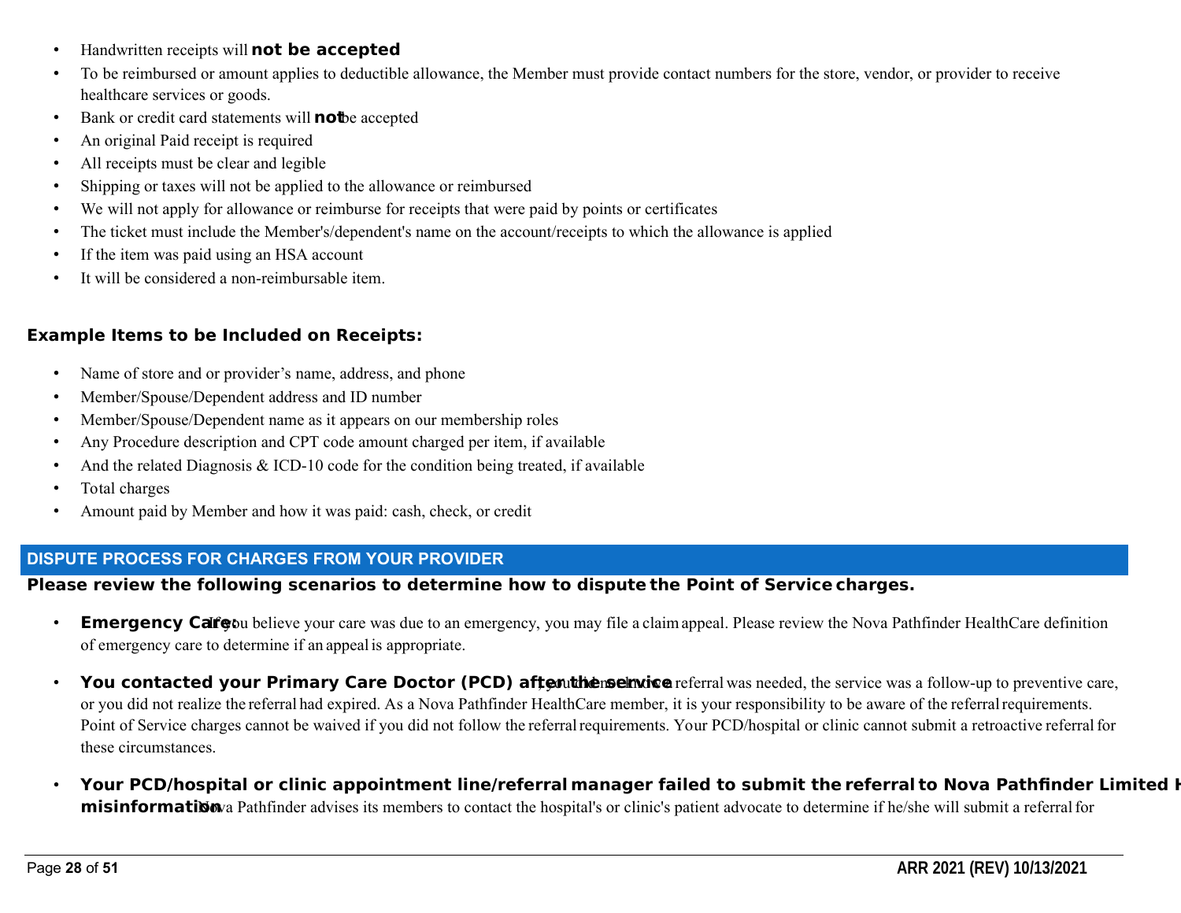- Handwritten receipts will **not be accepted**
- To be reimbursed or amount applies to deductible allowance, the Member must provide contact numbers for the store, vendor, or provider to receive healthcare services or goods.
- Bank or credit card statements will **not** be accepted
- An original Paid receipt is required
- All receipts must be clear and legible
- Shipping or taxes will not be applied to the allowance or reimbursed
- We will not apply for allowance or reimburse for receipts that were paid by points or certificates
- The ticket must include the Member's/dependent's name on the account/receipts to which the allowance is applied
- If the item was paid using an HSA account
- It will be considered a non-reimbursable item.

**Example Items to be Included on Receipts:**

- Name of store and or provider's name, address, and phone
- Member/Spouse/Dependent address and ID number
- Member/Spouse/Dependent name as it appears on our membership roles
- Any Procedure description and CPT code amount charged per item, if available
- And the related Diagnosis & ICD-10 code for the condition being treated, if available
- Total charges
- Amount paid by Member and how it was paid: cash, check, or credit

## DISPUTE PROCESS FOR CHARGES FROM YOUR PROVIDER

**Please review the following scenarios to determine how to dispute the Point of Service charges.**

- **Emergency Care:** If you believe your care was due to an emergency, you may file a claim appeal. Please review the Nova Pathfinder HealthCare definition of emergency care to determine if an appeal is appropriate.
- **You contacted your Primary Care Doctor (PCD) after the service**, you did not know a referral was needed, the service was a follow-up to preventive care, or you did not realize the referral had expired. As a Nova Pathfinder HealthCare member, it is your responsibility to be aware of the referral requirements. Point of Service charges cannot be waived if you did not follow the referral requirements. Your PCD/hospital or clinic cannot submit a retroactive referral for these circumstances.
- **Your PCD/hospital or clinic appointment line/referral manager failed to submit the referral to Nova Pathfinder Limited H misinformation** Nova Pathfinder advises its members to contact the hospital's or clinic's patient advocate to determine if he/she will submit a referral for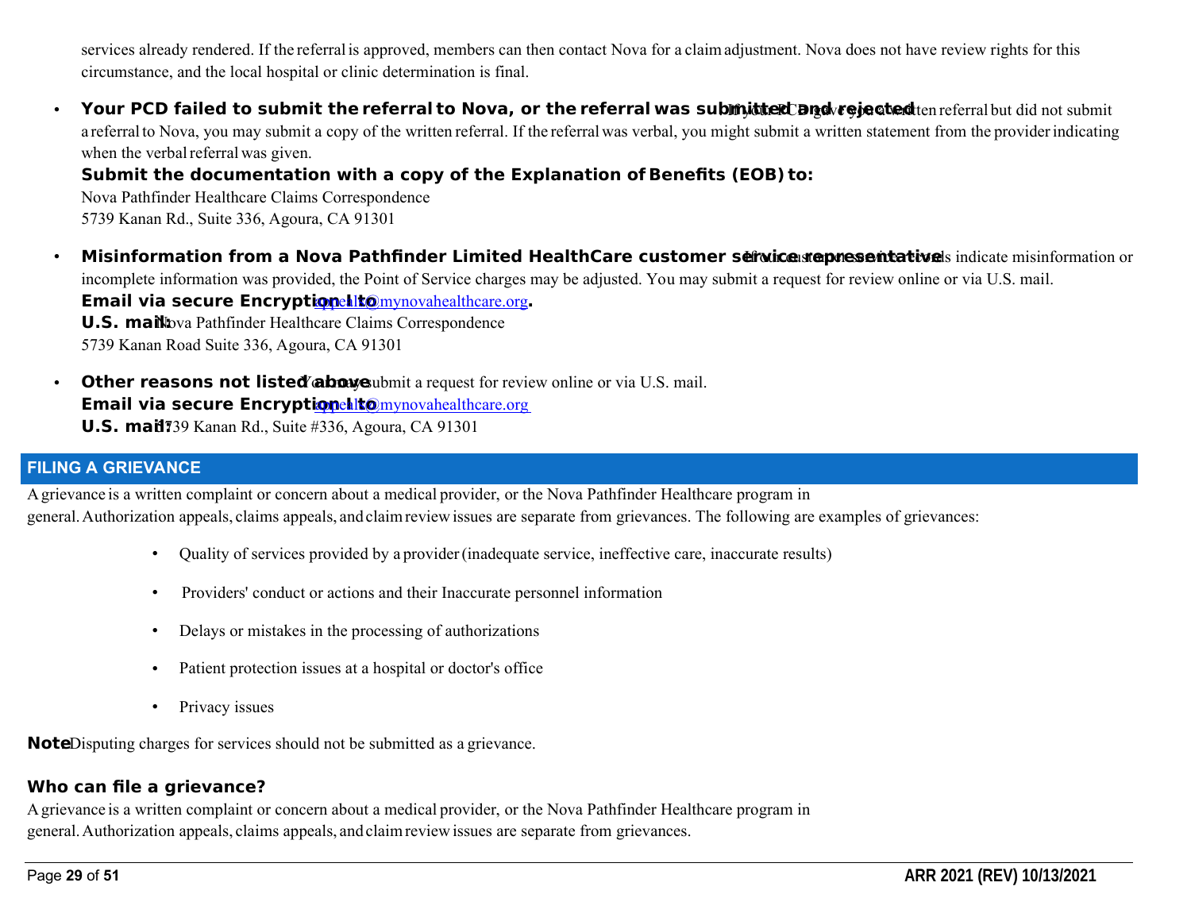services already rendered. If the referral is approved, members can then contact Nova for a claim adjustment. Nova does not have review rights for this circumstance, and the local hospital or clinic determination is final.

- **Your PCD failed to submit the referral to Nova, or the referral was submitted and rejected** If your PCD gave you a written referral but did not submit a referral to Nova, you may submit a copy of the written referral. If the referral was verbal, you might submit a written statement from the provider indicating when the verbal referral was given.

  **Submit the documentation with a copy of the Explanation of Benefits (EOB) to:**
  Nova Pathfinder Healthcare Claims Correspondence
  5739 Kanan Rd., Suite 336, Agoura, CA 91301

- **Misinformation from a Nova Pathfinder Limited HealthCare customer service representative** If our customer service records indicate misinformation or incomplete information was provided, the Point of Service charges may be adjusted. You may submit a request for review online or via U.S. mail.
  **Email via secure Encryption I to** appeals@mynovahealthcare.org**.**
  **U.S. mail:** Nova Pathfinder Healthcare Claims Correspondence
  5739 Kanan Road Suite 336, Agoura, CA 91301

- **Other reasons not listed above** You may submit a request for review online or via U.S. mail.
  **Email via secure Encryption I to** appeals@mynovahealthcare.org
  **U.S. mail:** 5739 Kanan Rd., Suite #336, Agoura, CA 91301

## FILING A GRIEVANCE

A grievance is a written complaint or concern about a medical provider, or the Nova Pathfinder Healthcare program in general. Authorization appeals, claims appeals, and claim review issues are separate from grievances. The following are examples of grievances:

- Quality of services provided by a provider (inadequate service, ineffective care, inaccurate results)
- Providers' conduct or actions and their Inaccurate personnel information
- Delays or mistakes in the processing of authorizations
- Patient protection issues at a hospital or doctor's office
- Privacy issues

**Note** Disputing charges for services should not be submitted as a grievance.

### Who can file a grievance?

A grievance is a written complaint or concern about a medical provider, or the Nova Pathfinder Healthcare program in general. Authorization appeals, claims appeals, and claim review issues are separate from grievances.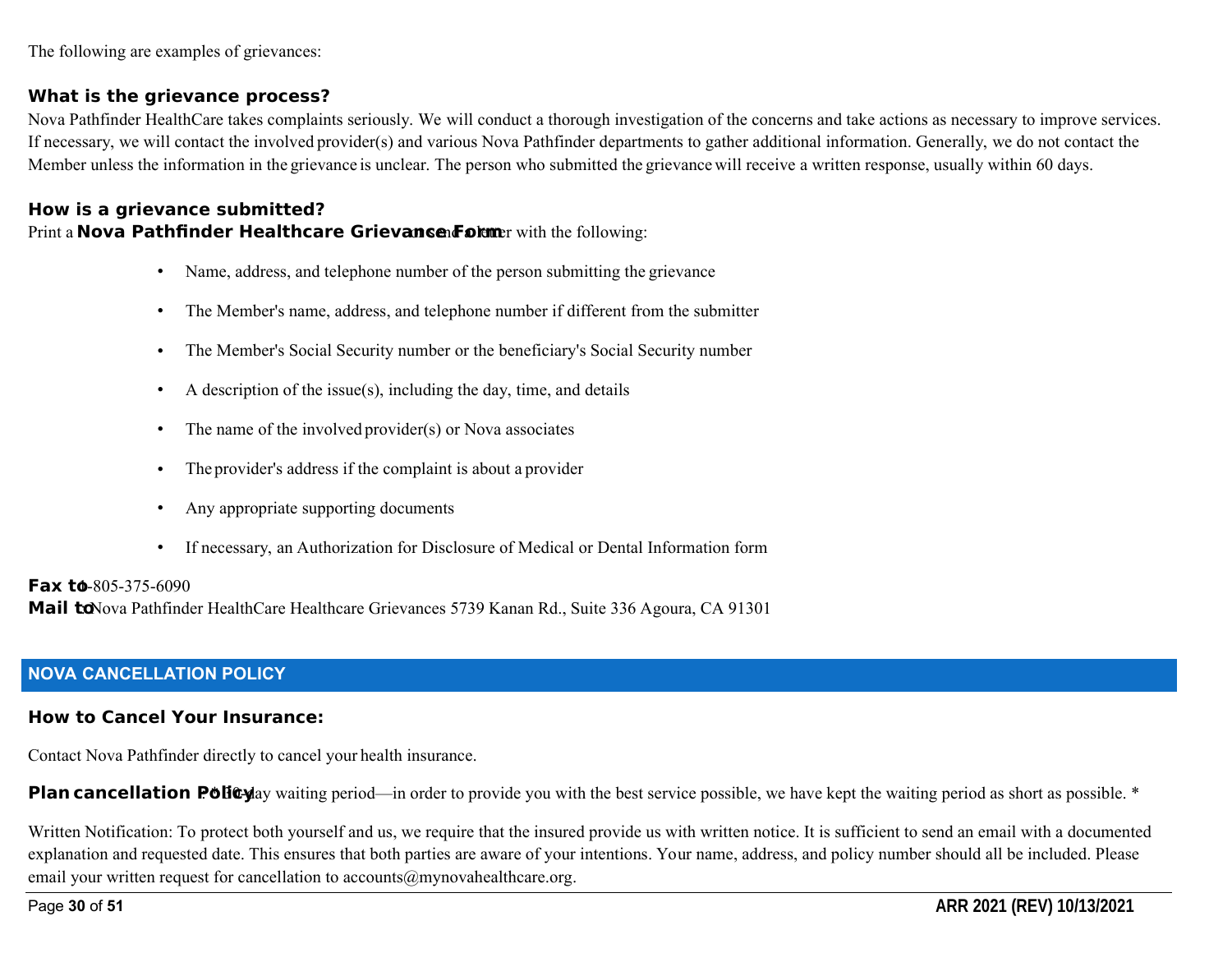The following are examples of grievances:

### What is the grievance process?

Nova Pathfinder HealthCare takes complaints seriously. We will conduct a thorough investigation of the concerns and take actions as necessary to improve services. If necessary, we will contact the involved provider(s) and various Nova Pathfinder departments to gather additional information. Generally, we do not contact the Member unless the information in the grievance is unclear. The person who submitted the grievance will receive a written response, usually within 60 days.

### How is a grievance submitted?

Print a **Nova Pathfinder Healthcare Grievance Form** or send a letter with the following:

- Name, address, and telephone number of the person submitting the grievance
- The Member's name, address, and telephone number if different from the submitter
- The Member's Social Security number or the beneficiary's Social Security number
- A description of the issue(s), including the day, time, and details
- The name of the involved provider(s) or Nova associates
- The provider's address if the complaint is about a provider
- Any appropriate supporting documents
- If necessary, an Authorization for Disclosure of Medical or Dental Information form

**Fax to** 1-805-375-6090
**Mail to** Nova Pathfinder HealthCare Healthcare Grievances 5739 Kanan Rd., Suite 336 Agoura, CA 91301

## NOVA CANCELLATION POLICY

### How to Cancel Your Insurance:

Contact Nova Pathfinder directly to cancel your health insurance.

**Plan cancellation Policy**: *30-day waiting period—in order to provide you with the best service possible, we have kept the waiting period as short as possible. *

Written Notification: To protect both yourself and us, we require that the insured provide us with written notice. It is sufficient to send an email with a documented explanation and requested date. This ensures that both parties are aware of your intentions. Your name, address, and policy number should all be included. Please email your written request for cancellation to accounts@mynovahealthcare.org.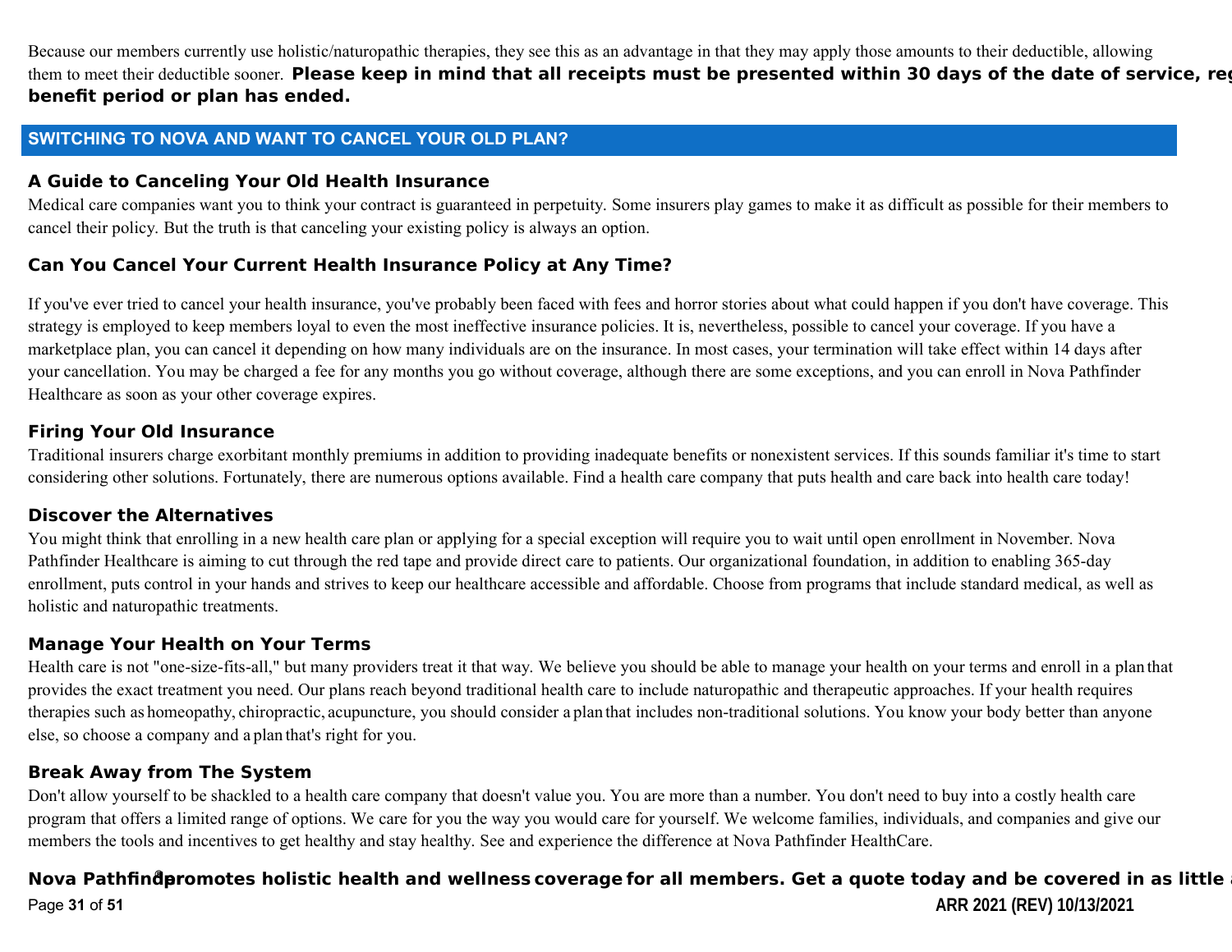Because our members currently use holistic/naturopathic therapies, they see this as an advantage in that they may apply those amounts to their deductible, allowing them to meet their deductible sooner. **Please keep in mind that all receipts must be presented within 30 days of the date of service, reg benefit period or plan has ended.**

## SWITCHING TO NOVA AND WANT TO CANCEL YOUR OLD PLAN?

### A Guide to Canceling Your Old Health Insurance

Medical care companies want you to think your contract is guaranteed in perpetuity. Some insurers play games to make it as difficult as possible for their members to cancel their policy. But the truth is that canceling your existing policy is always an option.

### Can You Cancel Your Current Health Insurance Policy at Any Time?

If you've ever tried to cancel your health insurance, you've probably been faced with fees and horror stories about what could happen if you don't have coverage. This strategy is employed to keep members loyal to even the most ineffective insurance policies. It is, nevertheless, possible to cancel your coverage. If you have a marketplace plan, you can cancel it depending on how many individuals are on the insurance. In most cases, your termination will take effect within 14 days after your cancellation. You may be charged a fee for any months you go without coverage, although there are some exceptions, and you can enroll in Nova Pathfinder Healthcare as soon as your other coverage expires.

### Firing Your Old Insurance

Traditional insurers charge exorbitant monthly premiums in addition to providing inadequate benefits or nonexistent services. If this sounds familiar it's time to start considering other solutions. Fortunately, there are numerous options available. Find a health care company that puts health and care back into health care today!

### Discover the Alternatives

You might think that enrolling in a new health care plan or applying for a special exception will require you to wait until open enrollment in November. Nova Pathfinder Healthcare is aiming to cut through the red tape and provide direct care to patients. Our organizational foundation, in addition to enabling 365-day enrollment, puts control in your hands and strives to keep our healthcare accessible and affordable. Choose from programs that include standard medical, as well as holistic and naturopathic treatments.

### Manage Your Health on Your Terms

Health care is not "one-size-fits-all," but many providers treat it that way. We believe you should be able to manage your health on your terms and enroll in a plan that provides the exact treatment you need. Our plans reach beyond traditional health care to include naturopathic and therapeutic approaches. If your health requires therapies such as homeopathy, chiropractic, acupuncture, you should consider a plan that includes non-traditional solutions. You know your body better than anyone else, so choose a company and a plan that's right for you.

### Break Away from The System

Don't allow yourself to be shackled to a health care company that doesn't value you. You are more than a number. You don't need to buy into a costly health care program that offers a limited range of options. We care for you the way you would care for yourself. We welcome families, individuals, and companies and give our members the tools and incentives to get healthy and stay healthy. See and experience the difference at Nova Pathfinder HealthCare.

**Nova Pathfinder® promotes holistic health and wellness coverage for all members. Get a quote today and be covered in as little a**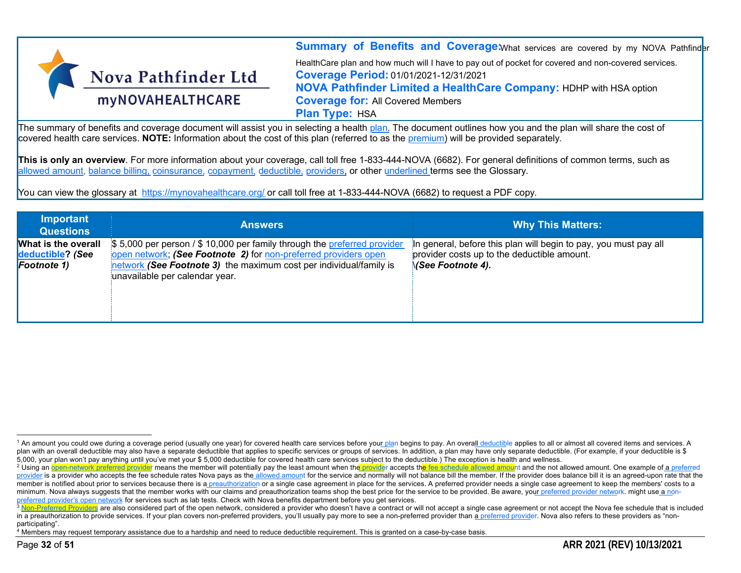Nova Pathfinder Ltd

myNOVAHEALTHCARE

**Summary of Benefits and Coverage:** What services are covered by my NOVA Pathfinder HealthCare plan and how much will I have to pay out of pocket for covered and non-covered services.

**Coverage Period:** 01/01/2021-12/31/2021

**NOVA Pathfinder Limited a HealthCare Company:** HDHP with HSA option

**Coverage for:** All Covered Members

**Plan Type:** HSA

The summary of benefits and coverage document will assist you in selecting a health plan. The document outlines how you and the plan will share the cost of covered health care services. **NOTE:** Information about the cost of this plan (referred to as the premium) will be provided separately.

**This is only an overview**. For more information about your coverage, call toll free 1-833-444-NOVA (6682). For general definitions of common terms, such as allowed amount, balance billing, coinsurance, copayment, deductible, providers, or other underlined terms see the Glossary.

You can view the glossary at https://mynovahealthcare.org/ or call toll free at 1-833-444-NOVA (6682) to request a PDF copy.

| Important Questions | Answers | Why This Matters: |
| --- | --- | --- |
| **What is the overall deductible?** ***(See Footnote 1)*** | $ 5,000 per person / $ 10,000 per family through the preferred provider open network; ***(See Footnote 2)*** for non-preferred providers open network ***(See Footnote 3)*** the maximum cost per individual/family is unavailable per calendar year. | In general, before this plan will begin to pay, you must pay all provider costs up to the deductible amount. ***(See Footnote 4).*** |

[1] An amount you could owe during a coverage period (usually one year) for covered health care services before your plan begins to pay. An overall deductible applies to all or almost all covered items and services. A plan with an overall deductible may also have a separate deductible that applies to specific services or groups of services. In addition, a plan may have only separate deductible. (For example, if your deductible is $ 5,000, your plan won't pay anything until you've met your $ 5,000 deductible for covered health care services subject to the deductible.) The exception is health and wellness.

[2] Using an open-network preferred provider means the member will potentially pay the least amount when the provider accepts the fee schedule allowed amount and the not allowed amount. One example of a preferred provider is a provider who accepts the fee schedule rates Nova pays as the allowed amount for the service and normally will not balance bill the member. If the provider does balance bill it is an agreed-upon rate that the member is notified about prior to services because there is a preauthorization or a single case agreement in place for the services. A preferred provider needs a single case agreement to keep the members' costs to a minimum. Nova always suggests that the member works with our claims and preauthorization teams shop the best price for the service to be provided. Be aware, your preferred provider network. might use a non-preferred provider's open network for services such as lab tests. Check with Nova benefits department before you get services.

[3] Non-Preferred Providers are also considered part of the open network, considered a provider who doesn't have a contract or will not accept a single case agreement or not accept the Nova fee schedule that is included in a preauthorization to provide services. If your plan covers non-preferred providers, you'll usually pay more to see a non-preferred provider than a preferred provider. Nova also refers to these providers as "non-participating".

[4] Members may request temporary assistance due to a hardship and need to reduce deductible requirement. This is granted on a case-by-case basis.

ARR 2021 (REV) 10/13/2021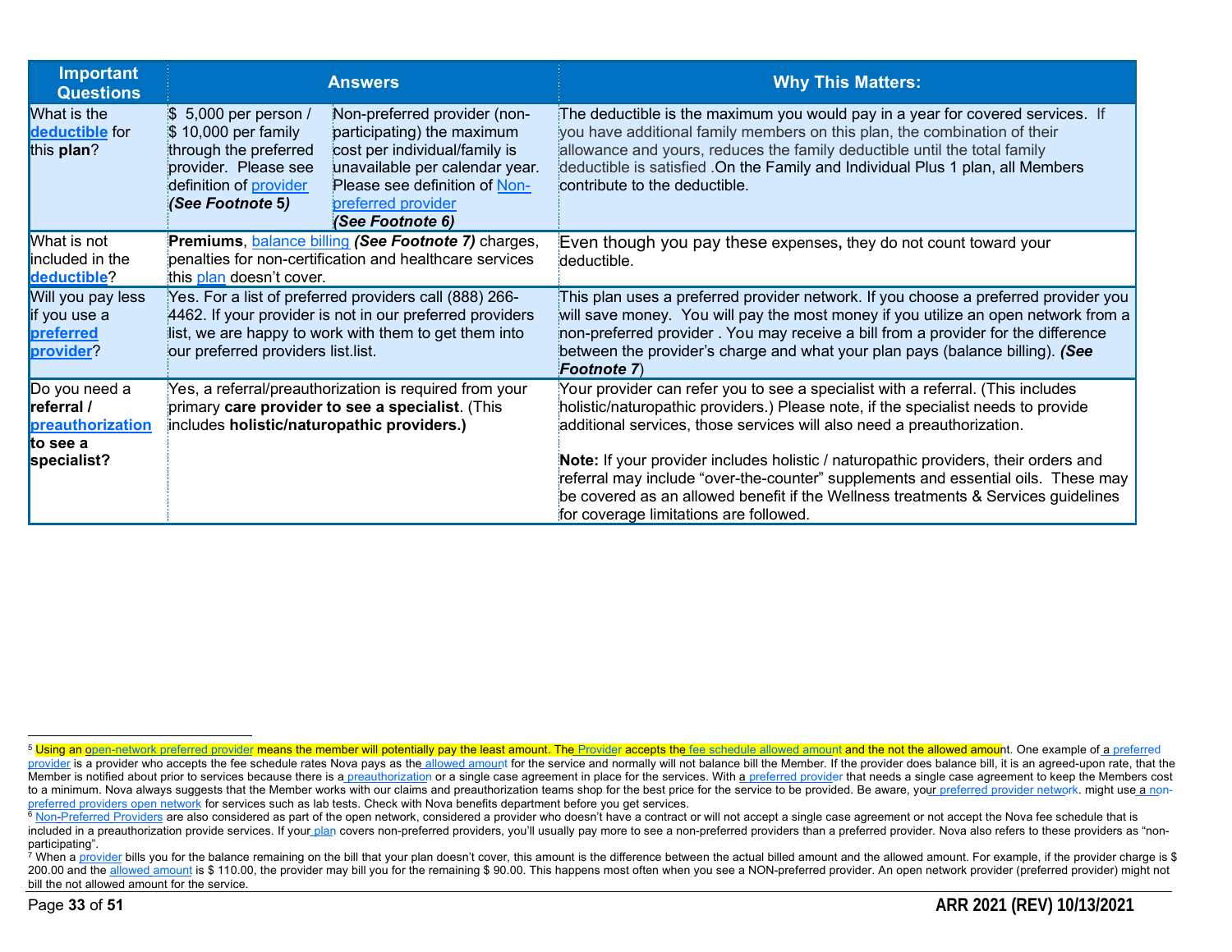| Important Questions | Answers | | Why This Matters: |
|---|---|---|---|
| What is the **deductible** for this **plan**? | $ 5,000 per person / $ 10,000 per family through the preferred provider. Please see definition of provider ***(See Footnote 5)*** | Non-preferred provider (non-participating) the maximum cost per individual/family is unavailable per calendar year. Please see definition of Non-preferred provider ***(See Footnote 6)*** | The deductible is the maximum you would pay in a year for covered services. If you have additional family members on this plan, the combination of their allowance and yours, reduces the family deductible until the total family deductible is satisfied .On the Family and Individual Plus 1 plan, all Members contribute to the deductible. |
| What is not included in the **deductible**? | **Premiums**, balance billing ***(See Footnote 7)*** charges, penalties for non-certification and healthcare services this plan doesn't cover. | | Even though you pay these expenses**,** they do not count toward your deductible. |
| Will you pay less if you use a **preferred provider**? | Yes. For a list of preferred providers call (888) 266-4462. If your provider is not in our preferred providers list, we are happy to work with them to get them into our preferred providers list.list. | | This plan uses a preferred provider network. If you choose a preferred provider you will save money. You will pay the most money if you utilize an open network from a non-preferred provider . You may receive a bill from a provider for the difference between the provider's charge and what your plan pays (balance billing). ***(See Footnote 7***) |
| Do you need a **referral / preauthorization to see a specialist?** | Yes, a referral/preauthorization is required from your primary **care provider to see a specialist**. (This includes **holistic/naturopathic providers.)** | | Your provider can refer you to see a specialist with a referral. (This includes holistic/naturopathic providers.) Please note, if the specialist needs to provide additional services, those services will also need a preauthorization.<br><br>**Note:** If your provider includes holistic / naturopathic providers, their orders and referral may include "over-the-counter" supplements and essential oils. These may be covered as an allowed benefit if the Wellness treatments & Services guidelines for coverage limitations are followed. |

---

[5] Using an open-network preferred provider means the member will potentially pay the least amount. The Provider accepts the fee schedule allowed amount and the not the allowed amount. One example of a preferred provider is a provider who accepts the fee schedule rates Nova pays as the allowed amount for the service and normally will not balance bill the Member. If the provider does balance bill, it is an agreed-upon rate, that the Member is notified about prior to services because there is a preauthorization or a single case agreement in place for the services. With a preferred provider that needs a single case agreement to keep the Members cost to a minimum. Nova always suggests that the Member works with our claims and preauthorization teams shop for the best price for the service to be provided. Be aware, your preferred provider network. might use a non-preferred providers open network for services such as lab tests. Check with Nova benefits department before you get services.

[6] Non-Preferred Providers are also considered as part of the open network, considered a provider who doesn't have a contract or will not accept a single case agreement or not accept the Nova fee schedule that is included in a preauthorization provide services. If your plan covers non-preferred providers, you'll usually pay more to see a non-preferred providers than a preferred provider. Nova also refers to these providers as "non-participating".

[7] When a provider bills you for the balance remaining on the bill that your plan doesn't cover, this amount is the difference between the actual billed amount and the allowed amount. For example, if the provider charge is $ 200.00 and the allowed amount is $ 110.00, the provider may bill you for the remaining $ 90.00. This happens most often when you see a NON-preferred provider. An open network provider (preferred provider) might not bill the not allowed amount for the service.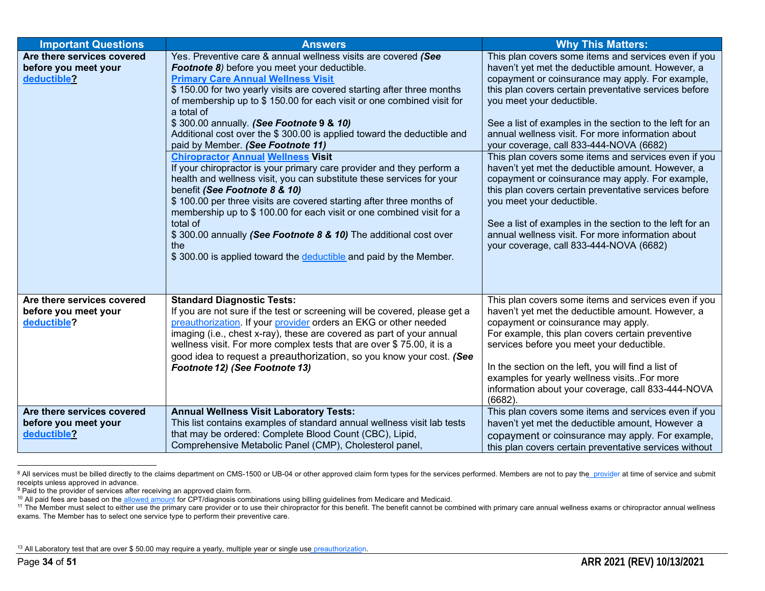| Important Questions | Answers | Why This Matters: |
| --- | --- | --- |
| **Are there services covered before you meet your deductible?** | Yes. Preventive care & annual wellness visits are covered ***(See Footnote 8)*** before you meet your deductible.<br>**Primary Care Annual Wellness Visit**<br>$ 150.00 for two yearly visits are covered starting after three months of membership up to $ 150.00 for each visit or one combined visit for a total of<br>$ 300.00 annually. ***(See Footnote 9 & 10)***<br>Additional cost over the $ 300.00 is applied toward the deductible and paid by Member. ***(See Footnote 11)*** | This plan covers some items and services even if you haven't yet met the deductible amount. However, a copayment or coinsurance may apply. For example, this plan covers certain preventative services before you meet your deductible.<br><br>See a list of examples in the section to the left for an annual wellness visit. For more information about your coverage, call 833-444-NOVA (6682) |
| | **Chiropractor Annual Wellness Visit**<br>If your chiropractor is your primary care provider and they perform a health and wellness visit, you can substitute these services for your benefit ***(See Footnote 8 & 10)***<br>$ 100.00 per three visits are covered starting after three months of membership up to $ 100.00 for each visit or one combined visit for a total of<br>$ 300.00 annually ***(See Footnote 8 & 10)*** The additional cost over the<br>$ 300.00 is applied toward the deductible and paid by the Member. | This plan covers some items and services even if you haven't yet met the deductible amount. However, a copayment or coinsurance may apply. For example, this plan covers certain preventative services before you meet your deductible.<br><br>See a list of examples in the section to the left for an annual wellness visit. For more information about your coverage, call 833-444-NOVA (6682) |
| **Are there services covered before you meet your deductible?** | **Standard Diagnostic Tests:**<br>If you are not sure if the test or screening will be covered, please get a preauthorization. If your provider orders an EKG or other needed imaging (i.e., chest x-ray), these are covered as part of your annual wellness visit. For more complex tests that are over $ 75.00, it is a good idea to request a preauthorization, so you know your cost. ***(See Footnote 12) (See Footnote 13)*** | This plan covers some items and services even if you haven't yet met the deductible amount. However, a copayment or coinsurance may apply.<br>For example, this plan covers certain preventive services before you meet your deductible.<br><br>In the section on the left, you will find a list of examples for yearly wellness visits..For more information about your coverage, call 833-444-NOVA (6682). |
| **Are there services covered before you meet your deductible?** | **Annual Wellness Visit Laboratory Tests:**<br>This list contains examples of standard annual wellness visit lab tests that may be ordered: Complete Blood Count (CBC), Lipid, Comprehensive Metabolic Panel (CMP), Cholesterol panel, | This plan covers some items and services even if you haven't yet met the deductible amount, However a copayment or coinsurance may apply. For example, this plan covers certain preventative services without |

[8] All services must be billed directly to the claims department on CMS-1500 or UB-04 or other approved claim form types for the services performed. Members are not to pay the provider at time of service and submit receipts unless approved in advance.

[9] Paid to the provider of services after receiving an approved claim form.

[10] All paid fees are based on the allowed amount for CPT/diagnosis combinations using billing guidelines from Medicare and Medicaid.

[11] The Member must select to either use the primary care provider or to use their chiropractor for this benefit. The benefit cannot be combined with primary care annual wellness exams or chiropractor annual wellness exams. The Member has to select one service type to perform their preventive care.

[13] All Laboratory test that are over $ 50.00 may require a yearly, multiple year or single use preauthorization.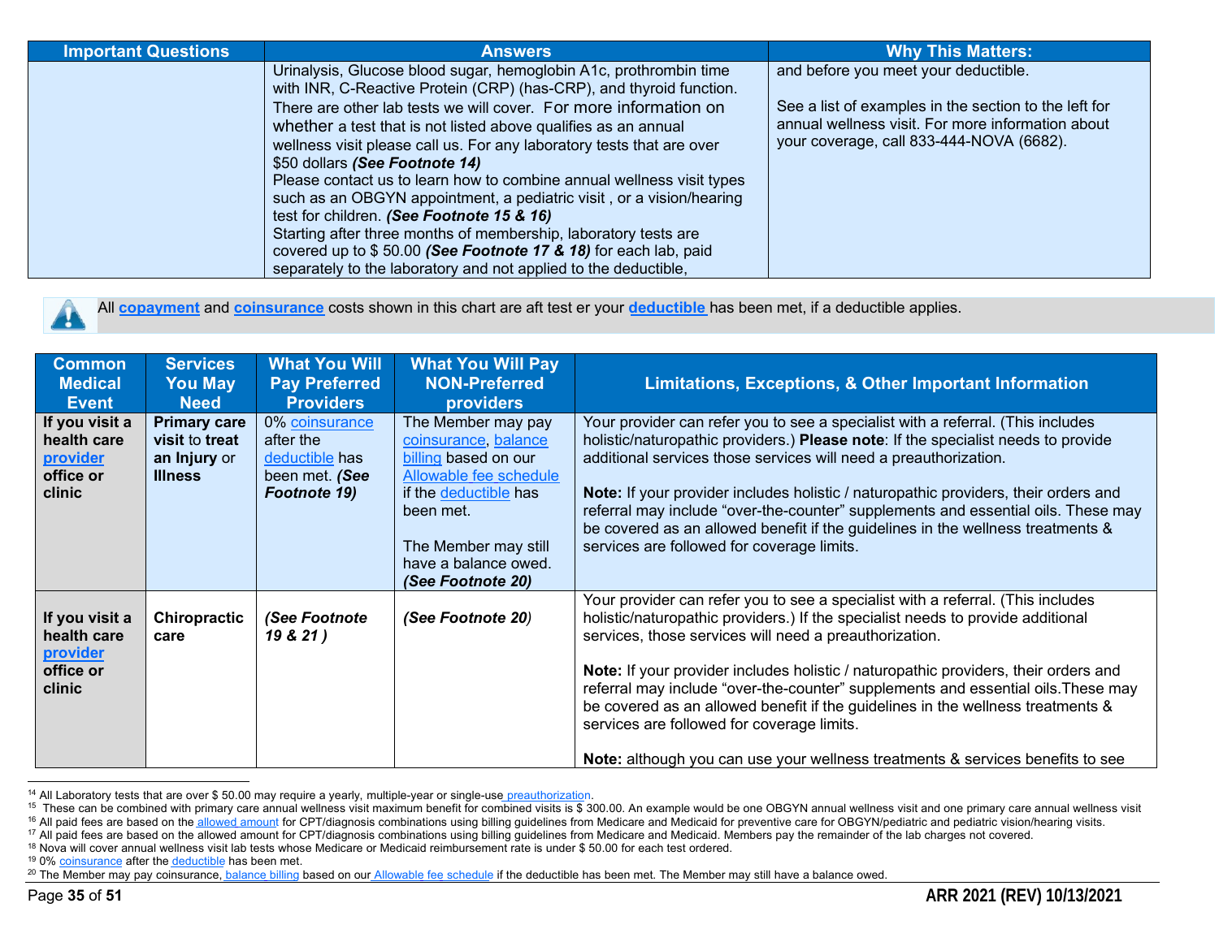| Important Questions | Answers | Why This Matters: |
|---|---|---|
| | Urinalysis, Glucose blood sugar, hemoglobin A1c, prothrombin time with INR, C-Reactive Protein (CRP) (has-CRP), and thyroid function. There are other lab tests we will cover. For more information on whether a test that is not listed above qualifies as an annual wellness visit please call us. For any laboratory tests that are over $50 dollars ***(See Footnote 14)*** Please contact us to learn how to combine annual wellness visit types such as an OBGYN appointment, a pediatric visit , or a vision/hearing test for children. ***(See Footnote 15 & 16)*** Starting after three months of membership, laboratory tests are covered up to $ 50.00 ***(See Footnote 17 & 18)*** for each lab, paid separately to the laboratory and not applied to the deductible, | and before you meet your deductible. See a list of examples in the section to the left for annual wellness visit. For more information about your coverage, call 833-444-NOVA (6682). |

All **copayment** and **coinsurance** costs shown in this chart are aft test er your **deductible** has been met, if a deductible applies.

| Common Medical Event | Services You May Need | What You Will Pay Preferred Providers | What You Will Pay NON-Preferred providers | Limitations, Exceptions, & Other Important Information |
|---|---|---|---|---|
| **If you visit a health care provider office or clinic** | **Primary care visit to treat an Injury or Illness** | 0% coinsurance after the deductible has been met. ***(See Footnote 19)*** | The Member may pay coinsurance, balance billing based on our Allowable fee schedule if the deductible has been met. The Member may still have a balance owed. ***(See Footnote 20)*** | Your provider can refer you to see a specialist with a referral. (This includes holistic/naturopathic providers.) **Please note**: If the specialist needs to provide additional services those services will need a preauthorization. **Note:** If your provider includes holistic / naturopathic providers, their orders and referral may include "over-the-counter" supplements and essential oils. These may be covered as an allowed benefit if the guidelines in the wellness treatments & services are followed for coverage limits. |
| **If you visit a health care provider office or clinic** | **Chiropractic care** | ***(See Footnote 19 & 21 )*** | ***(See Footnote 20)*** | Your provider can refer you to see a specialist with a referral. (This includes holistic/naturopathic providers.) If the specialist needs to provide additional services, those services will need a preauthorization. **Note:** If your provider includes holistic / naturopathic providers, their orders and referral may include "over-the-counter" supplements and essential oils.These may be covered as an allowed benefit if the guidelines in the wellness treatments & services are followed for coverage limits. **Note:** although you can use your wellness treatments & services benefits to see |

[14] All Laboratory tests that are over $ 50.00 may require a yearly, multiple-year or single-use preauthorization.

[15] These can be combined with primary care annual wellness visit maximum benefit for combined visits is $ 300.00. An example would be one OBGYN annual wellness visit and one primary care annual wellness visit

[16] All paid fees are based on the allowed amount for CPT/diagnosis combinations using billing guidelines from Medicare and Medicaid for preventive care for OBGYN/pediatric and pediatric vision/hearing visits.

[17] All paid fees are based on the allowed amount for CPT/diagnosis combinations using billing guidelines from Medicare and Medicaid. Members pay the remainder of the lab charges not covered.

[18] Nova will cover annual wellness visit lab tests whose Medicare or Medicaid reimbursement rate is under $ 50.00 for each test ordered.

[19] 0% coinsurance after the deductible has been met.

[20] The Member may pay coinsurance, balance billing based on our Allowable fee schedule if the deductible has been met. The Member may still have a balance owed.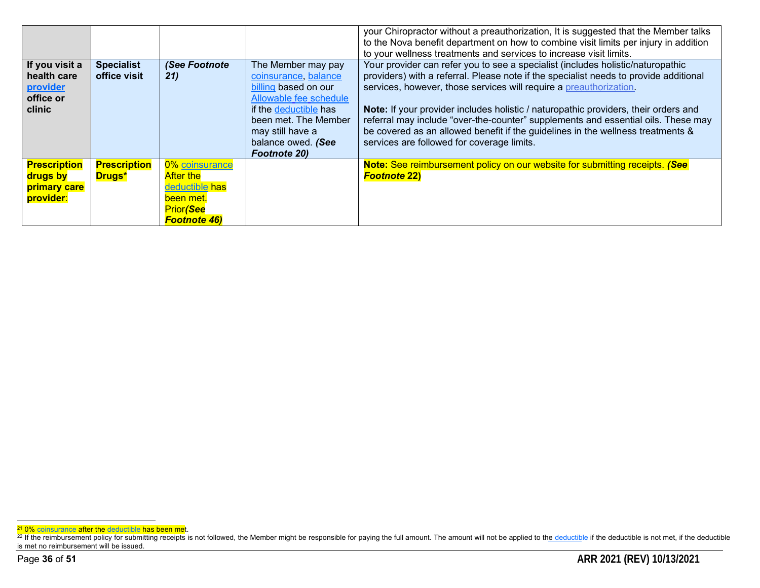| | | | | |
|---|---|---|---|---|
| | | | | your Chiropractor without a preauthorization, It is suggested that the Member talks to the Nova benefit department on how to combine visit limits per injury in addition to your wellness treatments and services to increase visit limits. |
| **If you visit a health care provider office or clinic** | **Specialist office visit** | ***(See Footnote 21)*** | The Member may pay coinsurance, balance billing based on our Allowable fee schedule if the deductible has been met. The Member may still have a balance owed. ***(See Footnote 20)*** | Your provider can refer you to see a specialist (includes holistic/naturopathic providers) with a referral. Please note if the specialist needs to provide additional services, however, those services will require a preauthorization.<br><br>**Note:** If your provider includes holistic / naturopathic providers, their orders and referral may include "over-the-counter" supplements and essential oils. These may be covered as an allowed benefit if the guidelines in the wellness treatments & services are followed for coverage limits. |
| **Prescription drugs by primary care provider**: | **Prescription Drugs*** | 0% coinsurance After the deductible has been met. Prior***(See Footnote 46)*** | | **Note:** See reimbursement policy on our website for submitting receipts. ***(See Footnote* 22)** |

[21] 0% coinsurance after the deductible has been met.

[22] If the reimbursement policy for submitting receipts is not followed, the Member might be responsible for paying the full amount. The amount will not be applied to the deductible if the deductible is not met, if the deductible is met no reimbursement will be issued.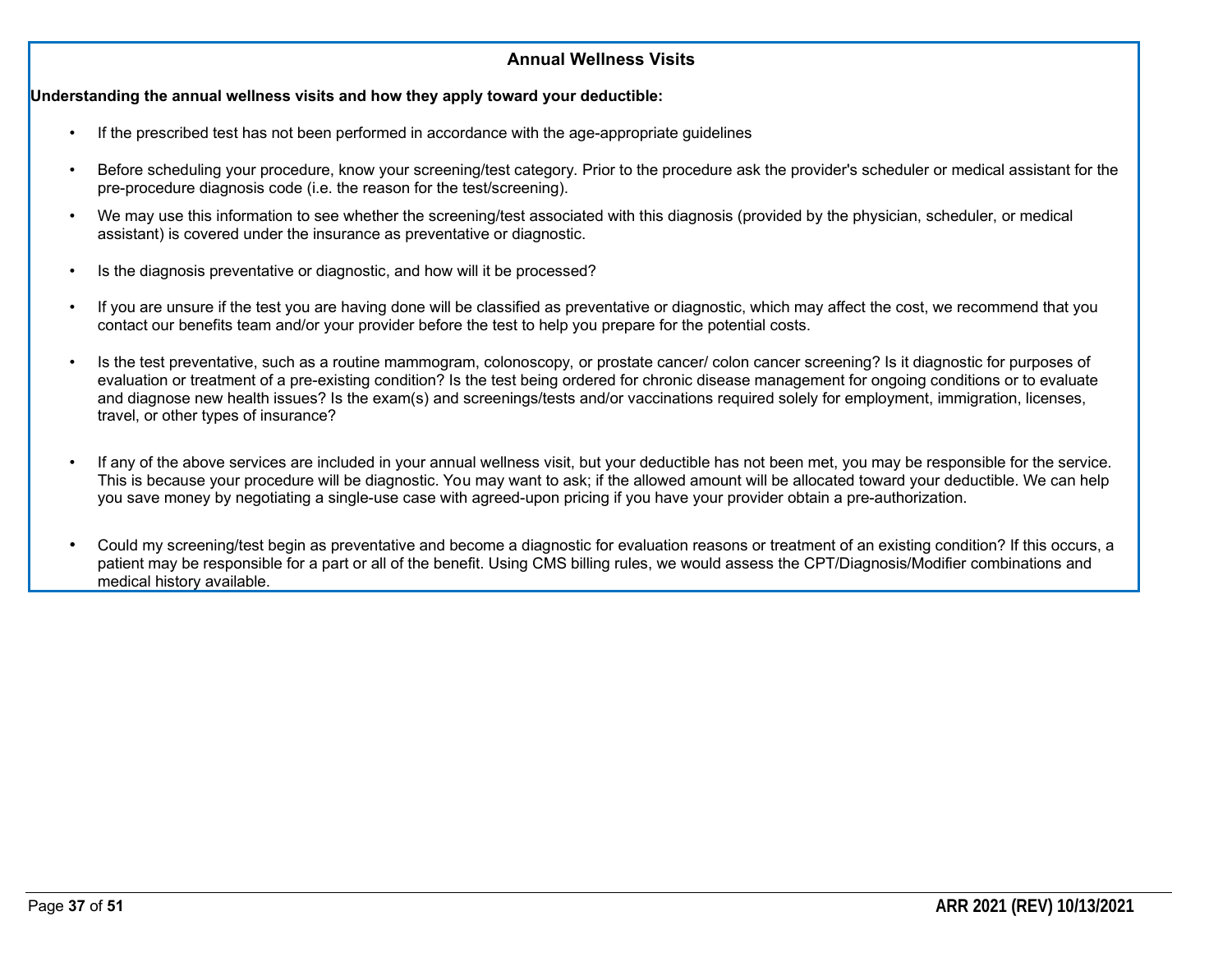## Annual Wellness Visits

**Understanding the annual wellness visits and how they apply toward your deductible:**

- If the prescribed test has not been performed in accordance with the age-appropriate guidelines
- Before scheduling your procedure, know your screening/test category. Prior to the procedure ask the provider's scheduler or medical assistant for the pre-procedure diagnosis code (i.e. the reason for the test/screening).
- We may use this information to see whether the screening/test associated with this diagnosis (provided by the physician, scheduler, or medical assistant) is covered under the insurance as preventative or diagnostic.
- Is the diagnosis preventative or diagnostic, and how will it be processed?
- If you are unsure if the test you are having done will be classified as preventative or diagnostic, which may affect the cost, we recommend that you contact our benefits team and/or your provider before the test to help you prepare for the potential costs.
- Is the test preventative, such as a routine mammogram, colonoscopy, or prostate cancer/ colon cancer screening? Is it diagnostic for purposes of evaluation or treatment of a pre-existing condition? Is the test being ordered for chronic disease management for ongoing conditions or to evaluate and diagnose new health issues? Is the exam(s) and screenings/tests and/or vaccinations required solely for employment, immigration, licenses, travel, or other types of insurance?
- If any of the above services are included in your annual wellness visit, but your deductible has not been met, you may be responsible for the service. This is because your procedure will be diagnostic. You may want to ask; if the allowed amount will be allocated toward your deductible. We can help you save money by negotiating a single-use case with agreed-upon pricing if you have your provider obtain a pre-authorization.
- Could my screening/test begin as preventative and become a diagnostic for evaluation reasons or treatment of an existing condition? If this occurs, a patient may be responsible for a part or all of the benefit. Using CMS billing rules, we would assess the CPT/Diagnosis/Modifier combinations and medical history available.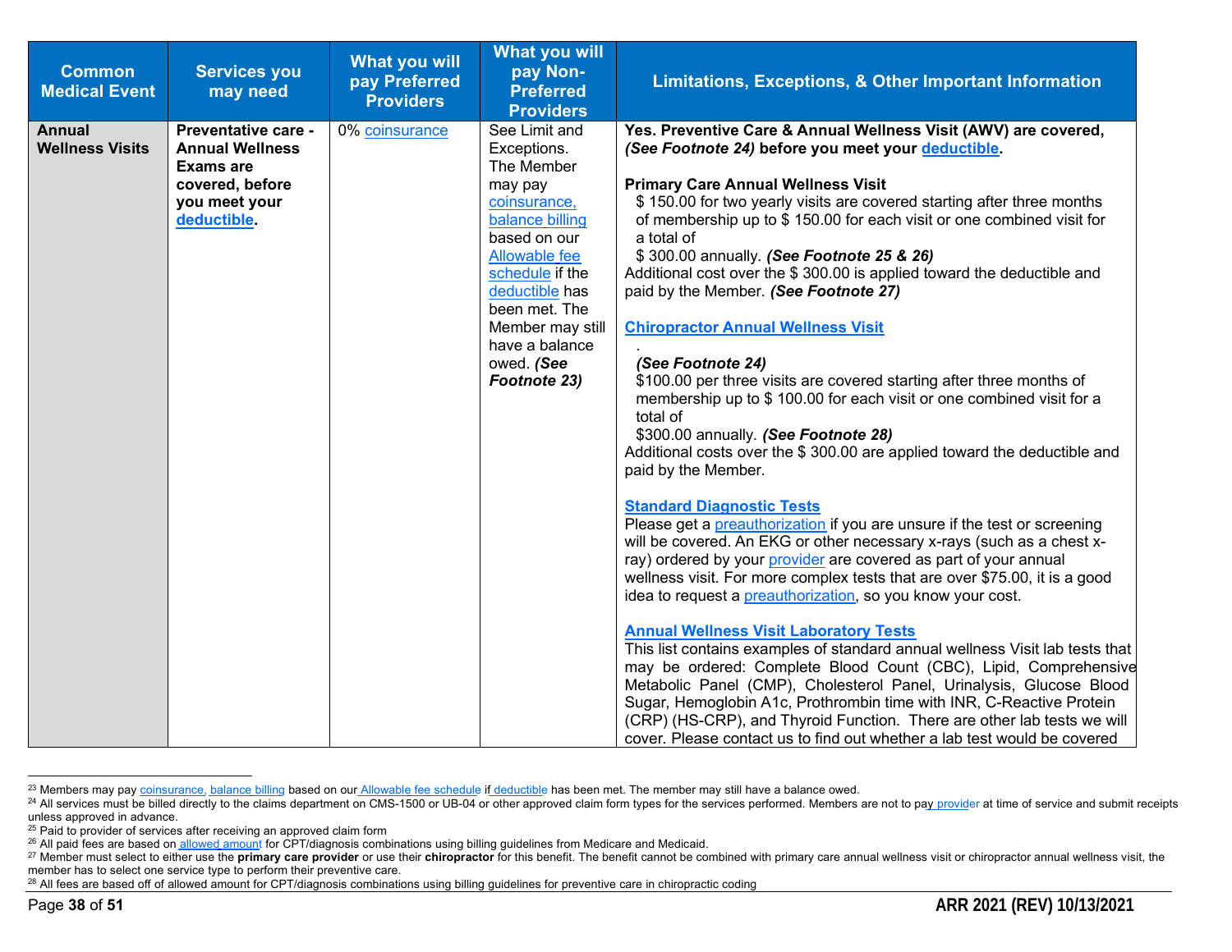| Common Medical Event | Services you may need | What you will pay Preferred Providers | What you will pay Non-Preferred Providers | Limitations, Exceptions, & Other Important Information |
|---|---|---|---|---|
| **Annual Wellness Visits** | **Preventative care - Annual Wellness Exams are covered, before you meet your deductible.** | 0% coinsurance | See Limit and Exceptions. The Member may pay coinsurance, balance billing based on our Allowable fee schedule if the deductible has been met. The Member may still have a balance owed. ***(See Footnote 23)*** | **Yes. Preventive Care & Annual Wellness Visit (AWV) are covered, *(See Footnote 24)* before you meet your deductible.**<br><br>**Primary Care Annual Wellness Visit**<br>$ 150.00 for two yearly visits are covered starting after three months of membership up to $ 150.00 for each visit or one combined visit for a total of $ 300.00 annually. ***(See Footnote 25 & 26)***<br>Additional cost over the $ 300.00 is applied toward the deductible and paid by the Member. ***(See Footnote 27)***<br><br>**Chiropractor Annual Wellness Visit**<br>.<br>***(See Footnote 24)***<br>$100.00 per three visits are covered starting after three months of membership up to $ 100.00 for each visit or one combined visit for a total of $300.00 annually. ***(See Footnote 28)***<br>Additional costs over the $ 300.00 are applied toward the deductible and paid by the Member.<br><br>**Standard Diagnostic Tests**<br>Please get a preauthorization if you are unsure if the test or screening will be covered. An EKG or other necessary x-rays (such as a chest x-ray) ordered by your provider are covered as part of your annual wellness visit. For more complex tests that are over $75.00, it is a good idea to request a preauthorization, so you know your cost.<br><br>**Annual Wellness Visit Laboratory Tests**<br>This list contains examples of standard annual wellness Visit lab tests that may be ordered: Complete Blood Count (CBC), Lipid, Comprehensive Metabolic Panel (CMP), Cholesterol Panel, Urinalysis, Glucose Blood Sugar, Hemoglobin A1c, Prothrombin time with INR, C-Reactive Protein (CRP) (HS-CRP), and Thyroid Function. There are other lab tests we will cover. Please contact us to find out whether a lab test would be covered |

[23] Members may pay coinsurance, balance billing based on our Allowable fee schedule if deductible has been met. The member may still have a balance owed.

[24] All services must be billed directly to the claims department on CMS-1500 or UB-04 or other approved claim form types for the services performed. Members are not to pay provider at time of service and submit receipts unless approved in advance.

[25] Paid to provider of services after receiving an approved claim form

[26] All paid fees are based on allowed amount for CPT/diagnosis combinations using billing guidelines from Medicare and Medicaid.

[27] Member must select to either use the **primary care provider** or use their **chiropractor** for this benefit. The benefit cannot be combined with primary care annual wellness visit or chiropractor annual wellness visit, the member has to select one service type to perform their preventive care.

[28] All fees are based off of allowed amount for CPT/diagnosis combinations using billing guidelines for preventive care in chiropractic coding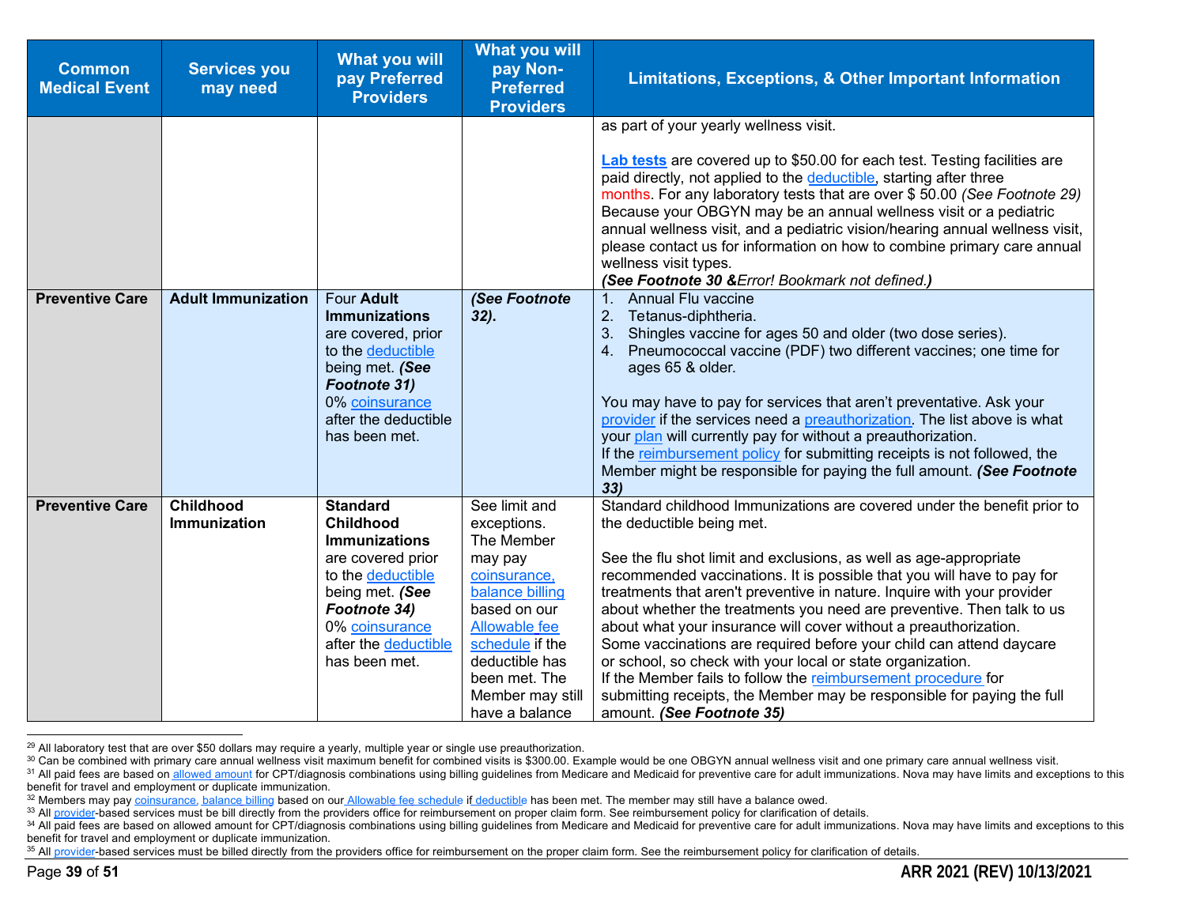| Common Medical Event | Services you may need | What you will pay Preferred Providers | What you will pay Non-Preferred Providers | Limitations, Exceptions, & Other Important Information |
|---|---|---|---|---|
| | | | | as part of your yearly wellness visit.<br><br>**Lab tests** are covered up to $50.00 for each test. Testing facilities are paid directly, not applied to the deductible, starting after three months. For any laboratory tests that are over $ 50.00 *(See Footnote 29)* Because your OBGYN may be an annual wellness visit or a pediatric annual wellness visit, and a pediatric vision/hearing annual wellness visit, please contact us for information on how to combine primary care annual wellness visit types.<br>***(See Footnote 30 &****Error! Bookmark not defined.****)*** |
| **Preventive Care** | **Adult Immunization** | Four **Adult Immunizations** are covered, prior to the deductible being met. ***(See Footnote 31)*** 0% coinsurance after the deductible has been met. | ***(See Footnote 32).*** | 1. Annual Flu vaccine<br>2. Tetanus-diphtheria.<br>3. Shingles vaccine for ages 50 and older (two dose series).<br>4. Pneumococcal vaccine (PDF) two different vaccines; one time for ages 65 & older.<br><br>You may have to pay for services that aren't preventative. Ask your provider if the services need a preauthorization. The list above is what your plan will currently pay for without a preauthorization.<br>If the reimbursement policy for submitting receipts is not followed, the Member might be responsible for paying the full amount. ***(See Footnote 33)*** |
| **Preventive Care** | **Childhood Immunization** | **Standard Childhood Immunizations** are covered prior to the deductible being met. ***(See Footnote 34)*** 0% coinsurance after the deductible has been met. | See limit and exceptions. The Member may pay coinsurance, balance billing based on our Allowable fee schedule if the deductible has been met. The Member may still have a balance | Standard childhood Immunizations are covered under the benefit prior to the deductible being met.<br><br>See the flu shot limit and exclusions, as well as age-appropriate recommended vaccinations. It is possible that you will have to pay for treatments that aren't preventive in nature. Inquire with your provider about whether the treatments you need are preventive. Then talk to us about what your insurance will cover without a preauthorization.<br>Some vaccinations are required before your child can attend daycare or school, so check with your local or state organization.<br>If the Member fails to follow the reimbursement procedure for submitting receipts, the Member may be responsible for paying the full amount. ***(See Footnote 35)*** |

[29] All laboratory test that are over $50 dollars may require a yearly, multiple year or single use preauthorization.

[30] Can be combined with primary care annual wellness visit maximum benefit for combined visits is $300.00. Example would be one OBGYN annual wellness visit and one primary care annual wellness visit.

[31] All paid fees are based on allowed amount for CPT/diagnosis combinations using billing guidelines from Medicare and Medicaid for preventive care for adult immunizations. Nova may have limits and exceptions to this benefit for travel and employment or duplicate immunization.

[32] Members may pay coinsurance, balance billing based on our Allowable fee schedule if deductible has been met. The member may still have a balance owed.

[33] All provider-based services must be bill directly from the providers office for reimbursement on proper claim form. See reimbursement policy for clarification of details.

[34] All paid fees are based on allowed amount for CPT/diagnosis combinations using billing guidelines from Medicare and Medicaid for preventive care for adult immunizations. Nova may have limits and exceptions to this benefit for travel and employment or duplicate immunization.

[35] All provider-based services must be billed directly from the providers office for reimbursement on the proper claim form. See the reimbursement policy for clarification of details.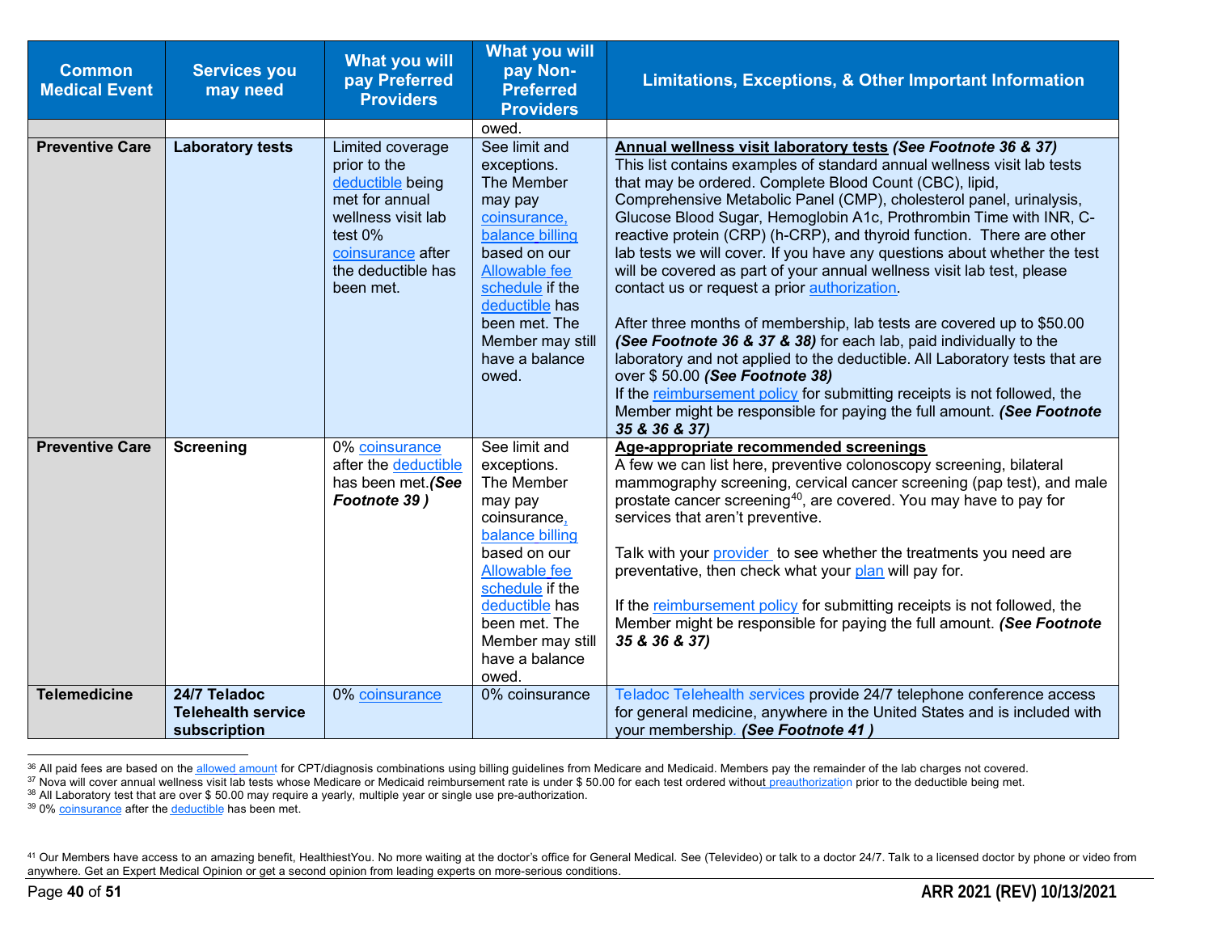| Common Medical Event | Services you may need | What you will pay Preferred Providers | What you will pay Non-Preferred Providers | Limitations, Exceptions, & Other Important Information |
|---|---|---|---|---|
| | | | owed. | |
| **Preventive Care** | **Laboratory tests** | Limited coverage prior to the deductible being met for annual wellness visit lab test 0% coinsurance after the deductible has been met. | See limit and exceptions. The Member may pay coinsurance, balance billing based on our Allowable fee schedule if the deductible has been met. The Member may still have a balance owed. | **Annual wellness visit laboratory tests** ***(See Footnote 36 & 37)*** This list contains examples of standard annual wellness visit lab tests that may be ordered. Complete Blood Count (CBC), lipid, Comprehensive Metabolic Panel (CMP), cholesterol panel, urinalysis, Glucose Blood Sugar, Hemoglobin A1c, Prothrombin Time with INR, C-reactive protein (CRP) (h-CRP), and thyroid function. There are other lab tests we will cover. If you have any questions about whether the test will be covered as part of your annual wellness visit lab test, please contact us or request a prior authorization.<br><br>After three months of membership, lab tests are covered up to $50.00 ***(See Footnote 36 & 37 & 38)*** for each lab, paid individually to the laboratory and not applied to the deductible. All Laboratory tests that are over $ 50.00 ***(See Footnote 38)***<br>If the reimbursement policy for submitting receipts is not followed, the Member might be responsible for paying the full amount. ***(See Footnote 35 & 36 & 37)*** |
| **Preventive Care** | **Screening** | 0% coinsurance after the deductible has been met.***(See Footnote 39 )*** | See limit and exceptions. The Member may pay coinsurance, balance billing based on our Allowable fee schedule if the deductible has been met. The Member may still have a balance owed. | **Age-appropriate recommended screenings**<br>A few we can list here, preventive colonoscopy screening, bilateral mammography screening, cervical cancer screening (pap test), and male prostate cancer screening[40], are covered. You may have to pay for services that aren't preventive.<br><br>Talk with your provider to see whether the treatments you need are preventative, then check what your plan will pay for.<br><br>If the reimbursement policy for submitting receipts is not followed, the Member might be responsible for paying the full amount. ***(See Footnote 35 & 36 & 37)*** |
| **Telemedicine** | **24/7 Teladoc Telehealth service subscription** | 0% coinsurance | 0% coinsurance | Teladoc Telehealth services provide 24/7 telephone conference access for general medicine, anywhere in the United States and is included with your membership. ***(See Footnote 41 )*** |

[36] All paid fees are based on the allowed amount for CPT/diagnosis combinations using billing guidelines from Medicare and Medicaid. Members pay the remainder of the lab charges not covered.

[37] Nova will cover annual wellness visit lab tests whose Medicare or Medicaid reimbursement rate is under $ 50.00 for each test ordered without preauthorization prior to the deductible being met.

[38] All Laboratory test that are over $ 50.00 may require a yearly, multiple year or single use pre-authorization.

[39] 0% coinsurance after the deductible has been met.

[41] Our Members have access to an amazing benefit, HealthiestYou. No more waiting at the doctor's office for General Medical. See (Televideo) or talk to a doctor 24/7. Talk to a licensed doctor by phone or video from anywhere. Get an Expert Medical Opinion or get a second opinion from leading experts on more-serious conditions.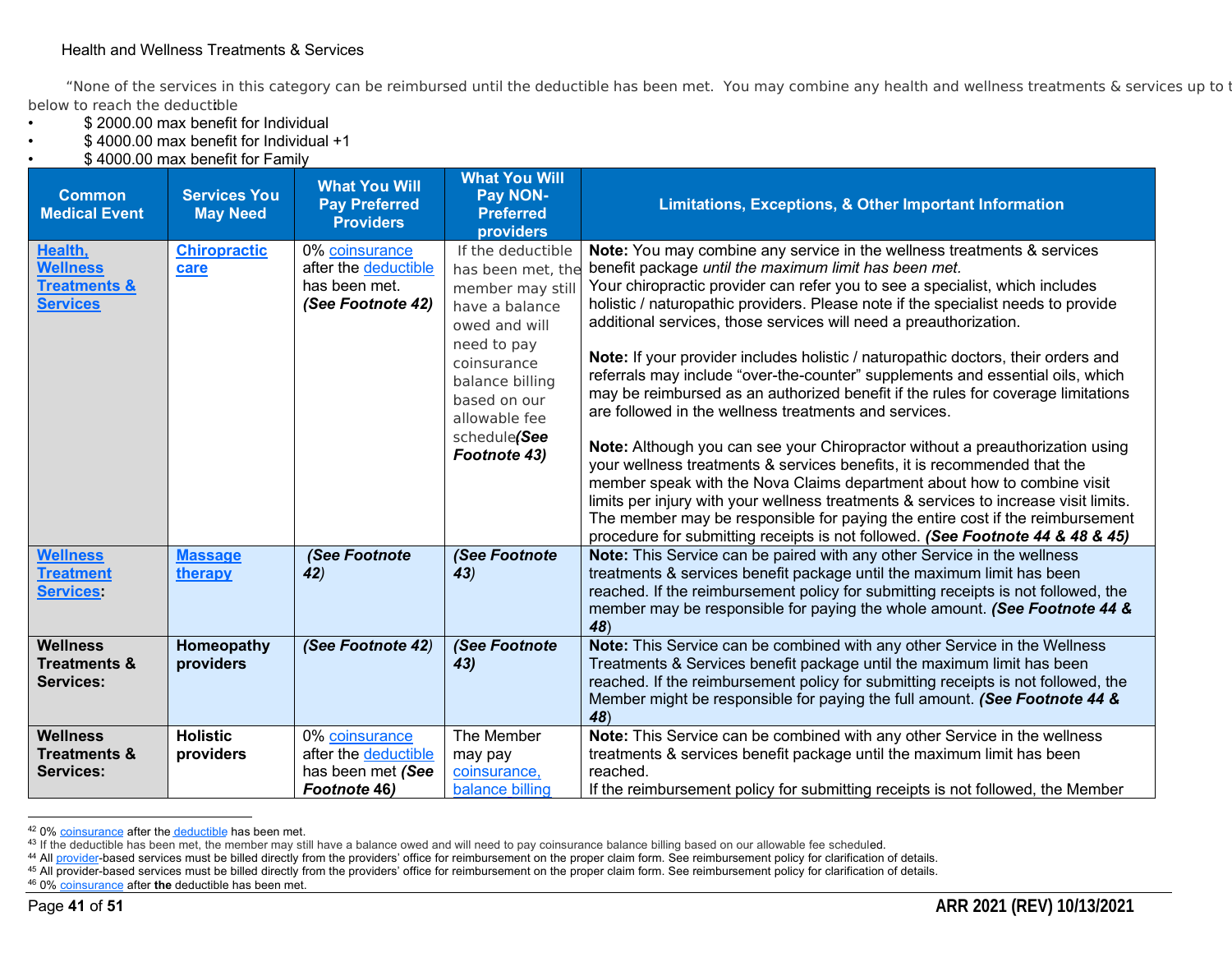Health and Wellness Treatments & Services

"None of the services in this category can be reimbursed until the deductible has been met. You may combine any health and wellness treatments & services up to t below to reach the deductible

- $ 2000.00 max benefit for Individual
- $ 4000.00 max benefit for Individual +1
- $ 4000.00 max benefit for Family

| Common Medical Event | Services You May Need | What You Will Pay Preferred Providers | What You Will Pay NON-Preferred providers | Limitations, Exceptions, & Other Important Information |
|---|---|---|---|---|
| Health, Wellness Treatments & Services | Chiropractic care | 0% coinsurance after the deductible has been met. ***(See Footnote 42)*** | If the deductible has been met, the member may still have a balance owed and will need to pay coinsurance balance billing based on our allowable fee schedule***(See Footnote 43)*** | **Note:** You may combine any service in the wellness treatments & services benefit package *until the maximum limit has been met.* Your chiropractic provider can refer you to see a specialist, which includes holistic / naturopathic providers. Please note if the specialist needs to provide additional services, those services will need a preauthorization.<br><br>**Note:** If your provider includes holistic / naturopathic doctors, their orders and referrals may include "over-the-counter" supplements and essential oils, which may be reimbursed as an authorized benefit if the rules for coverage limitations are followed in the wellness treatments and services.<br><br>**Note:** Although you can see your Chiropractor without a preauthorization using your wellness treatments & services benefits, it is recommended that the member speak with the Nova Claims department about how to combine visit limits per injury with your wellness treatments & services to increase visit limits. The member may be responsible for paying the entire cost if the reimbursement procedure for submitting receipts is not followed. ***(See Footnote 44 & 48 & 45)*** |
| Wellness Treatment Services: | Massage therapy | ***(See Footnote 42)*** | ***(See Footnote 43)*** | **Note:** This Service can be paired with any other Service in the wellness treatments & services benefit package until the maximum limit has been reached. If the reimbursement policy for submitting receipts is not followed, the member may be responsible for paying the whole amount. ***(See Footnote 44 & 48)*** |
| **Wellness Treatments & Services:** | **Homeopathy providers** | ***(See Footnote 42)*** | ***(See Footnote 43)*** | **Note:** This Service can be combined with any other Service in the Wellness Treatments & Services benefit package until the maximum limit has been reached. If the reimbursement policy for submitting receipts is not followed, the Member might be responsible for paying the full amount. ***(See Footnote 44 & 48)*** |
| **Wellness Treatments & Services:** | **Holistic providers** | 0% coinsurance after the deductible has been met ***(See Footnote 46)*** | The Member may pay coinsurance, balance billing | **Note:** This Service can be combined with any other Service in the wellness treatments & services benefit package until the maximum limit has been reached.<br>If the reimbursement policy for submitting receipts is not followed, the Member |

[42] 0% coinsurance after the deductible has been met.
[43] If the deductible has been met, the member may still have a balance owed and will need to pay coinsurance balance billing based on our allowable fee scheduled.
[44] All provider-based services must be billed directly from the providers' office for reimbursement on the proper claim form. See reimbursement policy for clarification of details.
[45] All provider-based services must be billed directly from the providers' office for reimbursement on the proper claim form. See reimbursement policy for clarification of details.
[46] 0% coinsurance after **the** deductible has been met.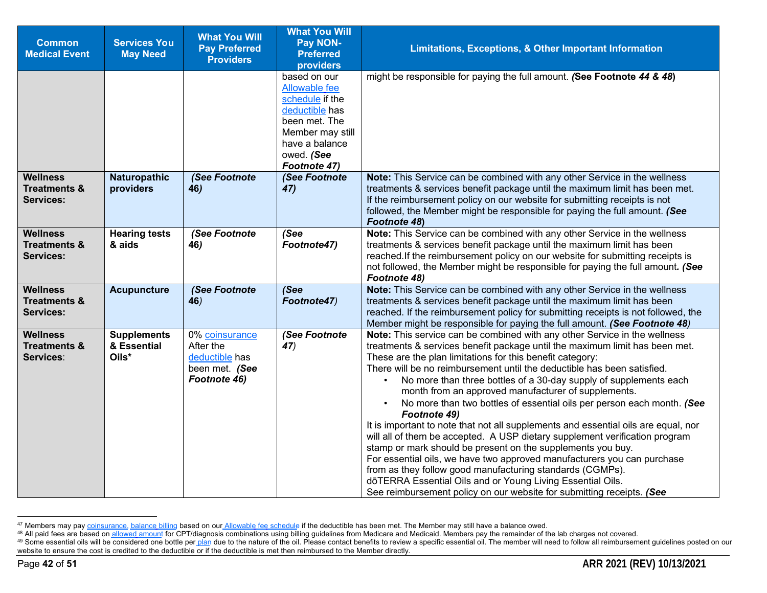| Common Medical Event | Services You May Need | What You Will Pay Preferred Providers | What You Will Pay NON-Preferred providers | Limitations, Exceptions, & Other Important Information |
|---|---|---|---|---|
| | | | based on our Allowable fee schedule if the deductible has been met. The Member may still have a balance owed. ***(See Footnote 47)*** | might be responsible for paying the full amount. ***(See Footnote 44 & 48)*** |
| **Wellness Treatments & Services:** | **Naturopathic providers** | ***(See Footnote 46)*** | ***(See Footnote 47)*** | **Note:** This Service can be combined with any other Service in the wellness treatments & services benefit package until the maximum limit has been met. If the reimbursement policy on our website for submitting receipts is not followed, the Member might be responsible for paying the full amount. ***(See Footnote 48)*** |
| **Wellness Treatments & Services:** | **Hearing tests & aids** | ***(See Footnote 46)*** | ***(See Footnote47)*** | **Note:** This Service can be combined with any other Service in the wellness treatments & services benefit package until the maximum limit has been reached.If the reimbursement policy on our website for submitting receipts is not followed, the Member might be responsible for paying the full amount***. (See Footnote 48)*** |
| **Wellness Treatments & Services:** | **Acupuncture** | ***(See Footnote 46)*** | ***(See Footnote47)*** | **Note:** This Service can be combined with any other Service in the wellness treatments & services benefit package until the maximum limit has been reached. If the reimbursement policy for submitting receipts is not followed, the Member might be responsible for paying the full amount. ***(See Footnote 48)*** |
| **Wellness Treatments & Services:** | **Supplements & Essential Oils*** | 0% coinsurance After the deductible has been met. ***(See Footnote 46)*** | ***(See Footnote 47)*** | **Note:** This service can be combined with any other Service in the wellness treatments & services benefit package until the maximum limit has been met. These are the plan limitations for this benefit category: There will be no reimbursement until the deductible has been satisfied. • No more than three bottles of a 30-day supply of supplements each month from an approved manufacturer of supplements. • No more than two bottles of essential oils per person each month. ***(See Footnote 49)*** It is important to note that not all supplements and essential oils are equal, nor will all of them be accepted. A USP dietary supplement verification program stamp or mark should be present on the supplements you buy. For essential oils, we have two approved manufacturers you can purchase from as they follow good manufacturing standards (CGMPs). dōTERRA Essential Oils and or Young Living Essential Oils. See reimbursement policy on our website for submitting receipts. ***(See*** |

[47] Members may pay coinsurance, balance billing based on our Allowable fee schedule if the deductible has been met. The Member may still have a balance owed.

[48] All paid fees are based on allowed amount for CPT/diagnosis combinations using billing guidelines from Medicare and Medicaid. Members pay the remainder of the lab charges not covered.

[49] Some essential oils will be considered one bottle per plan due to the nature of the oil. Please contact benefits to review a specific essential oil. The member will need to follow all reimbursement guidelines posted on our website to ensure the cost is credited to the deductible or if the deductible is met then reimbursed to the Member directly.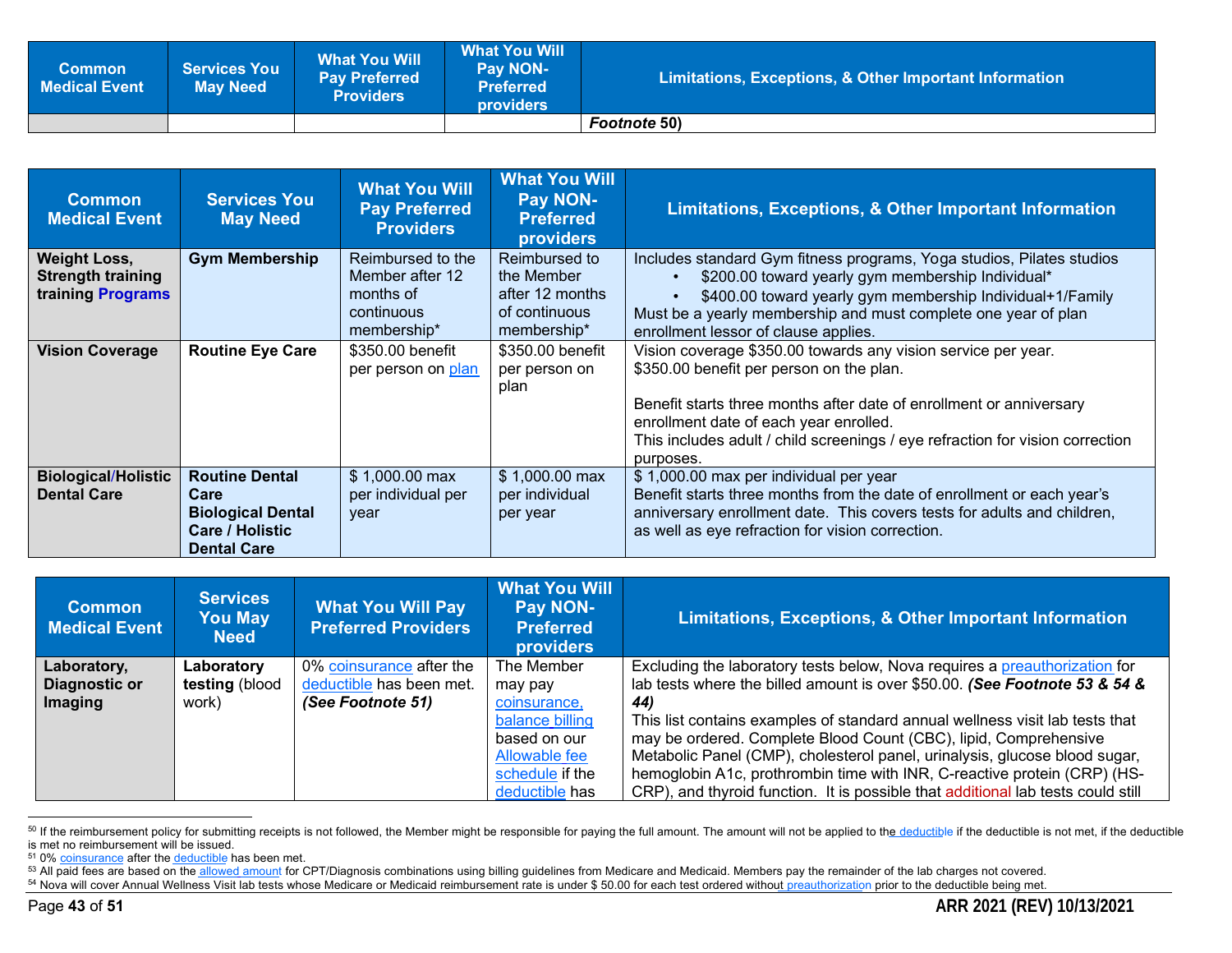| Common Medical Event | Services You May Need | What You Will Pay Preferred Providers | What You Will Pay NON-Preferred providers | Limitations, Exceptions, & Other Important Information |
|---|---|---|---|---|
| | | | | ***Footnote* 50)** |

| Common Medical Event | Services You May Need | What You Will Pay Preferred Providers | What You Will Pay NON-Preferred providers | Limitations, Exceptions, & Other Important Information |
|---|---|---|---|---|
| **Weight Loss, Strength training training Programs** | **Gym Membership** | Reimbursed to the Member after 12 months of continuous membership* | Reimbursed to the Member after 12 months of continuous membership* | Includes standard Gym fitness programs, Yoga studios, Pilates studios<br>• $200.00 toward yearly gym membership Individual*<br>• $400.00 toward yearly gym membership Individual+1/Family<br>Must be a yearly membership and must complete one year of plan enrollment lessor of clause applies. |
| **Vision Coverage** | **Routine Eye Care** | $350.00 benefit per person on plan | $350.00 benefit per person on plan | Vision coverage $350.00 towards any vision service per year.<br>$350.00 benefit per person on the plan.<br><br>Benefit starts three months after date of enrollment or anniversary enrollment date of each year enrolled.<br>This includes adult / child screenings / eye refraction for vision correction purposes. |
| **Biological/Holistic Dental Care** | **Routine Dental Care**<br>**Biological Dental Care / Holistic Dental Care** | $ 1,000.00 max per individual per year | $ 1,000.00 max per individual per year | $ 1,000.00 max per individual per year<br>Benefit starts three months from the date of enrollment or each year's anniversary enrollment date. This covers tests for adults and children, as well as eye refraction for vision correction. |

| Common Medical Event | Services You May Need | What You Will Pay Preferred Providers | What You Will Pay NON-Preferred providers | Limitations, Exceptions, & Other Important Information |
|---|---|---|---|---|
| **Laboratory, Diagnostic or Imaging** | **Laboratory testing** (blood work) | 0% coinsurance after the deductible has been met. ***(See Footnote 51)*** | The Member may pay coinsurance, balance billing based on our Allowable fee schedule if the deductible has | Excluding the laboratory tests below, Nova requires a preauthorization for lab tests where the billed amount is over $50.00. ***(See Footnote 53 & 54 & 44)***<br>This list contains examples of standard annual wellness visit lab tests that may be ordered. Complete Blood Count (CBC), lipid, Comprehensive Metabolic Panel (CMP), cholesterol panel, urinalysis, glucose blood sugar, hemoglobin A1c, prothrombin time with INR, C-reactive protein (CRP) (HS-CRP), and thyroid function. It is possible that additional lab tests could still |

[50] If the reimbursement policy for submitting receipts is not followed, the Member might be responsible for paying the full amount. The amount will not be applied to the deductible if the deductible is not met, if the deductible is met no reimbursement will be issued.

[51] 0% coinsurance after the deductible has been met.

[53] All paid fees are based on the allowed amount for CPT/Diagnosis combinations using billing guidelines from Medicare and Medicaid. Members pay the remainder of the lab charges not covered.

[54] Nova will cover Annual Wellness Visit lab tests whose Medicare or Medicaid reimbursement rate is under $ 50.00 for each test ordered without preauthorization prior to the deductible being met.

ARR 2021 (REV) 10/13/2021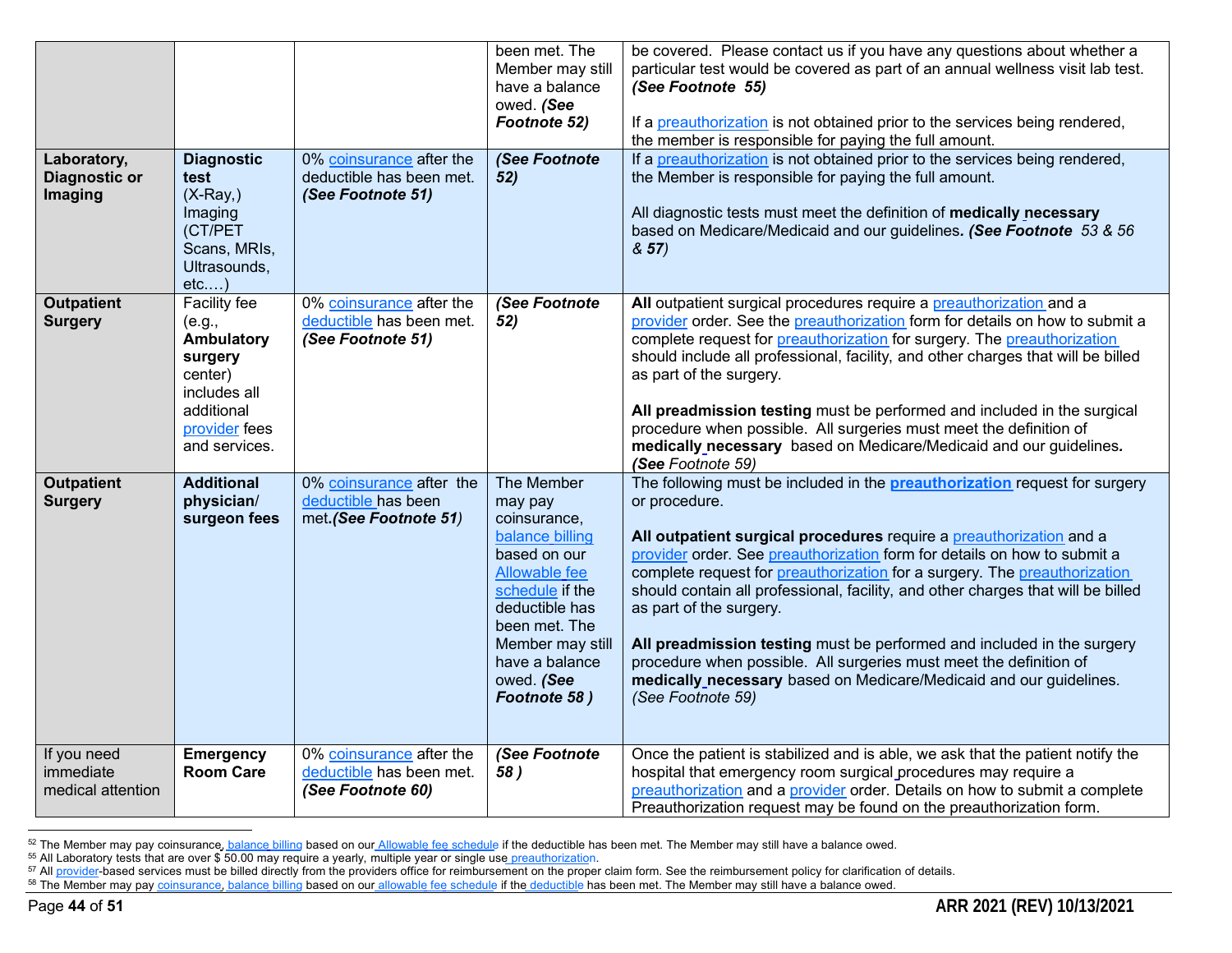| | | | | |
|---|---|---|---|---|
| | | | been met. The Member may still have a balance owed. ***(See Footnote 52)*** | be covered. Please contact us if you have any questions about whether a particular test would be covered as part of an annual wellness visit lab test. ***(See Footnote 55)***<br><br>If a preauthorization is not obtained prior to the services being rendered, the member is responsible for paying the full amount. |
| **Laboratory, Diagnostic or Imaging** | **Diagnostic test** (X-Ray,) Imaging (CT/PET Scans, MRIs, Ultrasounds, etc.…) | 0% coinsurance after the deductible has been met. ***(See Footnote 51)*** | ***(See Footnote 52)*** | If a preauthorization is not obtained prior to the services being rendered, the Member is responsible for paying the full amount.<br><br>All diagnostic tests must meet the definition of **medically necessary** based on Medicare/Medicaid and our guidelines***. (See Footnote** 53 & 56 **& 57**)* |
| **Outpatient Surgery** | Facility fee (e.g., **Ambulatory surgery** center) includes all additional provider fees and services. | 0% coinsurance after the deductible has been met. ***(See Footnote 51)*** | ***(See Footnote 52)*** | **All** outpatient surgical procedures require a preauthorization and a provider order. See the preauthorization form for details on how to submit a complete request for preauthorization for surgery. The preauthorization should include all professional, facility, and other charges that will be billed as part of the surgery.<br><br>**All preadmission testing** must be performed and included in the surgical procedure when possible. All surgeries must meet the definition of **medically necessary** based on Medicare/Medicaid and our guidelines**.** *(**See** Footnote 59)* |
| **Outpatient Surgery** | **Additional physician/ surgeon fees** | 0% coinsurance after the deductible has been met.***(See Footnote 51)*** | The Member may pay coinsurance, balance billing based on our Allowable fee schedule if the deductible has been met. The Member may still have a balance owed. ***(See Footnote 58 )*** | The following must be included in the **preauthorization** request for surgery or procedure.<br><br>**All outpatient surgical procedures** require a preauthorization and a provider order. See preauthorization form for details on how to submit a complete request for preauthorization for a surgery. The preauthorization should contain all professional, facility, and other charges that will be billed as part of the surgery.<br><br>**All preadmission testing** must be performed and included in the surgery procedure when possible. All surgeries must meet the definition of **medically necessary** based on Medicare/Medicaid and our guidelines. *(See Footnote 59)* |
| If you need immediate medical attention | **Emergency Room Care** | 0% coinsurance after the deductible has been met. ***(See Footnote 60)*** | ***(See Footnote 58 )*** | Once the patient is stabilized and is able, we ask that the patient notify the hospital that emergency room surgical procedures may require a preauthorization and a provider order. Details on how to submit a complete Preauthorization request may be found on the preauthorization form. |

[52] The Member may pay coinsurance, balance billing based on our Allowable fee schedule if the deductible has been met. The Member may still have a balance owed.
[55] All Laboratory tests that are over $ 50.00 may require a yearly, multiple year or single use preauthorization.
[57] All provider-based services must be billed directly from the providers office for reimbursement on the proper claim form. See the reimbursement policy for clarification of details.
[58] The Member may pay coinsurance, balance billing based on our allowable fee schedule if the deductible has been met. The Member may still have a balance owed.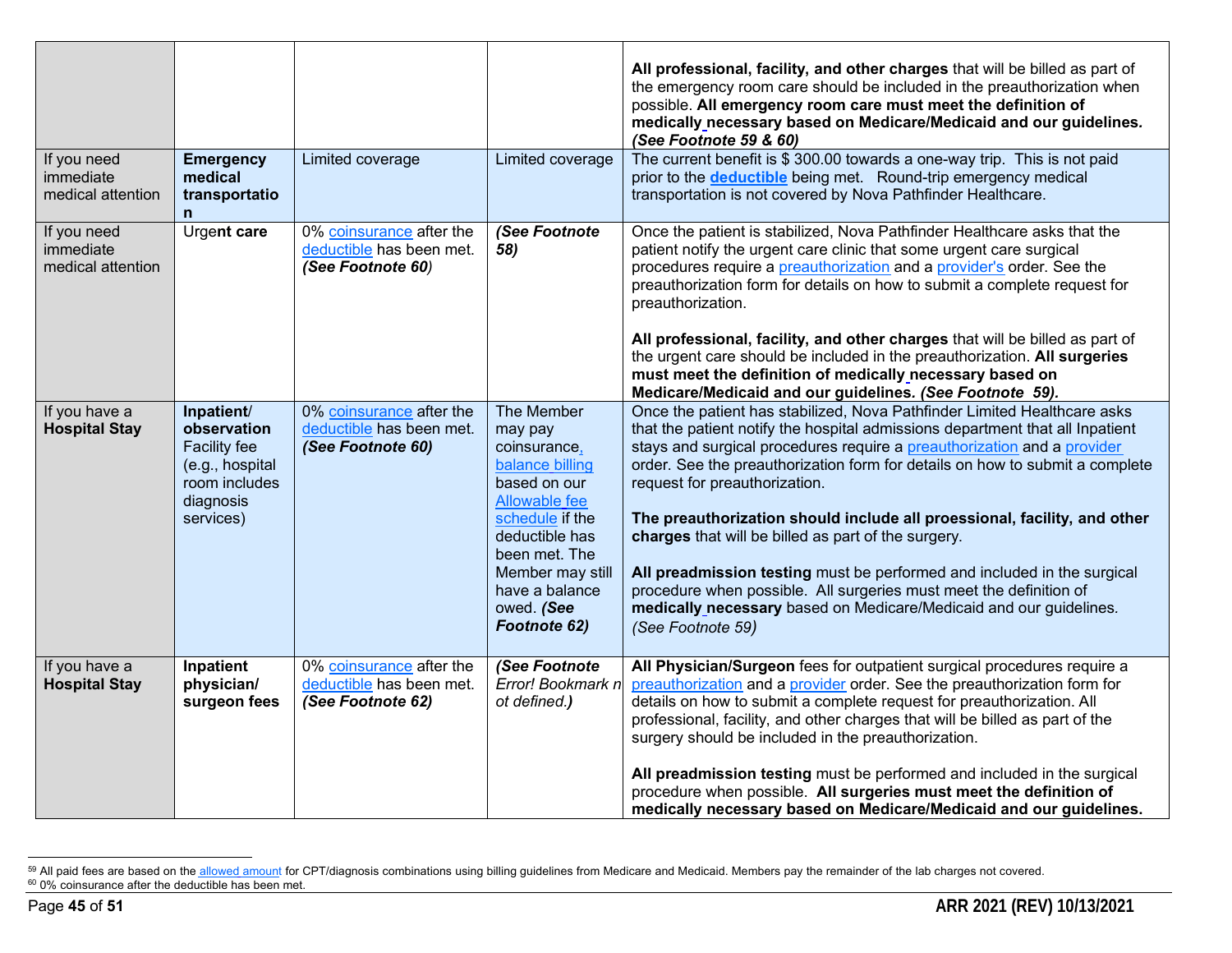| | | | | |
|---|---|---|---|---|
| | | | | **All professional, facility, and other charges** that will be billed as part of the emergency room care should be included in the preauthorization when possible. **All emergency room care must meet the definition of medically necessary based on Medicare/Medicaid and our guidelines.** ***(See Footnote 59 & 60)*** |
| If you need immediate medical attention | **Emergency medical transportation** | Limited coverage | Limited coverage | The current benefit is $ 300.00 towards a one-way trip. This is not paid prior to the **deductible** being met. Round-trip emergency medical transportation is not covered by Nova Pathfinder Healthcare. |
| If you need immediate medical attention | Urge**nt care** | 0% coinsurance after the deductible has been met. ***(See Footnote 60)*** | ***(See Footnote 58)*** | Once the patient is stabilized, Nova Pathfinder Healthcare asks that the patient notify the urgent care clinic that some urgent care surgical procedures require a preauthorization and a provider's order. See the preauthorization form for details on how to submit a complete request for preauthorization.<br><br>**All professional, facility, and other charges** that will be billed as part of the urgent care should be included in the preauthorization. **All surgeries must meet the definition of medically necessary based on Medicare/Medicaid and our guidelines.** ***(See Footnote 59).*** |
| If you have a **Hospital Stay** | **Inpatient/ observation** Facility fee (e.g., hospital room includes diagnosis services) | 0% coinsurance after the deductible has been met. ***(See Footnote 60)*** | The Member may pay coinsurance, balance billing based on our Allowable fee schedule if the deductible has been met. The Member may still have a balance owed. ***(See Footnote 62)*** | Once the patient has stabilized, Nova Pathfinder Limited Healthcare asks that the patient notify the hospital admissions department that all Inpatient stays and surgical procedures require a preauthorization and a provider order. See the preauthorization form for details on how to submit a complete request for preauthorization.<br><br>**The preauthorization should include all proessional, facility, and other charges** that will be billed as part of the surgery.<br><br>**All preadmission testing** must be performed and included in the surgical procedure when possible. All surgeries must meet the definition of **medically necessary** based on Medicare/Medicaid and our guidelines. *(See Footnote 59)* |
| If you have a **Hospital Stay** | **Inpatient physician/ surgeon fees** | 0% coinsurance after the deductible has been met. ***(See Footnote 62)*** | ***(See Footnote** Error! Bookmark not defined.**)*** | **All Physician/Surgeon** fees for outpatient surgical procedures require a preauthorization and a provider order. See the preauthorization form for details on how to submit a complete request for preauthorization. All professional, facility, and other charges that will be billed as part of the surgery should be included in the preauthorization.<br><br>**All preadmission testing** must be performed and included in the surgical procedure when possible. **All surgeries must meet the definition of medically necessary based on Medicare/Medicaid and our guidelines.** |

[59] All paid fees are based on the allowed amount for CPT/diagnosis combinations using billing guidelines from Medicare and Medicaid. Members pay the remainder of the lab charges not covered.
[60] 0% coinsurance after the deductible has been met.

ARR 2021 (REV) 10/13/2021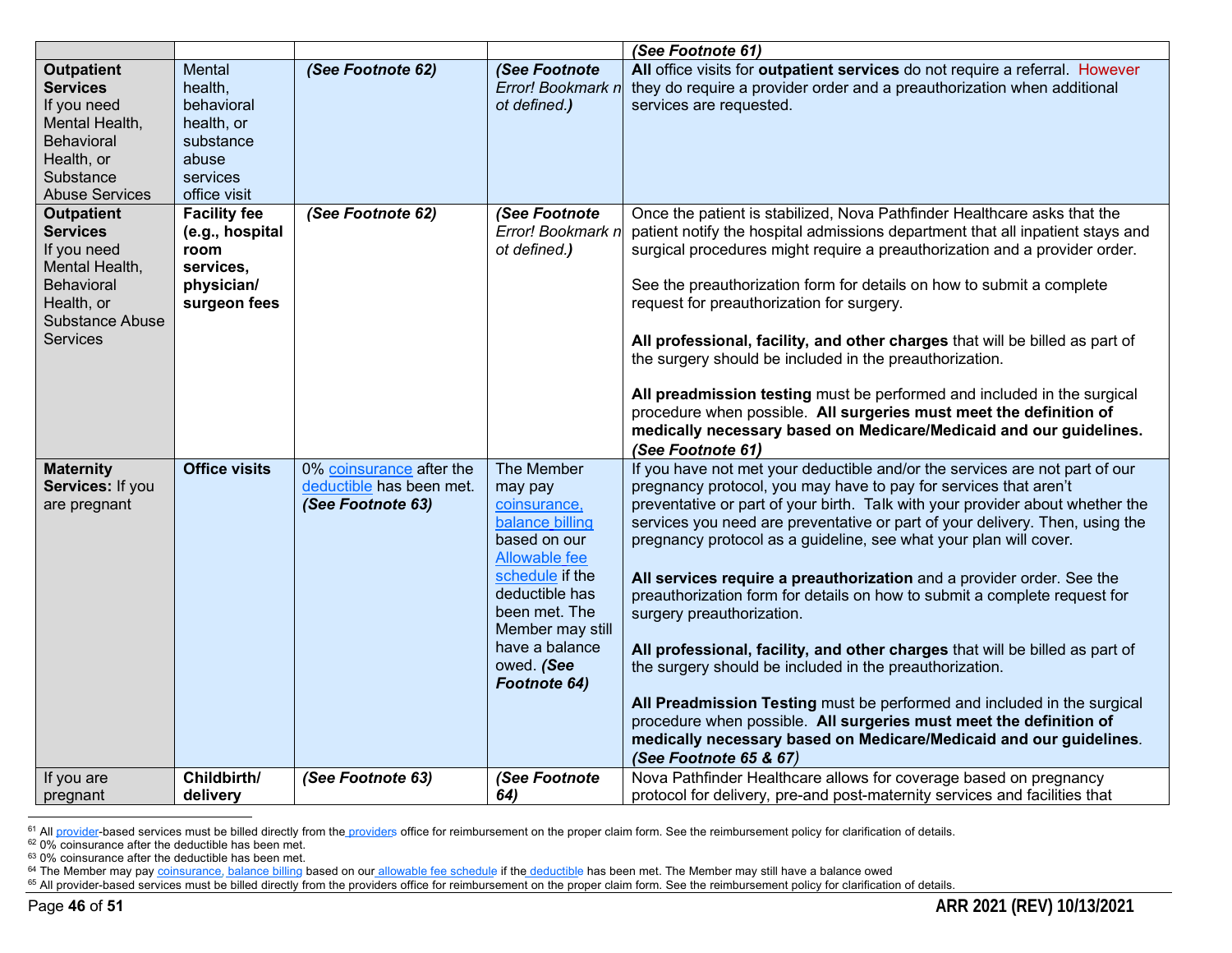| | | | | *(See Footnote 61)* |
|---|---|---|---|---|
| **Outpatient Services** If you need Mental Health, Behavioral Health, or Substance Abuse Services | Mental health, behavioral health, or substance abuse services office visit | ***(See Footnote 62)*** | ***(See Footnote** Error! Bookmark not defined.**)*** | **All** office visits for **outpatient services** do not require a referral. However they do require a provider order and a preauthorization when additional services are requested. |
| **Outpatient Services** If you need Mental Health, Behavioral Health, or Substance Abuse Services | **Facility fee (e.g., hospital room services, physician/ surgeon fees** | ***(See Footnote 62)*** | ***(See Footnote** Error! Bookmark not defined.**)*** | Once the patient is stabilized, Nova Pathfinder Healthcare asks that the patient notify the hospital admissions department that all inpatient stays and surgical procedures might require a preauthorization and a provider order.<br><br>See the preauthorization form for details on how to submit a complete request for preauthorization for surgery.<br><br>**All professional, facility, and other charges** that will be billed as part of the surgery should be included in the preauthorization.<br><br>**All preadmission testing** must be performed and included in the surgical procedure when possible. **All surgeries must meet the definition of medically necessary based on Medicare/Medicaid and our guidelines. *(See Footnote 61)*** |
| **Maternity Services:** If you are pregnant | **Office visits** | 0% coinsurance after the deductible has been met. ***(See Footnote 63)*** | The Member may pay coinsurance, balance billing based on our Allowable fee schedule if the deductible has been met. The Member may still have a balance owed. ***(See Footnote 64)*** | If you have not met your deductible and/or the services are not part of our pregnancy protocol, you may have to pay for services that aren't preventative or part of your birth. Talk with your provider about whether the services you need are preventative or part of your delivery. Then, using the pregnancy protocol as a guideline, see what your plan will cover.<br><br>**All services require a preauthorization** and a provider order. See the preauthorization form for details on how to submit a complete request for surgery preauthorization.<br><br>**All professional, facility, and other charges** that will be billed as part of the surgery should be included in the preauthorization.<br><br>**All Preadmission Testing** must be performed and included in the surgical procedure when possible. **All surgeries must meet the definition of medically necessary based on Medicare/Medicaid and our guidelines**. ***(See Footnote 65 & 67)*** |
| If you are pregnant | **Childbirth/ delivery** | ***(See Footnote 63)*** | ***(See Footnote 64)*** | Nova Pathfinder Healthcare allows for coverage based on pregnancy protocol for delivery, pre-and post-maternity services and facilities that |

[61] All provider-based services must be billed directly from the providers office for reimbursement on the proper claim form. See the reimbursement policy for clarification of details.
[62] 0% coinsurance after the deductible has been met.
[63] 0% coinsurance after the deductible has been met.
[64] The Member may pay coinsurance, balance billing based on our allowable fee schedule if the deductible has been met. The Member may still have a balance owed
[65] All provider-based services must be billed directly from the providers office for reimbursement on the proper claim form. See the reimbursement policy for clarification of details.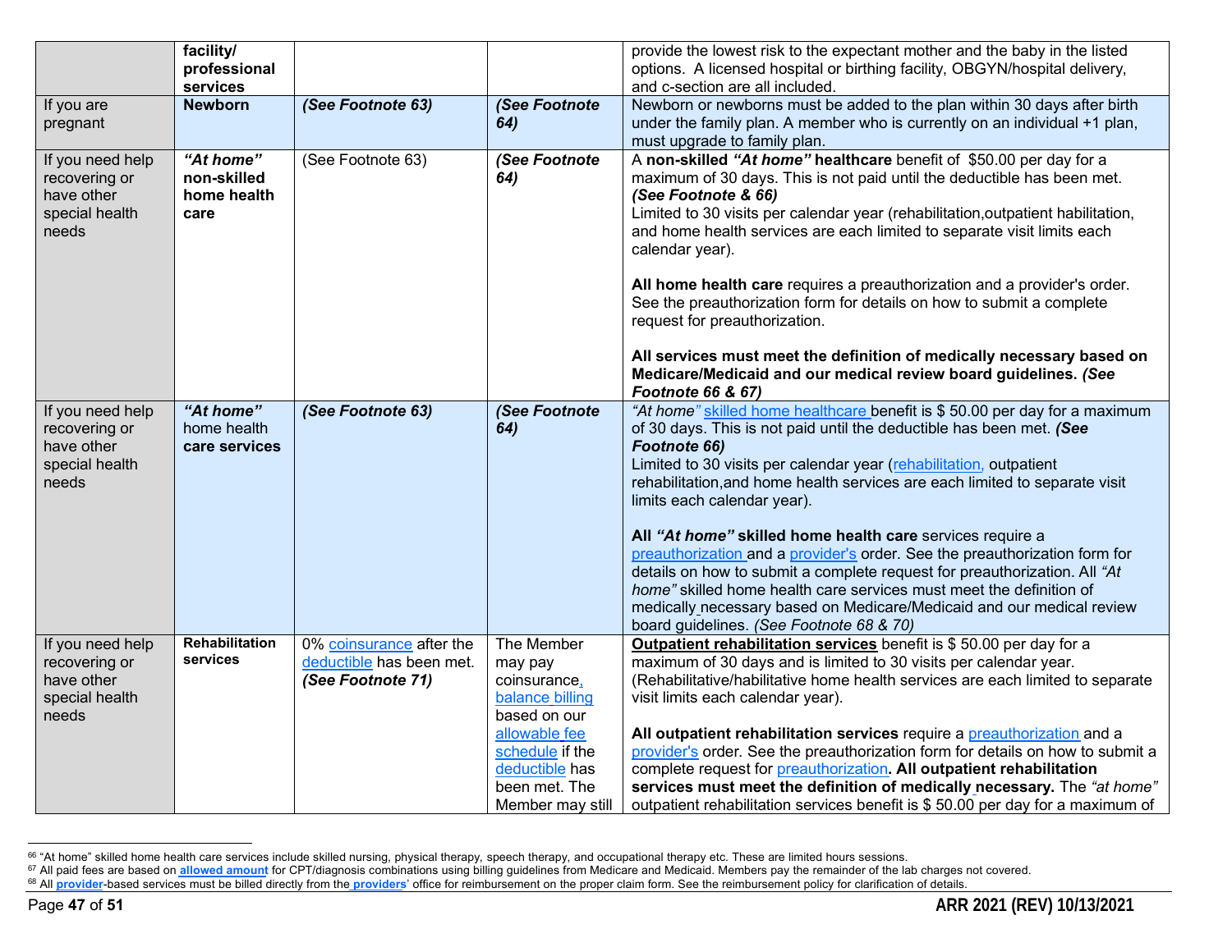| | | | | |
|---|---|---|---|---|
| | **facility/ professional services** | | | provide the lowest risk to the expectant mother and the baby in the listed options. A licensed hospital or birthing facility, OBGYN/hospital delivery, and c-section are all included. |
| If you are pregnant | **Newborn** | ***(See Footnote 63)*** | ***(See Footnote 64)*** | Newborn or newborns must be added to the plan within 30 days after birth under the family plan. A member who is currently on an individual +1 plan, must upgrade to family plan. |
| If you need help recovering or have other special health needs | ***"At home"*** **non-skilled home health care** | (See Footnote 63) | ***(See Footnote 64)*** | A **non-skilled *"At home"* healthcare** benefit of $50.00 per day for a maximum of 30 days. This is not paid until the deductible has been met. ***(See Footnote & 66)*** <br>Limited to 30 visits per calendar year (rehabilitation,outpatient habilitation, and home health services are each limited to separate visit limits each calendar year).<br><br>**All home health care** requires a preauthorization and a provider's order. See the preauthorization form for details on how to submit a complete request for preauthorization.<br><br>**All services must meet the definition of medically necessary based on Medicare/Medicaid and our medical review board guidelines. *(See Footnote 66 & 67)*** |
| If you need help recovering or have other special health needs | ***"At home"*** home health **care services** | ***(See Footnote 63)*** | ***(See Footnote 64)*** | *"At home"* skilled home healthcare benefit is $ 50.00 per day for a maximum of 30 days. This is not paid until the deductible has been met. ***(See Footnote 66)*** <br>Limited to 30 visits per calendar year (rehabilitation, outpatient rehabilitation,and home health services are each limited to separate visit limits each calendar year).<br><br>**All *"At home"* skilled home health care** services require a preauthorization and a provider's order. See the preauthorization form for details on how to submit a complete request for preauthorization. All *"At home"* skilled home health care services must meet the definition of medically necessary based on Medicare/Medicaid and our medical review board guidelines. *(See Footnote 68 & 70)* |
| If you need help recovering or have other special health needs | **Rehabilitation services** | 0% coinsurance after the deductible has been met. ***(See Footnote 71)*** | The Member may pay coinsurance, balance billing based on our allowable fee schedule if the deductible has been met. The Member may still | **Outpatient rehabilitation services** benefit is $ 50.00 per day for a maximum of 30 days and is limited to 30 visits per calendar year. (Rehabilitative/habilitative home health services are each limited to separate visit limits each calendar year).<br><br>**All outpatient rehabilitation services** require a preauthorization and a provider's order. See the preauthorization form for details on how to submit a complete request for preauthorization**. All outpatient rehabilitation services must meet the definition of medically necessary.** The *"at home"* outpatient rehabilitation services benefit is $ 50.00 per day for a maximum of |

[66] "At home" skilled home health care services include skilled nursing, physical therapy, speech therapy, and occupational therapy etc. These are limited hours sessions.

[67] All paid fees are based on **allowed amount** for CPT/diagnosis combinations using billing guidelines from Medicare and Medicaid. Members pay the remainder of the lab charges not covered.

[68] All **provider**-based services must be billed directly from the **providers**' office for reimbursement on the proper claim form. See the reimbursement policy for clarification of details.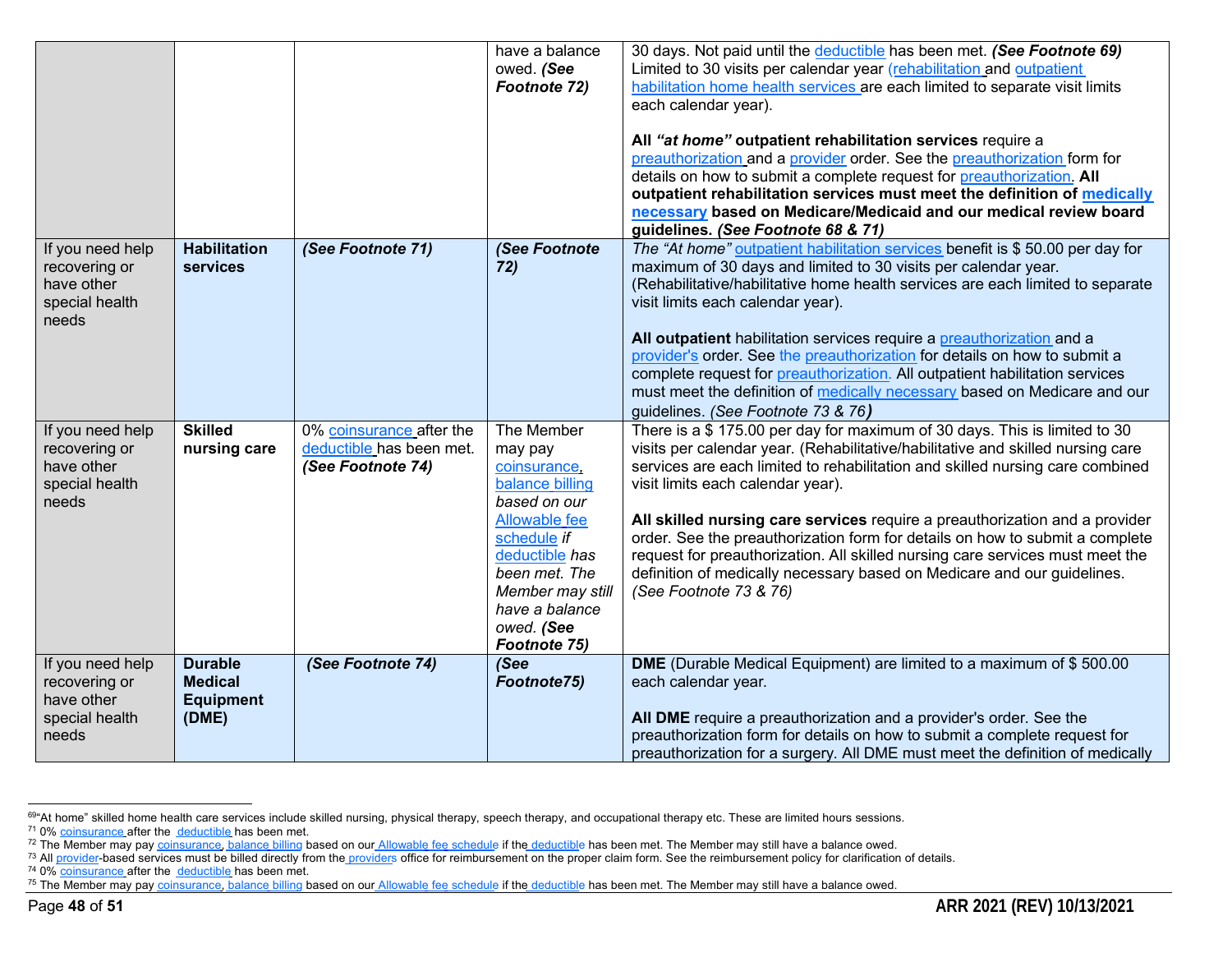| | | | | |
|---|---|---|---|---|
| | | | have a balance owed. ***(See Footnote 72)*** | 30 days. Not paid until the deductible has been met. ***(See Footnote 69)*** Limited to 30 visits per calendar year (rehabilitation and outpatient habilitation home health services are each limited to separate visit limits each calendar year).<br><br>**All *"at home"* outpatient rehabilitation services** require a preauthorization and a provider order. See the preauthorization form for details on how to submit a complete request for preauthorization. **All outpatient rehabilitation services must meet the definition of medically necessary based on Medicare/Medicaid and our medical review board guidelines. *(See Footnote 68 & 71)*** |
| If you need help recovering or have other special health needs | **Habilitation services** | ***(See Footnote 71)*** | ***(See Footnote 72)*** | *The "At home"* outpatient habilitation services benefit is $ 50.00 per day for maximum of 30 days and limited to 30 visits per calendar year. (Rehabilitative/habilitative home health services are each limited to separate visit limits each calendar year).<br><br>**All outpatient** habilitation services require a preauthorization and a provider's order. See the preauthorization for details on how to submit a complete request for preauthorization. All outpatient habilitation services must meet the definition of medically necessary based on Medicare and our guidelines. *(See Footnote 73 & 76)* |
| If you need help recovering or have other special health needs | **Skilled nursing care** | 0% coinsurance after the deductible has been met. ***(See Footnote 74)*** | The Member may pay coinsurance, balance billing *based on our* Allowable fee schedule *if* deductible *has been met. The Member may still have a balance owed.* ***(See Footnote 75)*** | There is a $ 175.00 per day for maximum of 30 days. This is limited to 30 visits per calendar year. (Rehabilitative/habilitative and skilled nursing care services are each limited to rehabilitation and skilled nursing care combined visit limits each calendar year).<br><br>**All skilled nursing care services** require a preauthorization and a provider order. See the preauthorization form for details on how to submit a complete request for preauthorization. All skilled nursing care services must meet the definition of medically necessary based on Medicare and our guidelines. *(See Footnote 73 & 76)* |
| If you need help recovering or have other special health needs | **Durable Medical Equipment (DME)** | ***(See Footnote 74)*** | ***(See Footnote75)*** | **DME** (Durable Medical Equipment) are limited to a maximum of $ 500.00 each calendar year.<br><br>**All DME** require a preauthorization and a provider's order. See the preauthorization form for details on how to submit a complete request for preauthorization for a surgery. All DME must meet the definition of medically |

[69] "At home" skilled home health care services include skilled nursing, physical therapy, speech therapy, and occupational therapy etc. These are limited hours sessions.
[71] 0% coinsurance after the deductible has been met.
[72] The Member may pay coinsurance, balance billing based on our Allowable fee schedule if the deductible has been met. The Member may still have a balance owed.
[73] All provider-based services must be billed directly from the providers office for reimbursement on the proper claim form. See the reimbursement policy for clarification of details.
[74] 0% coinsurance after the deductible has been met.
[75] The Member may pay coinsurance, balance billing based on our Allowable fee schedule if the deductible has been met. The Member may still have a balance owed.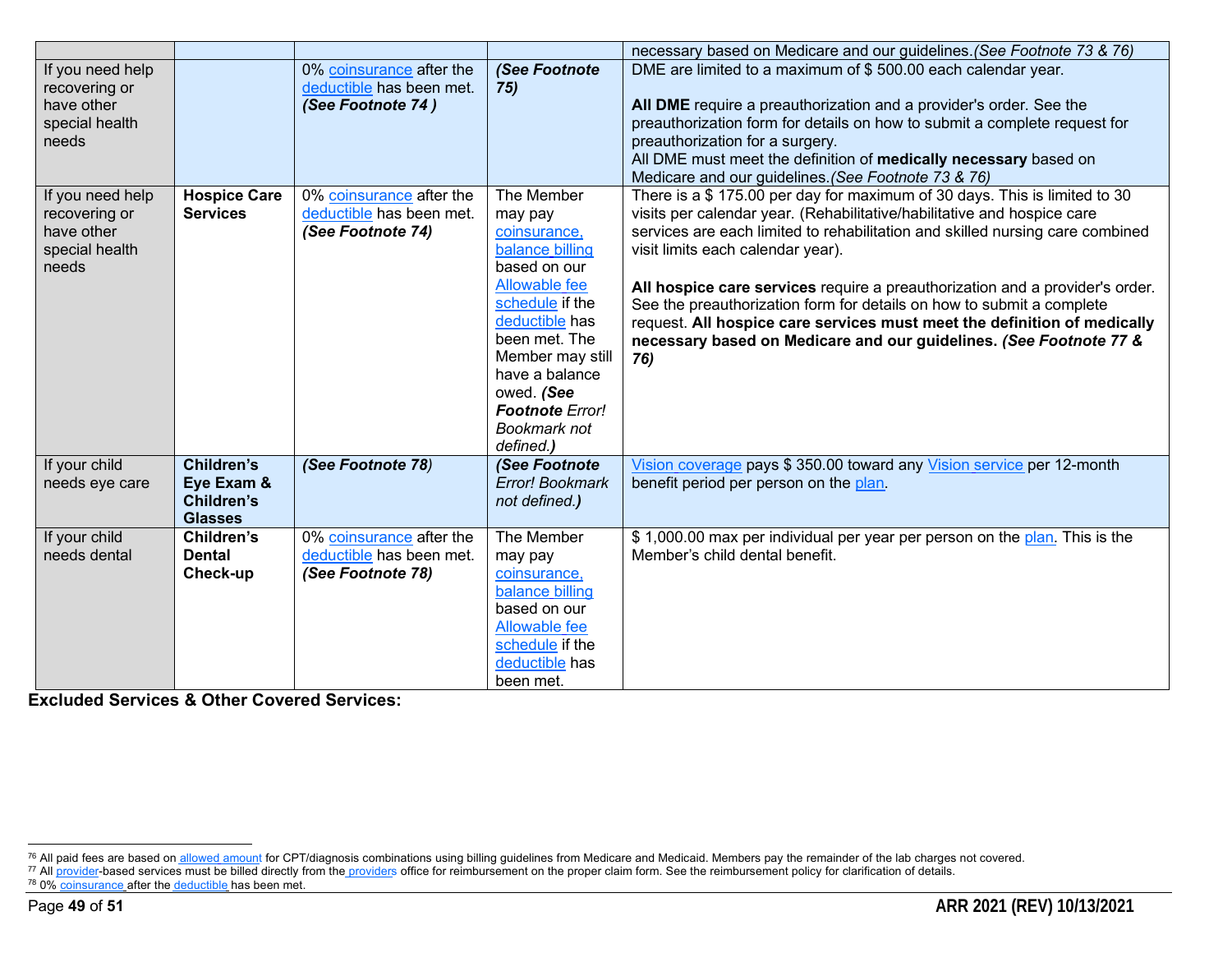| | | | | necessary based on Medicare and our guidelines.*(See Footnote 73 & 76)* |
|---|---|---|---|---|
| If you need help recovering or have other special health needs | | 0% coinsurance after the deductible has been met. ***(See Footnote 74 )*** | ***(See Footnote 75)*** | DME are limited to a maximum of $ 500.00 each calendar year.<br><br>**All DME** require a preauthorization and a provider's order. See the preauthorization form for details on how to submit a complete request for preauthorization for a surgery.<br>All DME must meet the definition of **medically necessary** based on Medicare and our guidelines.*(See Footnote 73 & 76)* |
| If you need help recovering or have other special health needs | **Hospice Care Services** | 0% coinsurance after the deductible has been met. ***(See Footnote 74)*** | The Member may pay coinsurance, balance billing based on our Allowable fee schedule if the deductible has been met. The Member may still have a balance owed. ***(See Footnote** Error! Bookmark not defined.**)*** | There is a $ 175.00 per day for maximum of 30 days. This is limited to 30 visits per calendar year. (Rehabilitative/habilitative and hospice care services are each limited to rehabilitation and skilled nursing care combined visit limits each calendar year).<br><br>**All hospice care services** require a preauthorization and a provider's order. See the preauthorization form for details on how to submit a complete request. **All hospice care services must meet the definition of medically necessary based on Medicare and our guidelines. *(See Footnote 77 & 76)*** |
| If your child needs eye care | **Children's Eye Exam & Children's Glasses** | ***(See Footnote 78)*** | ***(See Footnote** Error! Bookmark not defined.**)*** | Vision coverage pays $ 350.00 toward any Vision service per 12-month benefit period per person on the plan. |
| If your child needs dental | **Children's Dental Check-up** | 0% coinsurance after the deductible has been met. ***(See Footnote 78)*** | The Member may pay coinsurance, balance billing based on our Allowable fee schedule if the deductible has been met. | $ 1,000.00 max per individual per year per person on the plan. This is the Member's child dental benefit. |

**Excluded Services & Other Covered Services:**

[76] All paid fees are based on allowed amount for CPT/diagnosis combinations using billing guidelines from Medicare and Medicaid. Members pay the remainder of the lab charges not covered.
[77] All provider-based services must be billed directly from the providers office for reimbursement on the proper claim form. See the reimbursement policy for clarification of details.
[78] 0% coinsurance after the deductible has been met.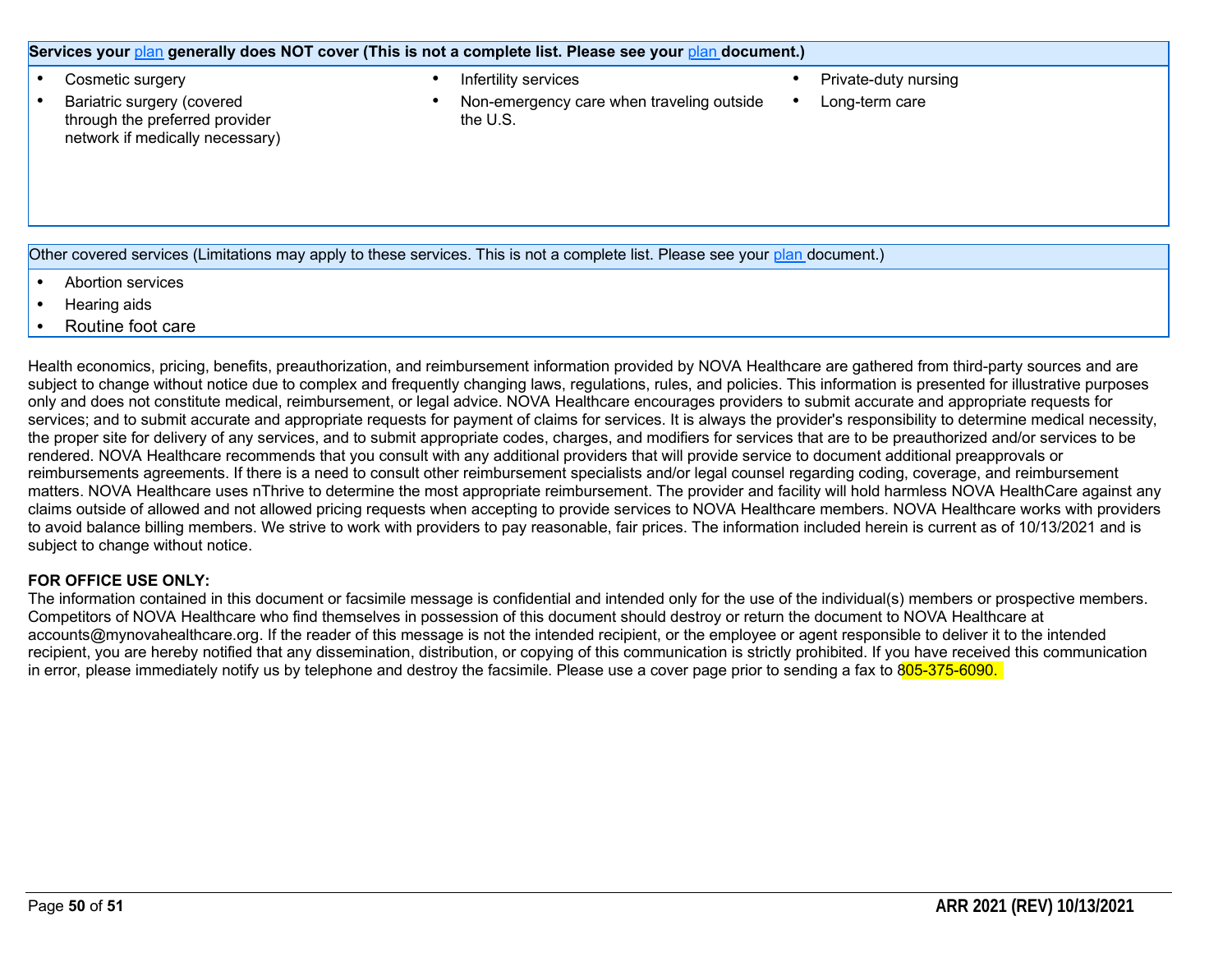| Services your plan generally does NOT cover (This is not a complete list. Please see your plan document.) | | |
|---|---|---|
| • Cosmetic surgery<br>• Bariatric surgery (covered through the preferred provider network if medically necessary) | • Infertility services<br>• Non-emergency care when traveling outside the U.S. | • Private-duty nursing<br>• Long-term care |

| Other covered services (Limitations may apply to these services. This is not a complete list. Please see your plan document.) |
|---|
| • Abortion services<br>• Hearing aids<br>• Routine foot care |

Health economics, pricing, benefits, preauthorization, and reimbursement information provided by NOVA Healthcare are gathered from third-party sources and are subject to change without notice due to complex and frequently changing laws, regulations, rules, and policies. This information is presented for illustrative purposes only and does not constitute medical, reimbursement, or legal advice. NOVA Healthcare encourages providers to submit accurate and appropriate requests for services; and to submit accurate and appropriate requests for payment of claims for services. It is always the provider's responsibility to determine medical necessity, the proper site for delivery of any services, and to submit appropriate codes, charges, and modifiers for services that are to be preauthorized and/or services to be rendered. NOVA Healthcare recommends that you consult with any additional providers that will provide service to document additional preapprovals or reimbursements agreements. If there is a need to consult other reimbursement specialists and/or legal counsel regarding coding, coverage, and reimbursement matters. NOVA Healthcare uses nThrive to determine the most appropriate reimbursement. The provider and facility will hold harmless NOVA HealthCare against any claims outside of allowed and not allowed pricing requests when accepting to provide services to NOVA Healthcare members. NOVA Healthcare works with providers to avoid balance billing members. We strive to work with providers to pay reasonable, fair prices. The information included herein is current as of 10/13/2021 and is subject to change without notice.

**FOR OFFICE USE ONLY:**
The information contained in this document or facsimile message is confidential and intended only for the use of the individual(s) members or prospective members. Competitors of NOVA Healthcare who find themselves in possession of this document should destroy or return the document to NOVA Healthcare at accounts@mynovahealthcare.org. If the reader of this message is not the intended recipient, or the employee or agent responsible to deliver it to the intended recipient, you are hereby notified that any dissemination, distribution, or copying of this communication is strictly prohibited. If you have received this communication in error, please immediately notify us by telephone and destroy the facsimile. Please use a cover page prior to sending a fax to 805-375-6090.

ARR 2021 (REV) 10/13/2021